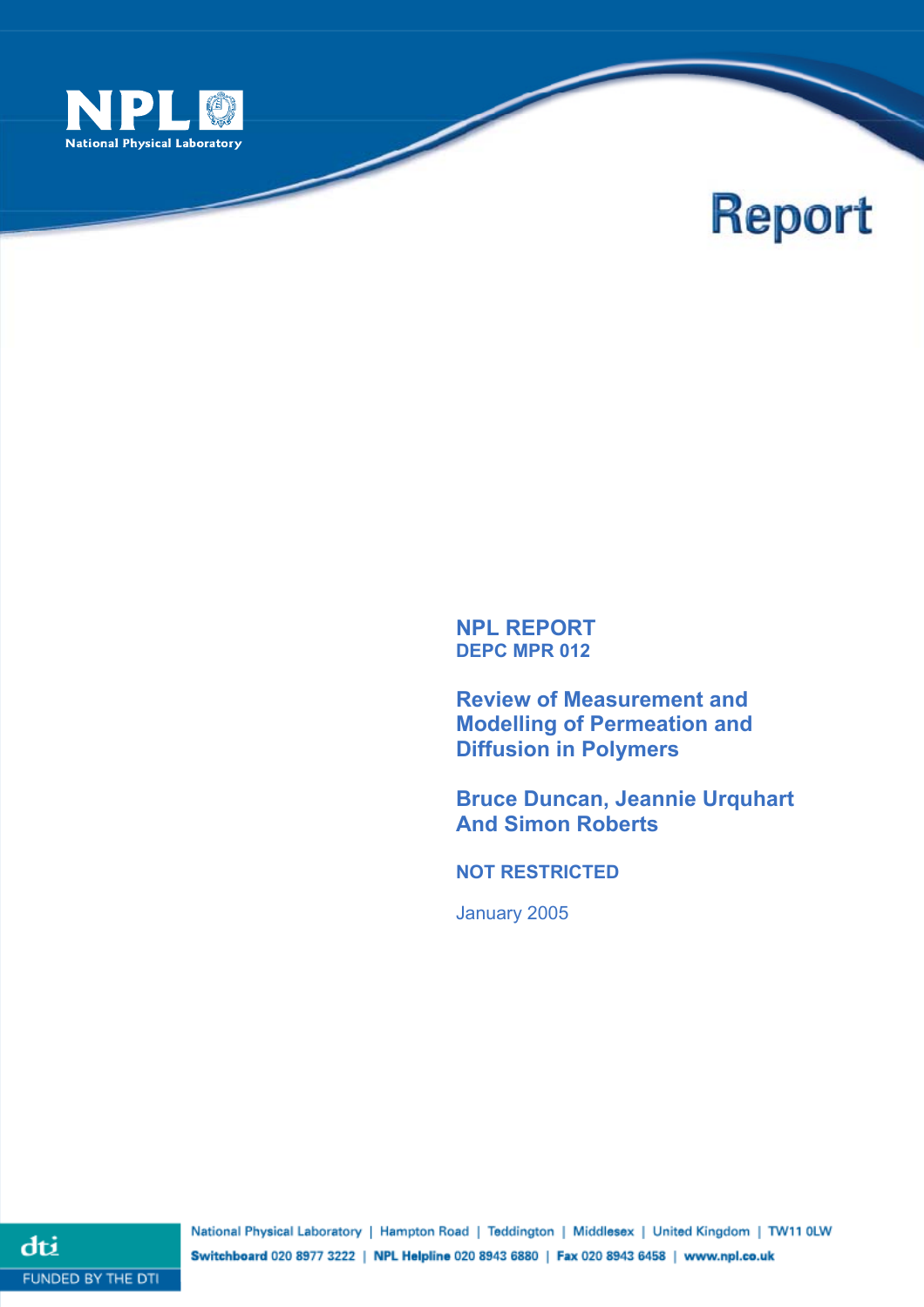NPL
National Physical Laboratory

# Report

**NPL REPORT**
**DEPC MPR 012**

## Review of Measurement and Modelling of Permeation and Diffusion in Polymers

**Bruce Duncan, Jeannie Urquhart And Simon Roberts**

**NOT RESTRICTED**

January 2005

National Physical Laboratory | Hampton Road | Teddington | Middlesex | United Kingdom | TW11 0LW
**Switchboard** 020 8977 3222 | **NPL Helpline** 020 8943 6880 | **Fax** 020 8943 6458 | **www.npl.co.uk**

dti
FUNDED BY THE DTI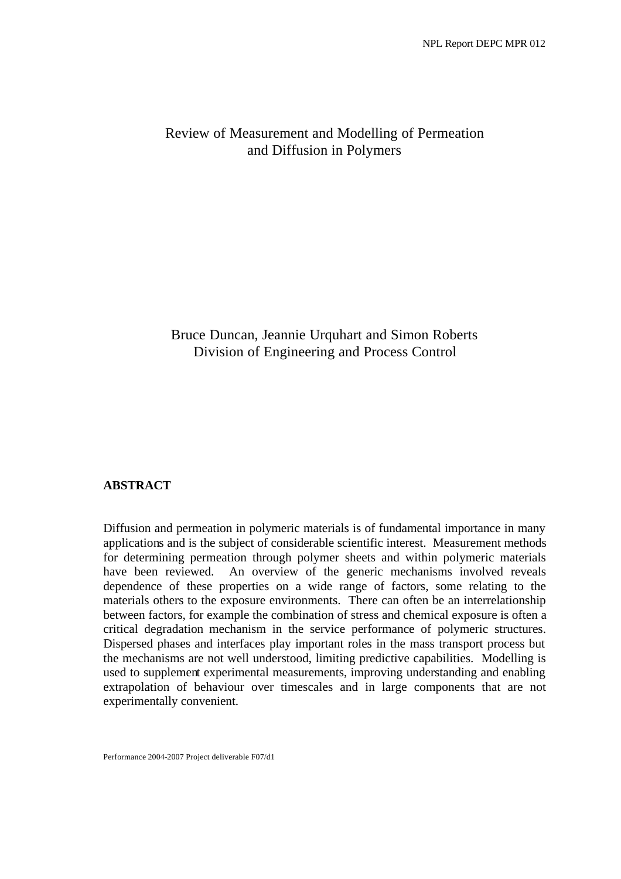# Review of Measurement and Modelling of Permeation and Diffusion in Polymers

Bruce Duncan, Jeannie Urquhart and Simon Roberts
Division of Engineering and Process Control

## ABSTRACT

Diffusion and permeation in polymeric materials is of fundamental importance in many applications and is the subject of considerable scientific interest. Measurement methods for determining permeation through polymer sheets and within polymeric materials have been reviewed. An overview of the generic mechanisms involved reveals dependence of these properties on a wide range of factors, some relating to the materials others to the exposure environments. There can often be an interrelationship between factors, for example the combination of stress and chemical exposure is often a critical degradation mechanism in the service performance of polymeric structures. Dispersed phases and interfaces play important roles in the mass transport process but the mechanisms are not well understood, limiting predictive capabilities. Modelling is used to supplement experimental measurements, improving understanding and enabling extrapolation of behaviour over timescales and in large components that are not experimentally convenient.

Performance 2004-2007 Project deliverable F07/d1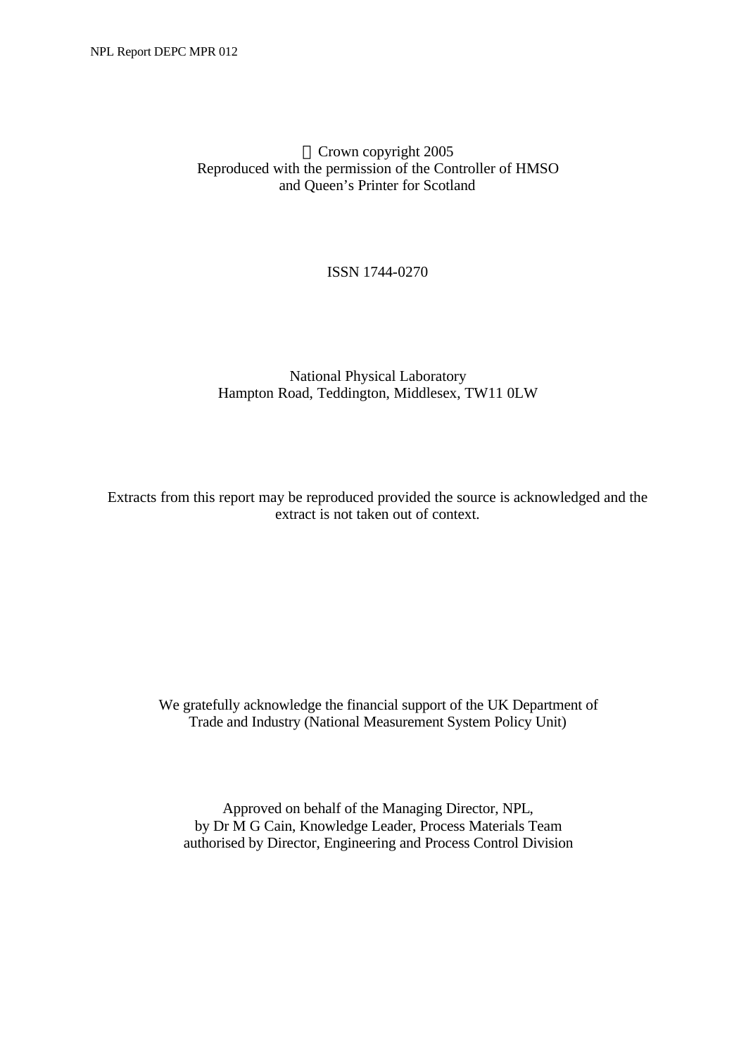© Crown copyright 2005
Reproduced with the permission of the Controller of HMSO
and Queen's Printer for Scotland

ISSN 1744-0270

National Physical Laboratory
Hampton Road, Teddington, Middlesex, TW11 0LW

Extracts from this report may be reproduced provided the source is acknowledged and the extract is not taken out of context.

We gratefully acknowledge the financial support of the UK Department of Trade and Industry (National Measurement System Policy Unit)

Approved on behalf of the Managing Director, NPL,
by Dr M G Cain, Knowledge Leader, Process Materials Team
authorised by Director, Engineering and Process Control Division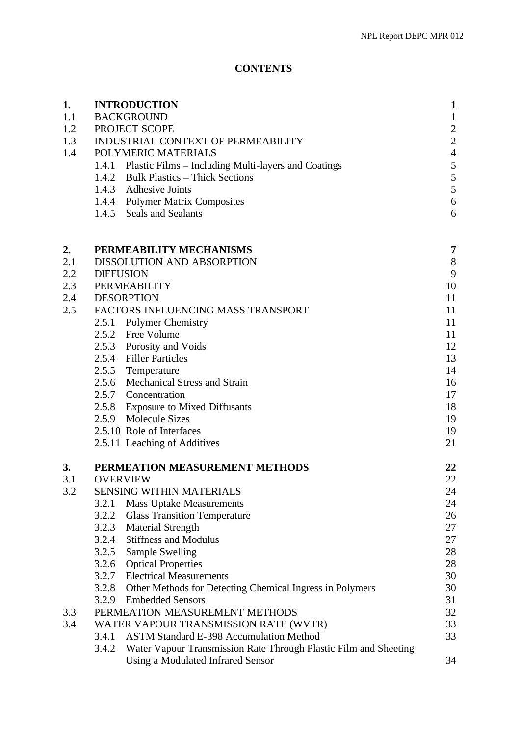**CONTENTS**

| | | |
|---|---|---|
| **1.** | **INTRODUCTION** | **1** |
| 1.1 | BACKGROUND | 1 |
| 1.2 | PROJECT SCOPE | 2 |
| 1.3 | INDUSTRIAL CONTEXT OF PERMEABILITY | 2 |
| 1.4 | POLYMERIC MATERIALS | 4 |
| | 1.4.1 Plastic Films – Including Multi-layers and Coatings | 5 |
| | 1.4.2 Bulk Plastics – Thick Sections | 5 |
| | 1.4.3 Adhesive Joints | 5 |
| | 1.4.4 Polymer Matrix Composites | 6 |
| | 1.4.5 Seals and Sealants | 6 |
| **2.** | **PERMEABILITY MECHANISMS** | **7** |
| 2.1 | DISSOLUTION AND ABSORPTION | 8 |
| 2.2 | DIFFUSION | 9 |
| 2.3 | PERMEABILITY | 10 |
| 2.4 | DESORPTION | 11 |
| 2.5 | FACTORS INFLUENCING MASS TRANSPORT | 11 |
| | 2.5.1 Polymer Chemistry | 11 |
| | 2.5.2 Free Volume | 11 |
| | 2.5.3 Porosity and Voids | 12 |
| | 2.5.4 Filler Particles | 13 |
| | 2.5.5 Temperature | 14 |
| | 2.5.6 Mechanical Stress and Strain | 16 |
| | 2.5.7 Concentration | 17 |
| | 2.5.8 Exposure to Mixed Diffusants | 18 |
| | 2.5.9 Molecule Sizes | 19 |
| | 2.5.10 Role of Interfaces | 19 |
| | 2.5.11 Leaching of Additives | 21 |
| **3.** | **PERMEATION MEASUREMENT METHODS** | **22** |
| 3.1 | OVERVIEW | 22 |
| 3.2 | SENSING WITHIN MATERIALS | 24 |
| | 3.2.1 Mass Uptake Measurements | 24 |
| | 3.2.2 Glass Transition Temperature | 26 |
| | 3.2.3 Material Strength | 27 |
| | 3.2.4 Stiffness and Modulus | 27 |
| | 3.2.5 Sample Swelling | 28 |
| | 3.2.6 Optical Properties | 28 |
| | 3.2.7 Electrical Measurements | 30 |
| | 3.2.8 Other Methods for Detecting Chemical Ingress in Polymers | 30 |
| | 3.2.9 Embedded Sensors | 31 |
| 3.3 | PERMEATION MEASUREMENT METHODS | 32 |
| 3.4 | WATER VAPOUR TRANSMISSION RATE (WVTR) | 33 |
| | 3.4.1 ASTM Standard E-398 Accumulation Method | 33 |
| | 3.4.2 Water Vapour Transmission Rate Through Plastic Film and Sheeting Using a Modulated Infrared Sensor | 34 |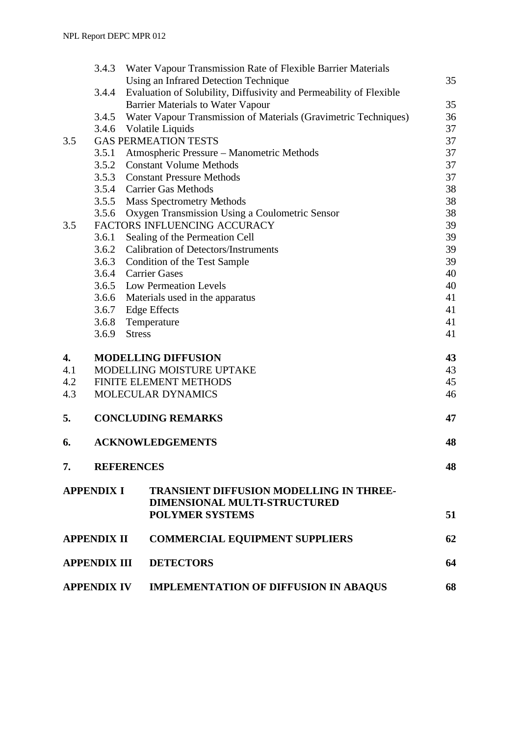| | | |
|---|---|---|
| 3.4.3 | Water Vapour Transmission Rate of Flexible Barrier Materials Using an Infrared Detection Technique | 35 |
| 3.4.4 | Evaluation of Solubility, Diffusivity and Permeability of Flexible Barrier Materials to Water Vapour | 35 |
| 3.4.5 | Water Vapour Transmission of Materials (Gravimetric Techniques) | 36 |
| 3.4.6 | Volatile Liquids | 37 |
| 3.5 | GAS PERMEATION TESTS | 37 |
| 3.5.1 | Atmospheric Pressure – Manometric Methods | 37 |
| 3.5.2 | Constant Volume Methods | 37 |
| 3.5.3 | Constant Pressure Methods | 37 |
| 3.5.4 | Carrier Gas Methods | 38 |
| 3.5.5 | Mass Spectrometry Methods | 38 |
| 3.5.6 | Oxygen Transmission Using a Coulometric Sensor | 38 |
| 3.5 | FACTORS INFLUENCING ACCURACY | 39 |
| 3.6.1 | Sealing of the Permeation Cell | 39 |
| 3.6.2 | Calibration of Detectors/Instruments | 39 |
| 3.6.3 | Condition of the Test Sample | 39 |
| 3.6.4 | Carrier Gases | 40 |
| 3.6.5 | Low Permeation Levels | 40 |
| 3.6.6 | Materials used in the apparatus | 41 |
| 3.6.7 | Edge Effects | 41 |
| 3.6.8 | Temperature | 41 |
| 3.6.9 | Stress | 41 |
| **4.** | **MODELLING DIFFUSION** | **43** |
| 4.1 | MODELLING MOISTURE UPTAKE | 43 |
| 4.2 | FINITE ELEMENT METHODS | 45 |
| 4.3 | MOLECULAR DYNAMICS | 46 |
| **5.** | **CONCLUDING REMARKS** | **47** |
| **6.** | **ACKNOWLEDGEMENTS** | **48** |
| **7.** | **REFERENCES** | **48** |
| **APPENDIX I** | **TRANSIENT DIFFUSION MODELLING IN THREE-DIMENSIONAL MULTI-STRUCTURED POLYMER SYSTEMS** | **51** |
| **APPENDIX II** | **COMMERCIAL EQUIPMENT SUPPLIERS** | **62** |
| **APPENDIX III** | **DETECTORS** | **64** |
| **APPENDIX IV** | **IMPLEMENTATION OF DIFFUSION IN ABAQUS** | **68** |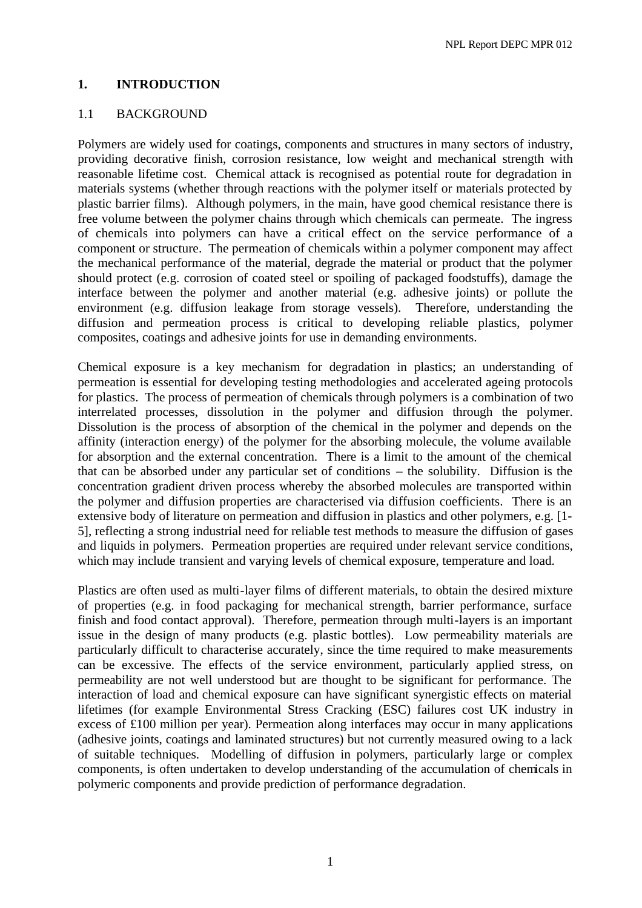# 1. INTRODUCTION

## 1.1 BACKGROUND

Polymers are widely used for coatings, components and structures in many sectors of industry, providing decorative finish, corrosion resistance, low weight and mechanical strength with reasonable lifetime cost. Chemical attack is recognised as potential route for degradation in materials systems (whether through reactions with the polymer itself or materials protected by plastic barrier films). Although polymers, in the main, have good chemical resistance there is free volume between the polymer chains through which chemicals can permeate. The ingress of chemicals into polymers can have a critical effect on the service performance of a component or structure. The permeation of chemicals within a polymer component may affect the mechanical performance of the material, degrade the material or product that the polymer should protect (e.g. corrosion of coated steel or spoiling of packaged foodstuffs), damage the interface between the polymer and another material (e.g. adhesive joints) or pollute the environment (e.g. diffusion leakage from storage vessels). Therefore, understanding the diffusion and permeation process is critical to developing reliable plastics, polymer composites, coatings and adhesive joints for use in demanding environments.

Chemical exposure is a key mechanism for degradation in plastics; an understanding of permeation is essential for developing testing methodologies and accelerated ageing protocols for plastics. The process of permeation of chemicals through polymers is a combination of two interrelated processes, dissolution in the polymer and diffusion through the polymer. Dissolution is the process of absorption of the chemical in the polymer and depends on the affinity (interaction energy) of the polymer for the absorbing molecule, the volume available for absorption and the external concentration. There is a limit to the amount of the chemical that can be absorbed under any particular set of conditions – the solubility. Diffusion is the concentration gradient driven process whereby the absorbed molecules are transported within the polymer and diffusion properties are characterised via diffusion coefficients. There is an extensive body of literature on permeation and diffusion in plastics and other polymers, e.g. [1-5], reflecting a strong industrial need for reliable test methods to measure the diffusion of gases and liquids in polymers. Permeation properties are required under relevant service conditions, which may include transient and varying levels of chemical exposure, temperature and load.

Plastics are often used as multi-layer films of different materials, to obtain the desired mixture of properties (e.g. in food packaging for mechanical strength, barrier performance, surface finish and food contact approval). Therefore, permeation through multi-layers is an important issue in the design of many products (e.g. plastic bottles). Low permeability materials are particularly difficult to characterise accurately, since the time required to make measurements can be excessive. The effects of the service environment, particularly applied stress, on permeability are not well understood but are thought to be significant for performance. The interaction of load and chemical exposure can have significant synergistic effects on material lifetimes (for example Environmental Stress Cracking (ESC) failures cost UK industry in excess of £100 million per year). Permeation along interfaces may occur in many applications (adhesive joints, coatings and laminated structures) but not currently measured owing to a lack of suitable techniques. Modelling of diffusion in polymers, particularly large or complex components, is often undertaken to develop understanding of the accumulation of chemicals in polymeric components and provide prediction of performance degradation.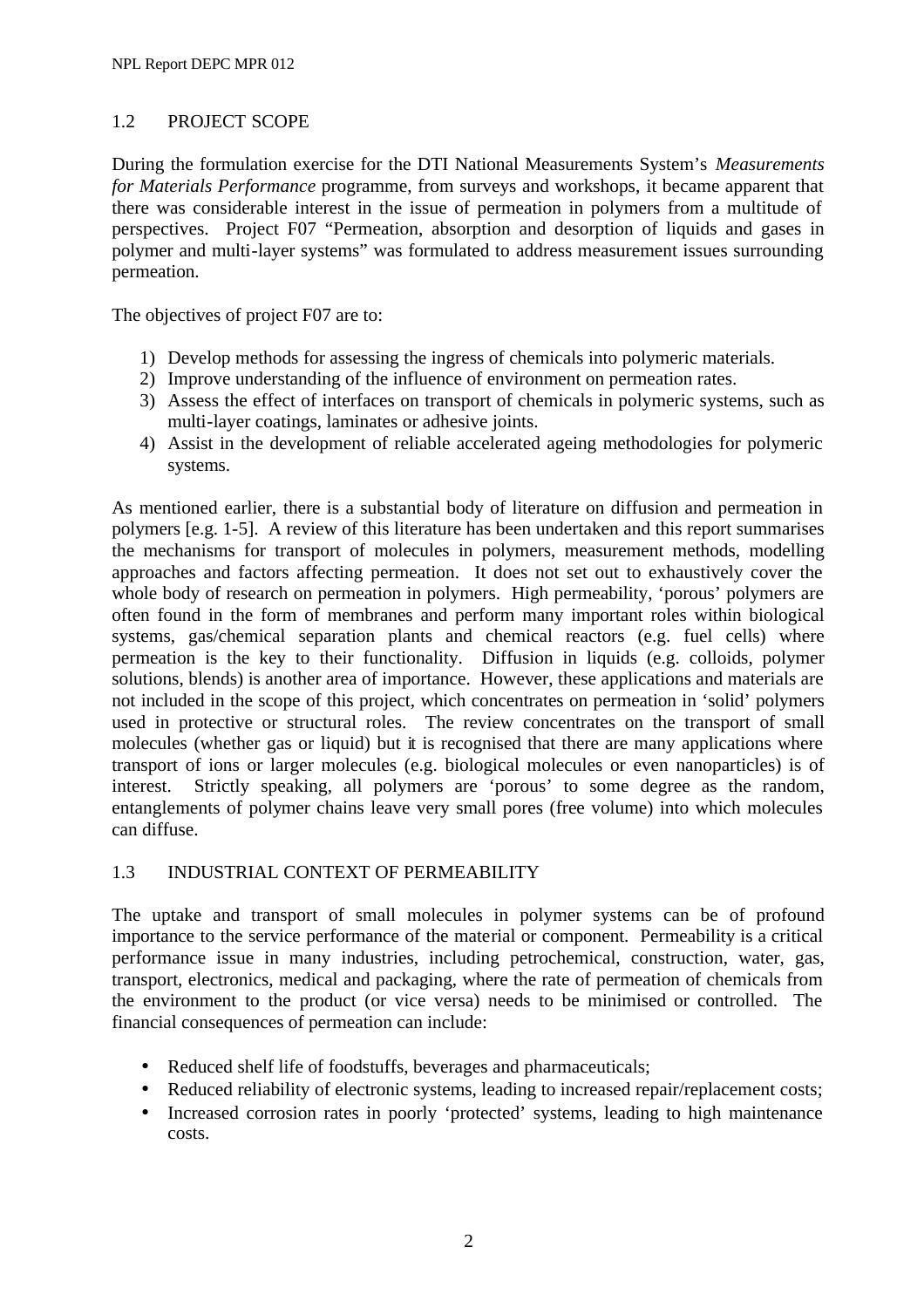## 1.2 PROJECT SCOPE

During the formulation exercise for the DTI National Measurements System's *Measurements for Materials Performance* programme, from surveys and workshops, it became apparent that there was considerable interest in the issue of permeation in polymers from a multitude of perspectives. Project F07 "Permeation, absorption and desorption of liquids and gases in polymer and multi-layer systems" was formulated to address measurement issues surrounding permeation.

The objectives of project F07 are to:

1) Develop methods for assessing the ingress of chemicals into polymeric materials.
2) Improve understanding of the influence of environment on permeation rates.
3) Assess the effect of interfaces on transport of chemicals in polymeric systems, such as multi-layer coatings, laminates or adhesive joints.
4) Assist in the development of reliable accelerated ageing methodologies for polymeric systems.

As mentioned earlier, there is a substantial body of literature on diffusion and permeation in polymers [e.g. 1-5]. A review of this literature has been undertaken and this report summarises the mechanisms for transport of molecules in polymers, measurement methods, modelling approaches and factors affecting permeation. It does not set out to exhaustively cover the whole body of research on permeation in polymers. High permeability, 'porous' polymers are often found in the form of membranes and perform many important roles within biological systems, gas/chemical separation plants and chemical reactors (e.g. fuel cells) where permeation is the key to their functionality. Diffusion in liquids (e.g. colloids, polymer solutions, blends) is another area of importance. However, these applications and materials are not included in the scope of this project, which concentrates on permeation in 'solid' polymers used in protective or structural roles. The review concentrates on the transport of small molecules (whether gas or liquid) but it is recognised that there are many applications where transport of ions or larger molecules (e.g. biological molecules or even nanoparticles) is of interest. Strictly speaking, all polymers are 'porous' to some degree as the random, entanglements of polymer chains leave very small pores (free volume) into which molecules can diffuse.

## 1.3 INDUSTRIAL CONTEXT OF PERMEABILITY

The uptake and transport of small molecules in polymer systems can be of profound importance to the service performance of the material or component. Permeability is a critical performance issue in many industries, including petrochemical, construction, water, gas, transport, electronics, medical and packaging, where the rate of permeation of chemicals from the environment to the product (or vice versa) needs to be minimised or controlled. The financial consequences of permeation can include:

- Reduced shelf life of foodstuffs, beverages and pharmaceuticals;
- Reduced reliability of electronic systems, leading to increased repair/replacement costs;
- Increased corrosion rates in poorly 'protected' systems, leading to high maintenance costs.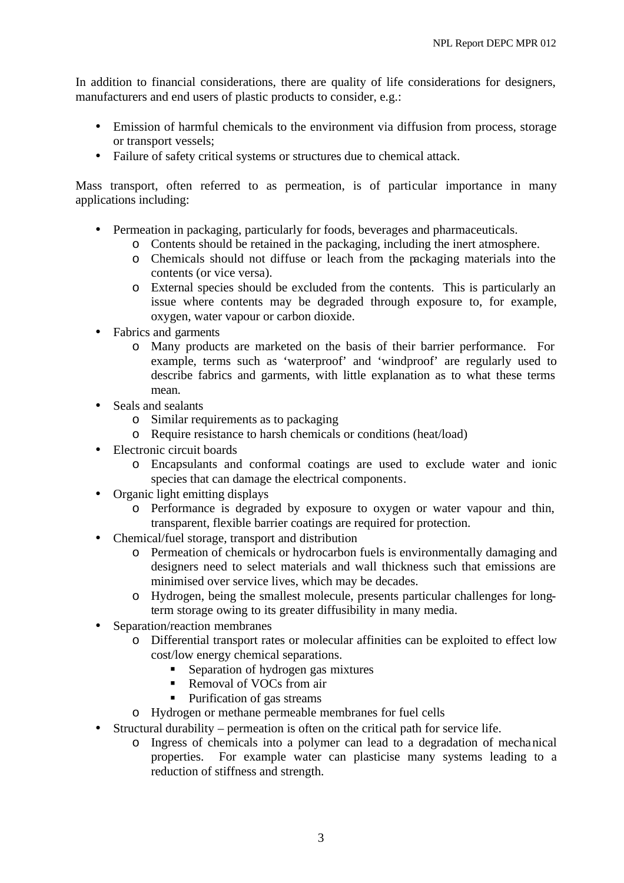In addition to financial considerations, there are quality of life considerations for designers, manufacturers and end users of plastic products to consider, e.g.:

- Emission of harmful chemicals to the environment via diffusion from process, storage or transport vessels;
- Failure of safety critical systems or structures due to chemical attack.

Mass transport, often referred to as permeation, is of particular importance in many applications including:

- Permeation in packaging, particularly for foods, beverages and pharmaceuticals.
  - Contents should be retained in the packaging, including the inert atmosphere.
  - Chemicals should not diffuse or leach from the packaging materials into the contents (or vice versa).
  - External species should be excluded from the contents. This is particularly an issue where contents may be degraded through exposure to, for example, oxygen, water vapour or carbon dioxide.
- Fabrics and garments
  - Many products are marketed on the basis of their barrier performance. For example, terms such as 'waterproof' and 'windproof' are regularly used to describe fabrics and garments, with little explanation as to what these terms mean.
- Seals and sealants
  - Similar requirements as to packaging
  - Require resistance to harsh chemicals or conditions (heat/load)
- Electronic circuit boards
  - Encapsulants and conformal coatings are used to exclude water and ionic species that can damage the electrical components.
- Organic light emitting displays
  - Performance is degraded by exposure to oxygen or water vapour and thin, transparent, flexible barrier coatings are required for protection.
- Chemical/fuel storage, transport and distribution
  - Permeation of chemicals or hydrocarbon fuels is environmentally damaging and designers need to select materials and wall thickness such that emissions are minimised over service lives, which may be decades.
  - Hydrogen, being the smallest molecule, presents particular challenges for long-term storage owing to its greater diffusibility in many media.
- Separation/reaction membranes
  - Differential transport rates or molecular affinities can be exploited to effect low cost/low energy chemical separations.
    - Separation of hydrogen gas mixtures
    - Removal of VOCs from air
    - Purification of gas streams
  - Hydrogen or methane permeable membranes for fuel cells
- Structural durability – permeation is often on the critical path for service life.
  - Ingress of chemicals into a polymer can lead to a degradation of mechanical properties. For example water can plasticise many systems leading to a reduction of stiffness and strength.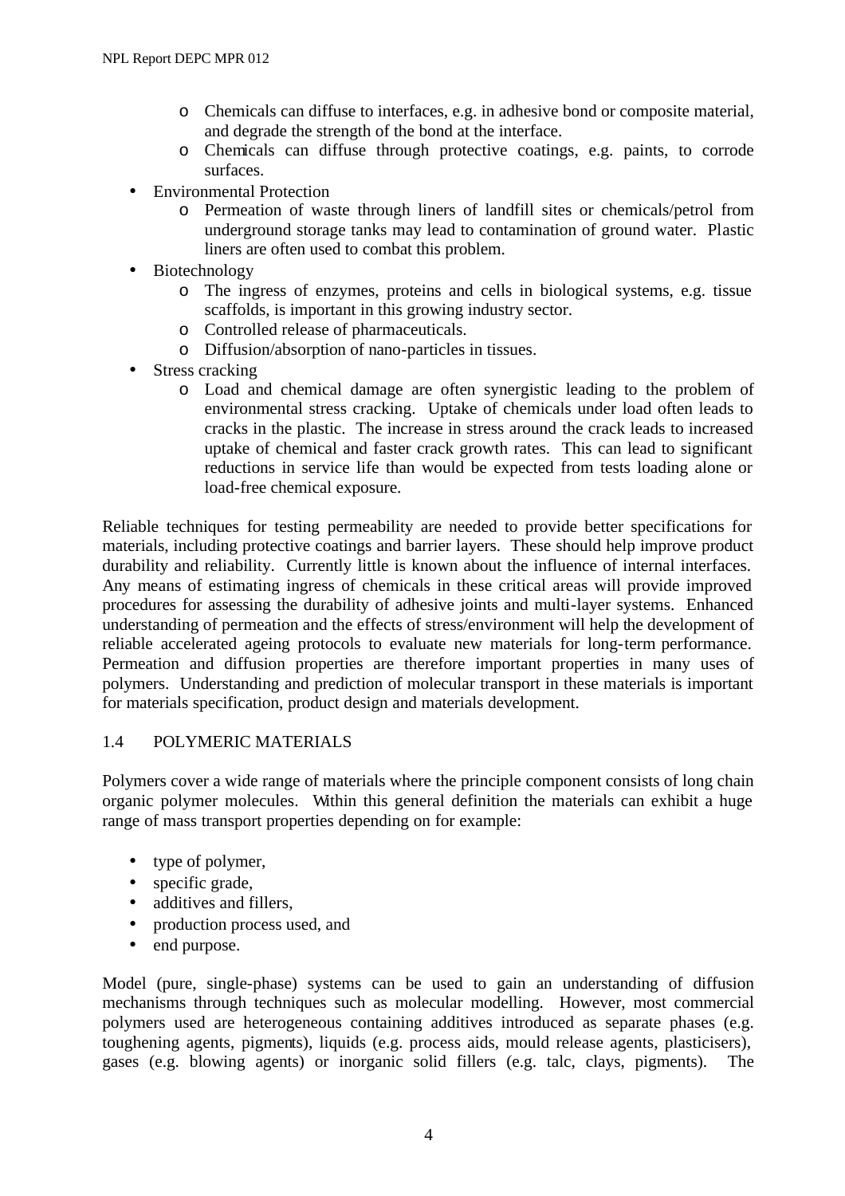- Chemicals can diffuse to interfaces, e.g. in adhesive bond or composite material, and degrade the strength of the bond at the interface.
  - Chemicals can diffuse through protective coatings, e.g. paints, to corrode surfaces.
- Environmental Protection
  - Permeation of waste through liners of landfill sites or chemicals/petrol from underground storage tanks may lead to contamination of ground water. Plastic liners are often used to combat this problem.
- Biotechnology
  - The ingress of enzymes, proteins and cells in biological systems, e.g. tissue scaffolds, is important in this growing industry sector.
  - Controlled release of pharmaceuticals.
  - Diffusion/absorption of nano-particles in tissues.
- Stress cracking
  - Load and chemical damage are often synergistic leading to the problem of environmental stress cracking. Uptake of chemicals under load often leads to cracks in the plastic. The increase in stress around the crack leads to increased uptake of chemical and faster crack growth rates. This can lead to significant reductions in service life than would be expected from tests loading alone or load-free chemical exposure.

Reliable techniques for testing permeability are needed to provide better specifications for materials, including protective coatings and barrier layers. These should help improve product durability and reliability. Currently little is known about the influence of internal interfaces. Any means of estimating ingress of chemicals in these critical areas will provide improved procedures for assessing the durability of adhesive joints and multi-layer systems. Enhanced understanding of permeation and the effects of stress/environment will help the development of reliable accelerated ageing protocols to evaluate new materials for long-term performance. Permeation and diffusion properties are therefore important properties in many uses of polymers. Understanding and prediction of molecular transport in these materials is important for materials specification, product design and materials development.

## 1.4 POLYMERIC MATERIALS

Polymers cover a wide range of materials where the principle component consists of long chain organic polymer molecules. Within this general definition the materials can exhibit a huge range of mass transport properties depending on for example:

- type of polymer,
- specific grade,
- additives and fillers,
- production process used, and
- end purpose.

Model (pure, single-phase) systems can be used to gain an understanding of diffusion mechanisms through techniques such as molecular modelling. However, most commercial polymers used are heterogeneous containing additives introduced as separate phases (e.g. toughening agents, pigments), liquids (e.g. process aids, mould release agents, plasticisers), gases (e.g. blowing agents) or inorganic solid fillers (e.g. talc, clays, pigments). The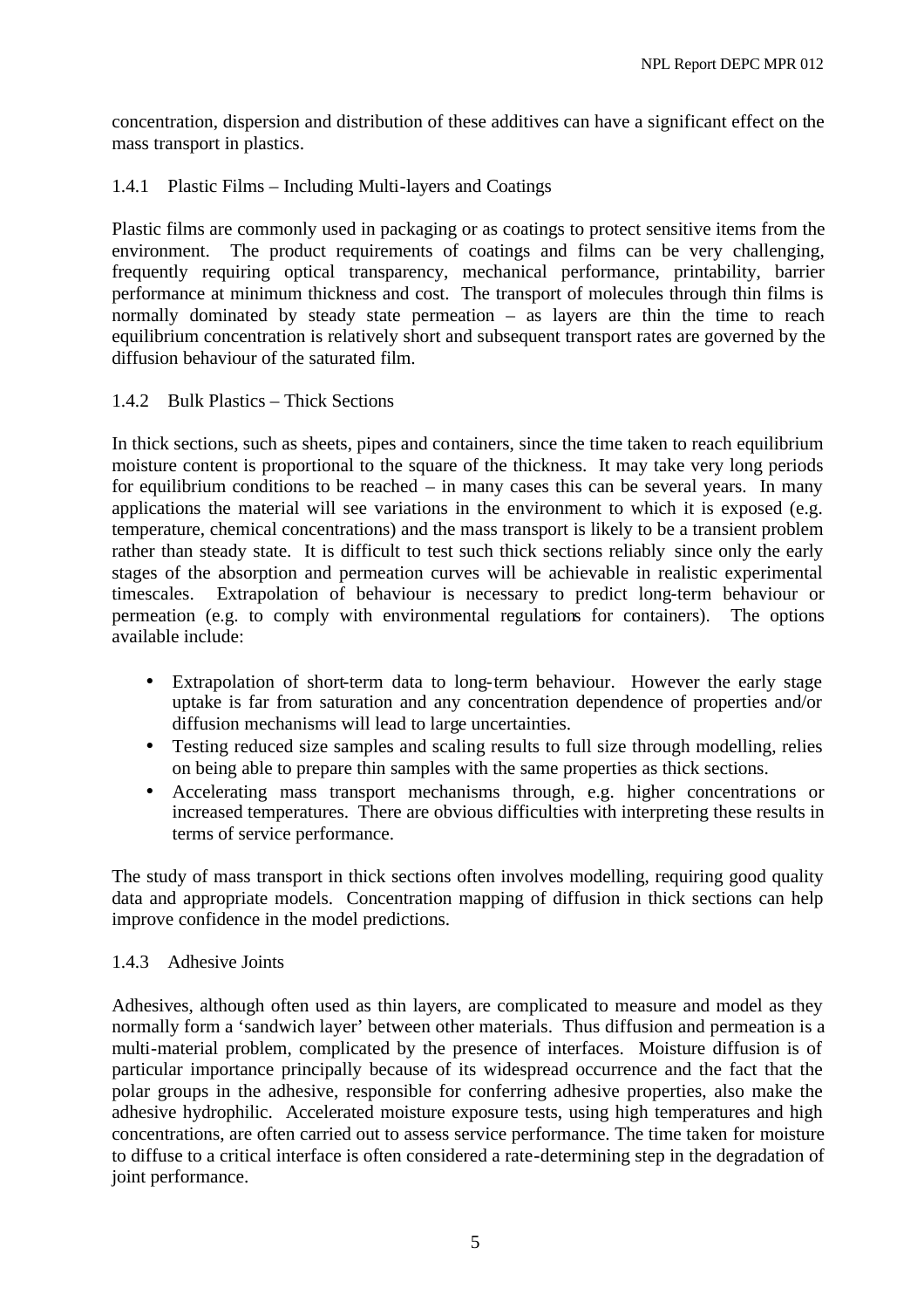concentration, dispersion and distribution of these additives can have a significant effect on the mass transport in plastics.

### 1.4.1 Plastic Films – Including Multi-layers and Coatings

Plastic films are commonly used in packaging or as coatings to protect sensitive items from the environment. The product requirements of coatings and films can be very challenging, frequently requiring optical transparency, mechanical performance, printability, barrier performance at minimum thickness and cost. The transport of molecules through thin films is normally dominated by steady state permeation – as layers are thin the time to reach equilibrium concentration is relatively short and subsequent transport rates are governed by the diffusion behaviour of the saturated film.

### 1.4.2 Bulk Plastics – Thick Sections

In thick sections, such as sheets, pipes and containers, since the time taken to reach equilibrium moisture content is proportional to the square of the thickness. It may take very long periods for equilibrium conditions to be reached – in many cases this can be several years. In many applications the material will see variations in the environment to which it is exposed (e.g. temperature, chemical concentrations) and the mass transport is likely to be a transient problem rather than steady state. It is difficult to test such thick sections reliably since only the early stages of the absorption and permeation curves will be achievable in realistic experimental timescales. Extrapolation of behaviour is necessary to predict long-term behaviour or permeation (e.g. to comply with environmental regulations for containers). The options available include:

- Extrapolation of short-term data to long-term behaviour. However the early stage uptake is far from saturation and any concentration dependence of properties and/or diffusion mechanisms will lead to large uncertainties.
- Testing reduced size samples and scaling results to full size through modelling, relies on being able to prepare thin samples with the same properties as thick sections.
- Accelerating mass transport mechanisms through, e.g. higher concentrations or increased temperatures. There are obvious difficulties with interpreting these results in terms of service performance.

The study of mass transport in thick sections often involves modelling, requiring good quality data and appropriate models. Concentration mapping of diffusion in thick sections can help improve confidence in the model predictions.

### 1.4.3 Adhesive Joints

Adhesives, although often used as thin layers, are complicated to measure and model as they normally form a 'sandwich layer' between other materials. Thus diffusion and permeation is a multi-material problem, complicated by the presence of interfaces. Moisture diffusion is of particular importance principally because of its widespread occurrence and the fact that the polar groups in the adhesive, responsible for conferring adhesive properties, also make the adhesive hydrophilic. Accelerated moisture exposure tests, using high temperatures and high concentrations, are often carried out to assess service performance. The time taken for moisture to diffuse to a critical interface is often considered a rate-determining step in the degradation of joint performance.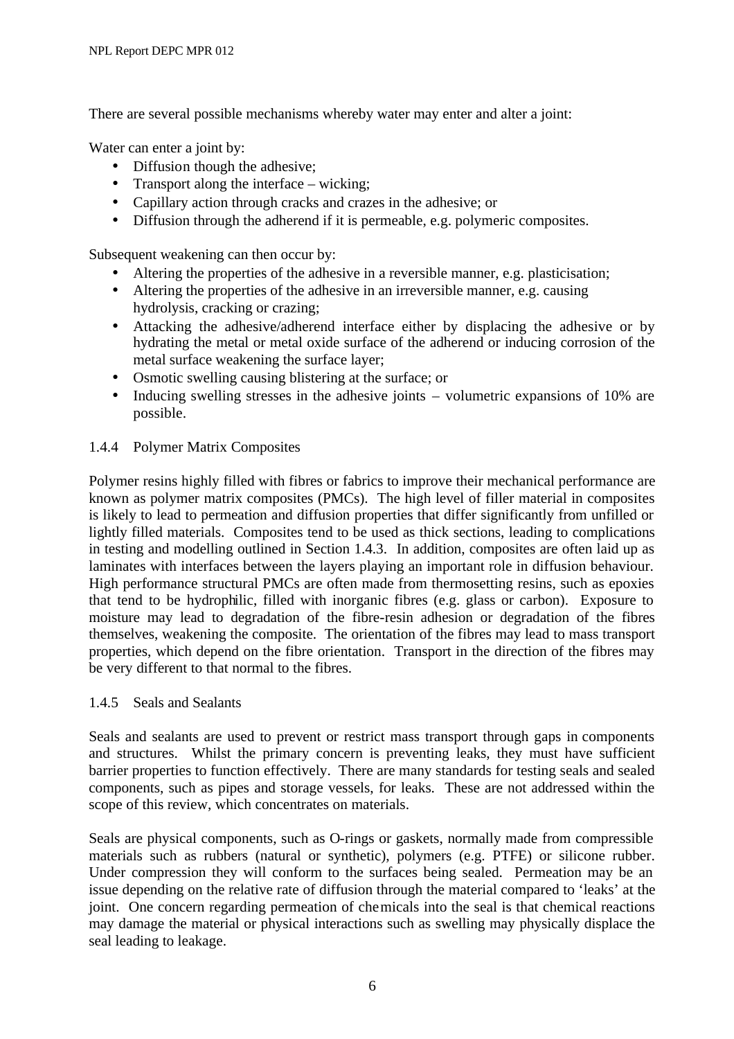There are several possible mechanisms whereby water may enter and alter a joint:

Water can enter a joint by:

- Diffusion though the adhesive;
- Transport along the interface – wicking;
- Capillary action through cracks and crazes in the adhesive; or
- Diffusion through the adherend if it is permeable, e.g. polymeric composites.

Subsequent weakening can then occur by:

- Altering the properties of the adhesive in a reversible manner, e.g. plasticisation;
- Altering the properties of the adhesive in an irreversible manner, e.g. causing hydrolysis, cracking or crazing;
- Attacking the adhesive/adherend interface either by displacing the adhesive or by hydrating the metal or metal oxide surface of the adherend or inducing corrosion of the metal surface weakening the surface layer;
- Osmotic swelling causing blistering at the surface; or
- Inducing swelling stresses in the adhesive joints – volumetric expansions of 10% are possible.

### 1.4.4 Polymer Matrix Composites

Polymer resins highly filled with fibres or fabrics to improve their mechanical performance are known as polymer matrix composites (PMCs). The high level of filler material in composites is likely to lead to permeation and diffusion properties that differ significantly from unfilled or lightly filled materials. Composites tend to be used as thick sections, leading to complications in testing and modelling outlined in Section 1.4.3. In addition, composites are often laid up as laminates with interfaces between the layers playing an important role in diffusion behaviour. High performance structural PMCs are often made from thermosetting resins, such as epoxies that tend to be hydrophilic, filled with inorganic fibres (e.g. glass or carbon). Exposure to moisture may lead to degradation of the fibre-resin adhesion or degradation of the fibres themselves, weakening the composite. The orientation of the fibres may lead to mass transport properties, which depend on the fibre orientation. Transport in the direction of the fibres may be very different to that normal to the fibres.

### 1.4.5 Seals and Sealants

Seals and sealants are used to prevent or restrict mass transport through gaps in components and structures. Whilst the primary concern is preventing leaks, they must have sufficient barrier properties to function effectively. There are many standards for testing seals and sealed components, such as pipes and storage vessels, for leaks. These are not addressed within the scope of this review, which concentrates on materials.

Seals are physical components, such as O-rings or gaskets, normally made from compressible materials such as rubbers (natural or synthetic), polymers (e.g. PTFE) or silicone rubber. Under compression they will conform to the surfaces being sealed. Permeation may be an issue depending on the relative rate of diffusion through the material compared to 'leaks' at the joint. One concern regarding permeation of chemicals into the seal is that chemical reactions may damage the material or physical interactions such as swelling may physically displace the seal leading to leakage.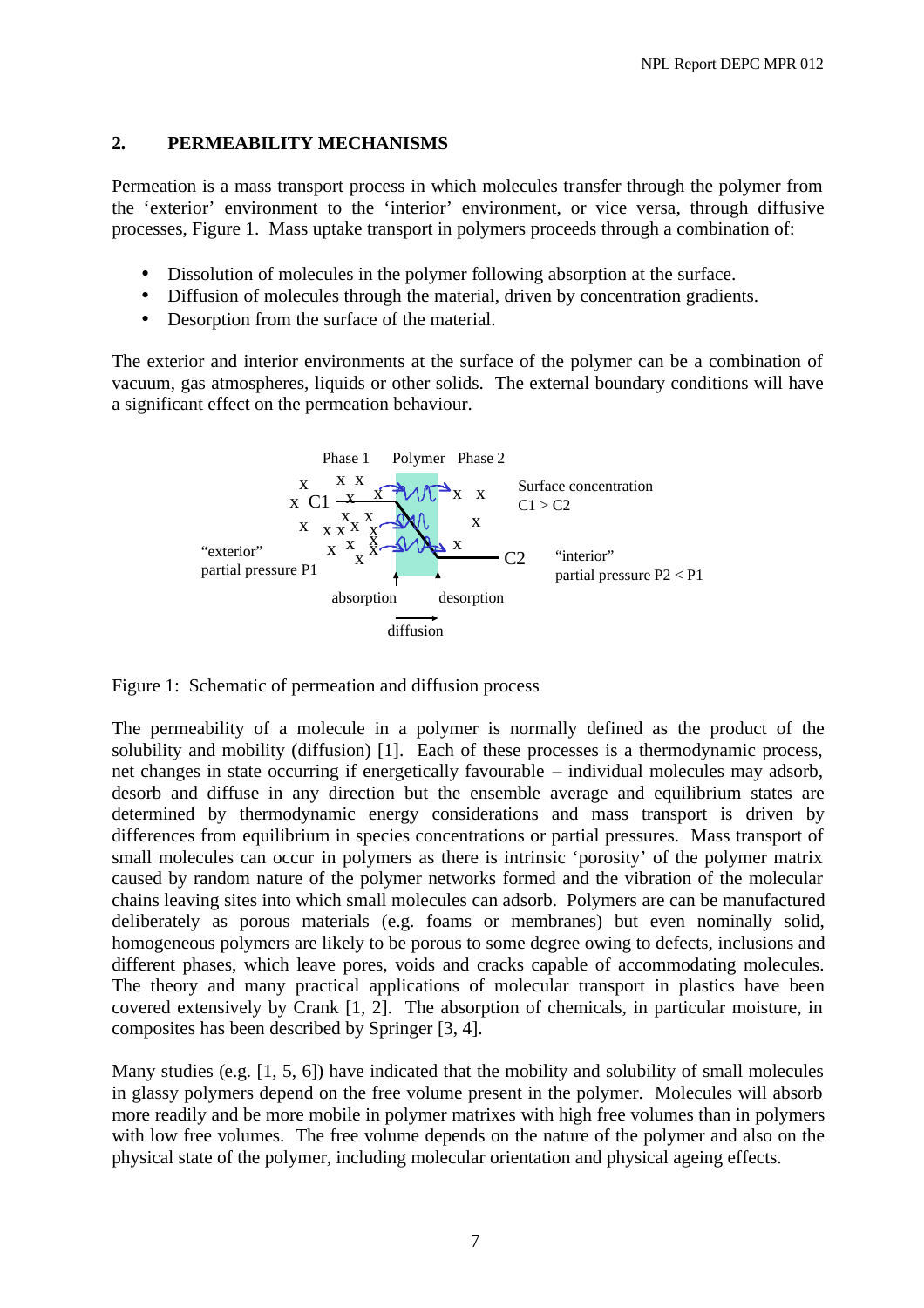## 2. PERMEABILITY MECHANISMS

Permeation is a mass transport process in which molecules transfer through the polymer from the 'exterior' environment to the 'interior' environment, or vice versa, through diffusive processes, Figure 1. Mass uptake transport in polymers proceeds through a combination of:

- Dissolution of molecules in the polymer following absorption at the surface.
- Diffusion of molecules through the material, driven by concentration gradients.
- Desorption from the surface of the material.

The exterior and interior environments at the surface of the polymer can be a combination of vacuum, gas atmospheres, liquids or other solids. The external boundary conditions will have a significant effect on the permeation behaviour.

Figure 1: Schematic of permeation and diffusion process

The permeability of a molecule in a polymer is normally defined as the product of the solubility and mobility (diffusion) [1]. Each of these processes is a thermodynamic process, net changes in state occurring if energetically favourable – individual molecules may adsorb, desorb and diffuse in any direction but the ensemble average and equilibrium states are determined by thermodynamic energy considerations and mass transport is driven by differences from equilibrium in species concentrations or partial pressures. Mass transport of small molecules can occur in polymers as there is intrinsic 'porosity' of the polymer matrix caused by random nature of the polymer networks formed and the vibration of the molecular chains leaving sites into which small molecules can adsorb. Polymers are can be manufactured deliberately as porous materials (e.g. foams or membranes) but even nominally solid, homogeneous polymers are likely to be porous to some degree owing to defects, inclusions and different phases, which leave pores, voids and cracks capable of accommodating molecules. The theory and many practical applications of molecular transport in plastics have been covered extensively by Crank [1, 2]. The absorption of chemicals, in particular moisture, in composites has been described by Springer [3, 4].

Many studies (e.g. [1, 5, 6]) have indicated that the mobility and solubility of small molecules in glassy polymers depend on the free volume present in the polymer. Molecules will absorb more readily and be more mobile in polymer matrixes with high free volumes than in polymers with low free volumes. The free volume depends on the nature of the polymer and also on the physical state of the polymer, including molecular orientation and physical ageing effects.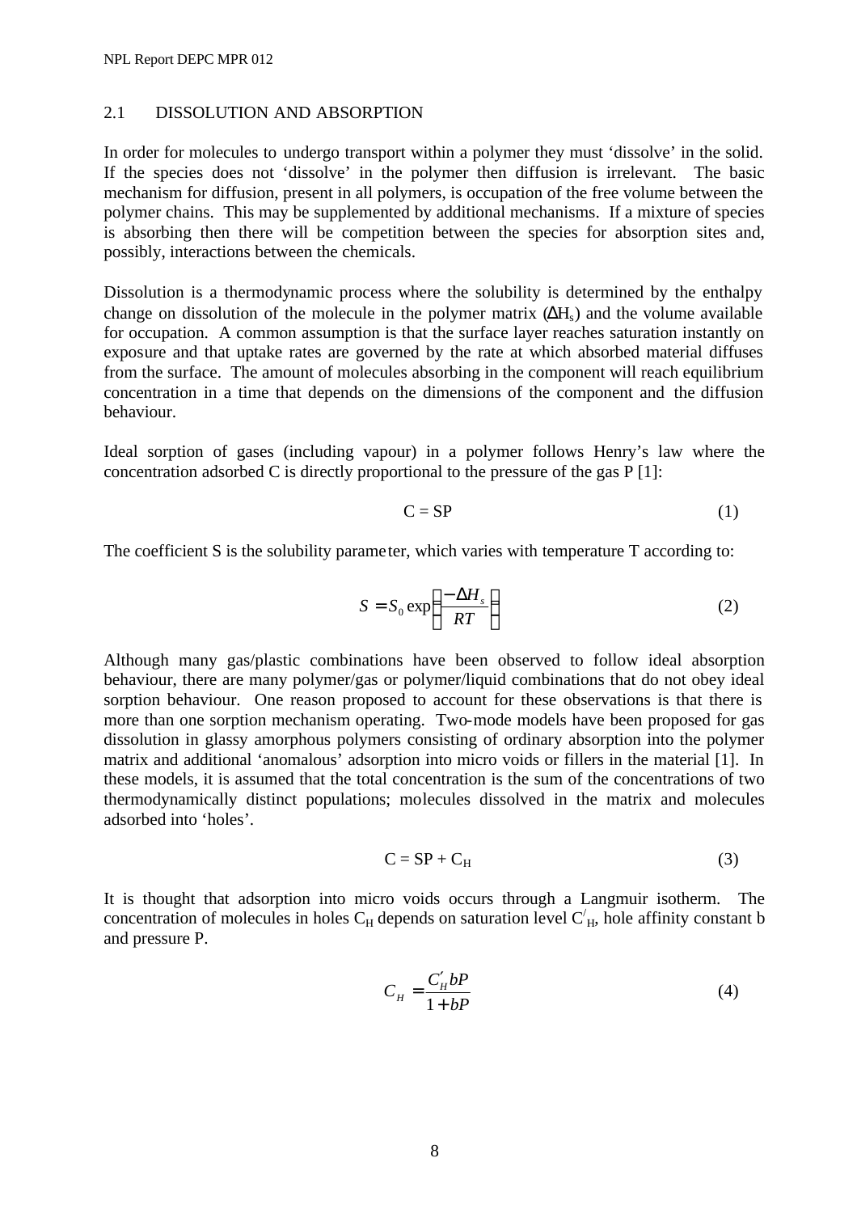## 2.1 DISSOLUTION AND ABSORPTION

In order for molecules to undergo transport within a polymer they must 'dissolve' in the solid. If the species does not 'dissolve' in the polymer then diffusion is irrelevant. The basic mechanism for diffusion, present in all polymers, is occupation of the free volume between the polymer chains. This may be supplemented by additional mechanisms. If a mixture of species is absorbing then there will be competition between the species for absorption sites and, possibly, interactions between the chemicals.

Dissolution is a thermodynamic process where the solubility is determined by the enthalpy change on dissolution of the molecule in the polymer matrix ($\Delta H_s$) and the volume available for occupation. A common assumption is that the surface layer reaches saturation instantly on exposure and that uptake rates are governed by the rate at which absorbed material diffuses from the surface. The amount of molecules absorbing in the component will reach equilibrium concentration in a time that depends on the dimensions of the component and the diffusion behaviour.

Ideal sorption of gases (including vapour) in a polymer follows Henry's law where the concentration adsorbed C is directly proportional to the pressure of the gas P [1]:

$$C = SP \tag{1}$$

The coefficient S is the solubility parameter, which varies with temperature T according to:

$$S = S_0 \exp\left(\frac{-\Delta H_s}{RT}\right) \tag{2}$$

Although many gas/plastic combinations have been observed to follow ideal absorption behaviour, there are many polymer/gas or polymer/liquid combinations that do not obey ideal sorption behaviour. One reason proposed to account for these observations is that there is more than one sorption mechanism operating. Two-mode models have been proposed for gas dissolution in glassy amorphous polymers consisting of ordinary absorption into the polymer matrix and additional 'anomalous' adsorption into micro voids or fillers in the material [1]. In these models, it is assumed that the total concentration is the sum of the concentrations of two thermodynamically distinct populations; molecules dissolved in the matrix and molecules adsorbed into 'holes'.

$$C = SP + C_H \tag{3}$$

It is thought that adsorption into micro voids occurs through a Langmuir isotherm. The concentration of molecules in holes $C_H$ depends on saturation level $C'_H$, hole affinity constant b and pressure P.

$$C_H = \frac{C'_H bP}{1 + bP} \tag{4}$$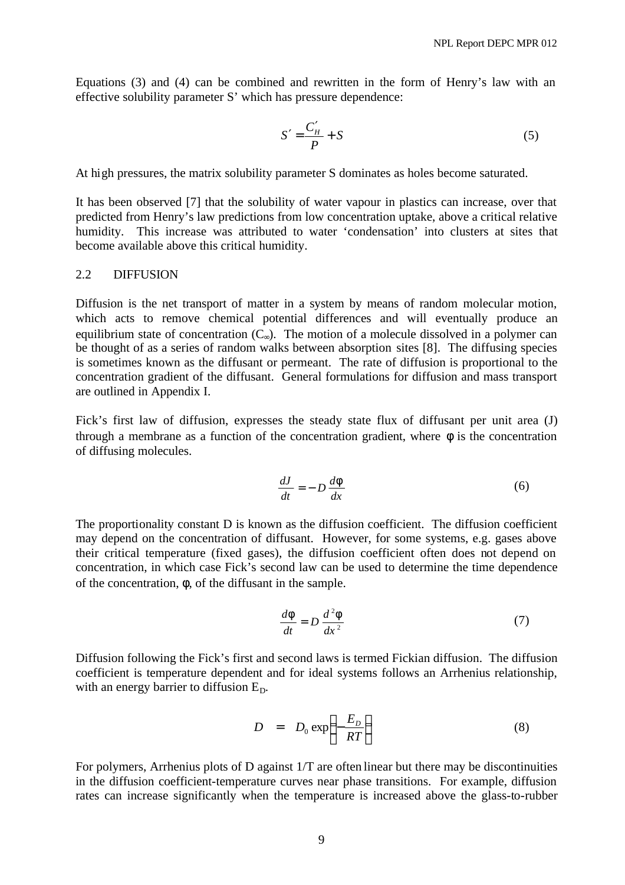Equations (3) and (4) can be combined and rewritten in the form of Henry's law with an effective solubility parameter S' which has pressure dependence:

$$S' = \frac{C'_H}{P} + S \tag{5}$$

At high pressures, the matrix solubility parameter S dominates as holes become saturated.

It has been observed [7] that the solubility of water vapour in plastics can increase, over that predicted from Henry's law predictions from low concentration uptake, above a critical relative humidity. This increase was attributed to water 'condensation' into clusters at sites that become available above this critical humidity.

## 2.2 DIFFUSION

Diffusion is the net transport of matter in a system by means of random molecular motion, which acts to remove chemical potential differences and will eventually produce an equilibrium state of concentration ($C_\infty$). The motion of a molecule dissolved in a polymer can be thought of as a series of random walks between absorption sites [8]. The diffusing species is sometimes known as the diffusant or permeant. The rate of diffusion is proportional to the concentration gradient of the diffusant. General formulations for diffusion and mass transport are outlined in Appendix I.

Fick's first law of diffusion, expresses the steady state flux of diffusant per unit area (J) through a membrane as a function of the concentration gradient, where $\phi$ is the concentration of diffusing molecules.

$$\frac{dJ}{dt} = -D\frac{d\phi}{dx} \tag{6}$$

The proportionality constant D is known as the diffusion coefficient. The diffusion coefficient may depend on the concentration of diffusant. However, for some systems, e.g. gases above their critical temperature (fixed gases), the diffusion coefficient often does not depend on concentration, in which case Fick's second law can be used to determine the time dependence of the concentration, $\phi$, of the diffusant in the sample.

$$\frac{d\phi}{dt} = D\frac{d^2\phi}{dx^2} \tag{7}$$

Diffusion following the Fick's first and second laws is termed Fickian diffusion. The diffusion coefficient is temperature dependent and for ideal systems follows an Arrhenius relationship, with an energy barrier to diffusion $E_D$.

$$D = D_0 \exp\left(-\frac{E_D}{RT}\right) \tag{8}$$

For polymers, Arrhenius plots of D against 1/T are often linear but there may be discontinuities in the diffusion coefficient-temperature curves near phase transitions. For example, diffusion rates can increase significantly when the temperature is increased above the glass-to-rubber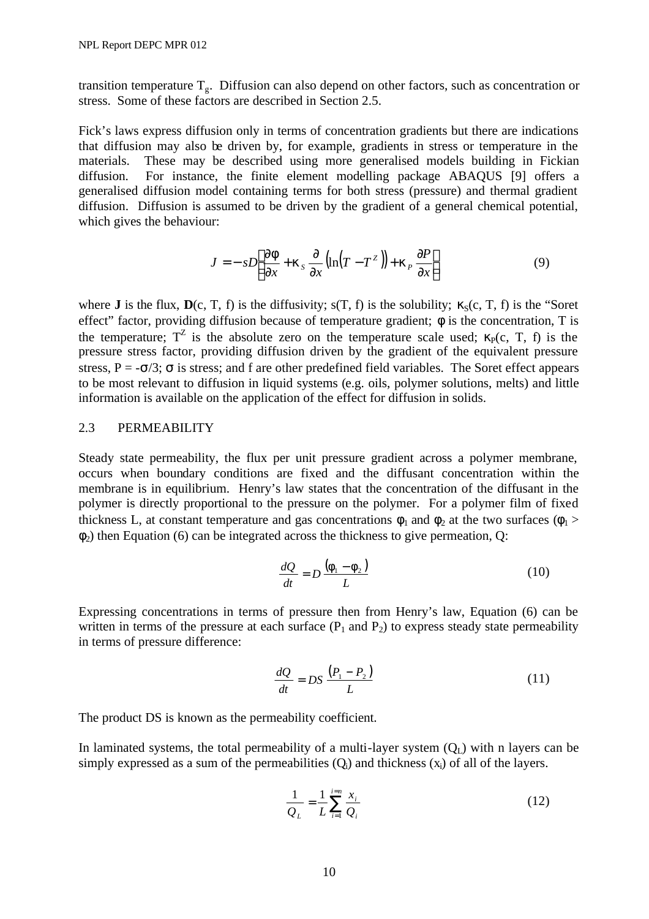transition temperature $T_g$. Diffusion can also depend on other factors, such as concentration or stress. Some of these factors are described in Section 2.5.

Fick's laws express diffusion only in terms of concentration gradients but there are indications that diffusion may also be driven by, for example, gradients in stress or temperature in the materials. These may be described using more generalised models building in Fickian diffusion. For instance, the finite element modelling package ABAQUS [9] offers a generalised diffusion model containing terms for both stress (pressure) and thermal gradient diffusion. Diffusion is assumed to be driven by the gradient of a general chemical potential, which gives the behaviour:

$$J = -sD\left(\frac{\partial \phi}{\partial x} + \kappa_S \frac{\partial}{\partial x}\left(\ln\left(T - T^Z\right)\right) + \kappa_P \frac{\partial P}{\partial x}\right) \tag{9}$$

where **J** is the flux, **D**(c, T, f) is the diffusivity; s(T, f) is the solubility; $\kappa_S$(c, T, f) is the "Soret effect" factor, providing diffusion because of temperature gradient; $\phi$ is the concentration, T is the temperature; $T^Z$ is the absolute zero on the temperature scale used; $\kappa_P$(c, T, f) is the pressure stress factor, providing diffusion driven by the gradient of the equivalent pressure stress, $P = -\sigma/3$; $\sigma$ is stress; and f are other predefined field variables. The Soret effect appears to be most relevant to diffusion in liquid systems (e.g. oils, polymer solutions, melts) and little information is available on the application of the effect for diffusion in solids.

## 2.3 PERMEABILITY

Steady state permeability, the flux per unit pressure gradient across a polymer membrane, occurs when boundary conditions are fixed and the diffusant concentration within the membrane is in equilibrium. Henry's law states that the concentration of the diffusant in the polymer is directly proportional to the pressure on the polymer. For a polymer film of fixed thickness L, at constant temperature and gas concentrations $\phi_1$ and $\phi_2$ at the two surfaces ($\phi_1 > \phi_2$) then Equation (6) can be integrated across the thickness to give permeation, Q:

$$\frac{dQ}{dt} = D\frac{\left(\phi_1 - \phi_2\right)}{L} \tag{10}$$

Expressing concentrations in terms of pressure then from Henry's law, Equation (6) can be written in terms of the pressure at each surface ($P_1$ and $P_2$) to express steady state permeability in terms of pressure difference:

$$\frac{dQ}{dt} = DS\frac{\left(P_1 - P_2\right)}{L} \tag{11}$$

The product DS is known as the permeability coefficient.

In laminated systems, the total permeability of a multi-layer system ($Q_L$) with n layers can be simply expressed as a sum of the permeabilities ($Q_i$) and thickness ($x_i$) of all of the layers.

$$\frac{1}{Q_L} = \frac{1}{L}\sum_{i=1}^{i=n}\frac{x_i}{Q_i} \tag{12}$$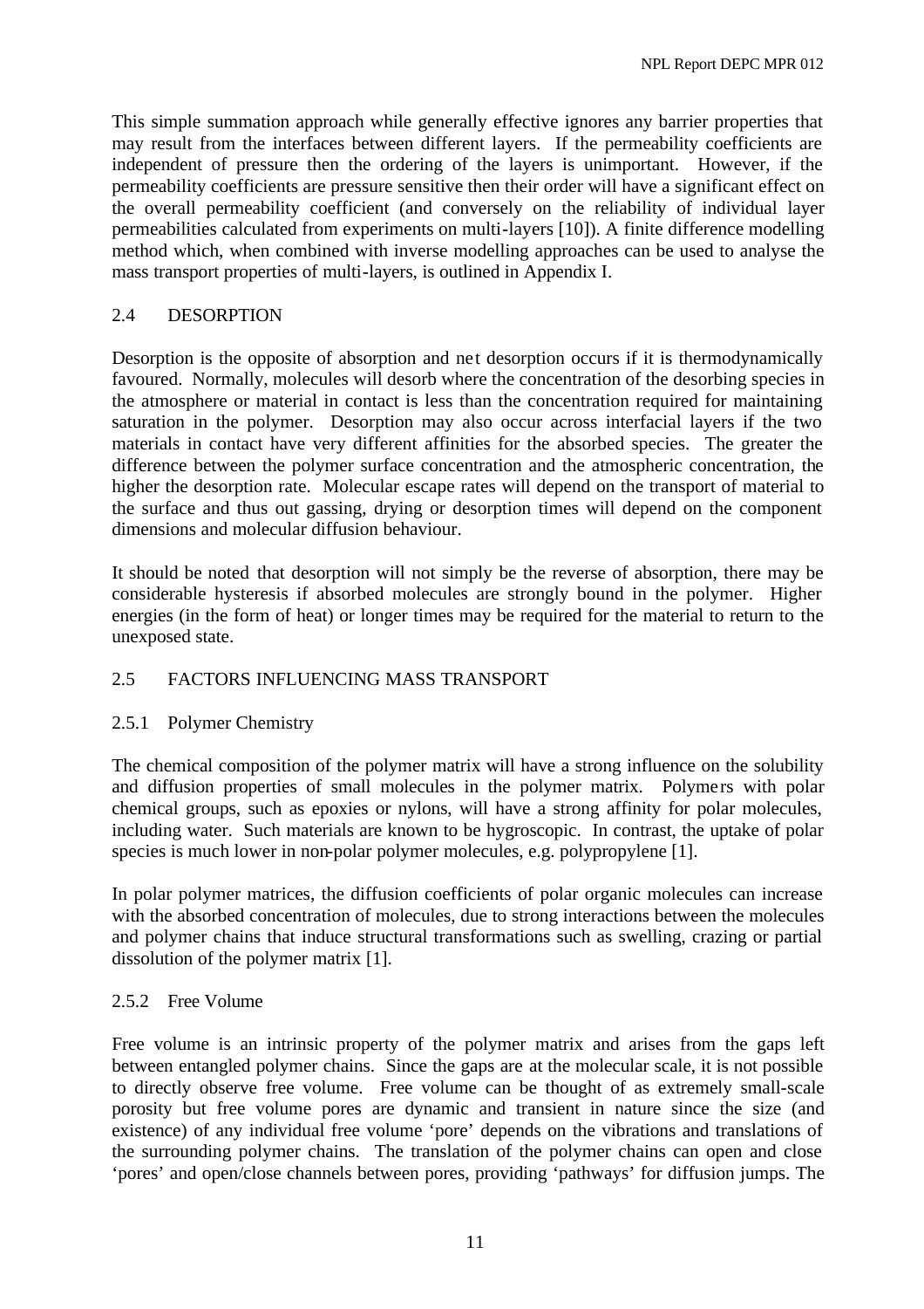This simple summation approach while generally effective ignores any barrier properties that may result from the interfaces between different layers. If the permeability coefficients are independent of pressure then the ordering of the layers is unimportant. However, if the permeability coefficients are pressure sensitive then their order will have a significant effect on the overall permeability coefficient (and conversely on the reliability of individual layer permeabilities calculated from experiments on multi-layers [10]). A finite difference modelling method which, when combined with inverse modelling approaches can be used to analyse the mass transport properties of multi-layers, is outlined in Appendix I.

## 2.4 DESORPTION

Desorption is the opposite of absorption and net desorption occurs if it is thermodynamically favoured. Normally, molecules will desorb where the concentration of the desorbing species in the atmosphere or material in contact is less than the concentration required for maintaining saturation in the polymer. Desorption may also occur across interfacial layers if the two materials in contact have very different affinities for the absorbed species. The greater the difference between the polymer surface concentration and the atmospheric concentration, the higher the desorption rate. Molecular escape rates will depend on the transport of material to the surface and thus out gassing, drying or desorption times will depend on the component dimensions and molecular diffusion behaviour.

It should be noted that desorption will not simply be the reverse of absorption, there may be considerable hysteresis if absorbed molecules are strongly bound in the polymer. Higher energies (in the form of heat) or longer times may be required for the material to return to the unexposed state.

## 2.5 FACTORS INFLUENCING MASS TRANSPORT

### 2.5.1 Polymer Chemistry

The chemical composition of the polymer matrix will have a strong influence on the solubility and diffusion properties of small molecules in the polymer matrix. Polymers with polar chemical groups, such as epoxies or nylons, will have a strong affinity for polar molecules, including water. Such materials are known to be hygroscopic. In contrast, the uptake of polar species is much lower in non-polar polymer molecules, e.g. polypropylene [1].

In polar polymer matrices, the diffusion coefficients of polar organic molecules can increase with the absorbed concentration of molecules, due to strong interactions between the molecules and polymer chains that induce structural transformations such as swelling, crazing or partial dissolution of the polymer matrix [1].

### 2.5.2 Free Volume

Free volume is an intrinsic property of the polymer matrix and arises from the gaps left between entangled polymer chains. Since the gaps are at the molecular scale, it is not possible to directly observe free volume. Free volume can be thought of as extremely small-scale porosity but free volume pores are dynamic and transient in nature since the size (and existence) of any individual free volume 'pore' depends on the vibrations and translations of the surrounding polymer chains. The translation of the polymer chains can open and close 'pores' and open/close channels between pores, providing 'pathways' for diffusion jumps. The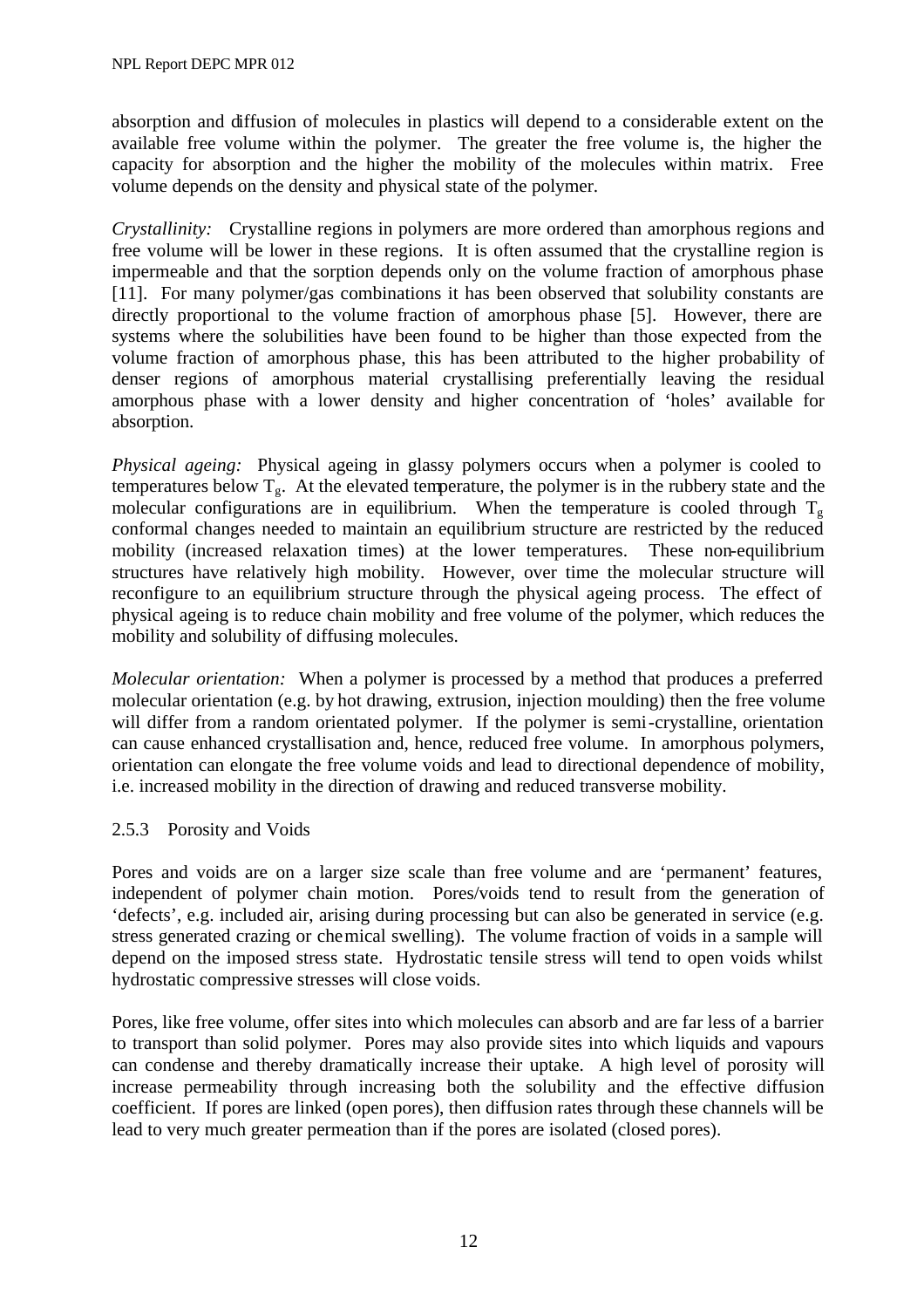absorption and diffusion of molecules in plastics will depend to a considerable extent on the available free volume within the polymer. The greater the free volume is, the higher the capacity for absorption and the higher the mobility of the molecules within matrix. Free volume depends on the density and physical state of the polymer.

*Crystallinity:* Crystalline regions in polymers are more ordered than amorphous regions and free volume will be lower in these regions. It is often assumed that the crystalline region is impermeable and that the sorption depends only on the volume fraction of amorphous phase [11]. For many polymer/gas combinations it has been observed that solubility constants are directly proportional to the volume fraction of amorphous phase [5]. However, there are systems where the solubilities have been found to be higher than those expected from the volume fraction of amorphous phase, this has been attributed to the higher probability of denser regions of amorphous material crystallising preferentially leaving the residual amorphous phase with a lower density and higher concentration of 'holes' available for absorption.

*Physical ageing:* Physical ageing in glassy polymers occurs when a polymer is cooled to temperatures below $T_g$. At the elevated temperature, the polymer is in the rubbery state and the molecular configurations are in equilibrium. When the temperature is cooled through $T_g$ conformal changes needed to maintain an equilibrium structure are restricted by the reduced mobility (increased relaxation times) at the lower temperatures. These non-equilibrium structures have relatively high mobility. However, over time the molecular structure will reconfigure to an equilibrium structure through the physical ageing process. The effect of physical ageing is to reduce chain mobility and free volume of the polymer, which reduces the mobility and solubility of diffusing molecules.

*Molecular orientation:* When a polymer is processed by a method that produces a preferred molecular orientation (e.g. by hot drawing, extrusion, injection moulding) then the free volume will differ from a random orientated polymer. If the polymer is semi-crystalline, orientation can cause enhanced crystallisation and, hence, reduced free volume. In amorphous polymers, orientation can elongate the free volume voids and lead to directional dependence of mobility, i.e. increased mobility in the direction of drawing and reduced transverse mobility.

### 2.5.3 Porosity and Voids

Pores and voids are on a larger size scale than free volume and are 'permanent' features, independent of polymer chain motion. Pores/voids tend to result from the generation of 'defects', e.g. included air, arising during processing but can also be generated in service (e.g. stress generated crazing or chemical swelling). The volume fraction of voids in a sample will depend on the imposed stress state. Hydrostatic tensile stress will tend to open voids whilst hydrostatic compressive stresses will close voids.

Pores, like free volume, offer sites into which molecules can absorb and are far less of a barrier to transport than solid polymer. Pores may also provide sites into which liquids and vapours can condense and thereby dramatically increase their uptake. A high level of porosity will increase permeability through increasing both the solubility and the effective diffusion coefficient. If pores are linked (open pores), then diffusion rates through these channels will be lead to very much greater permeation than if the pores are isolated (closed pores).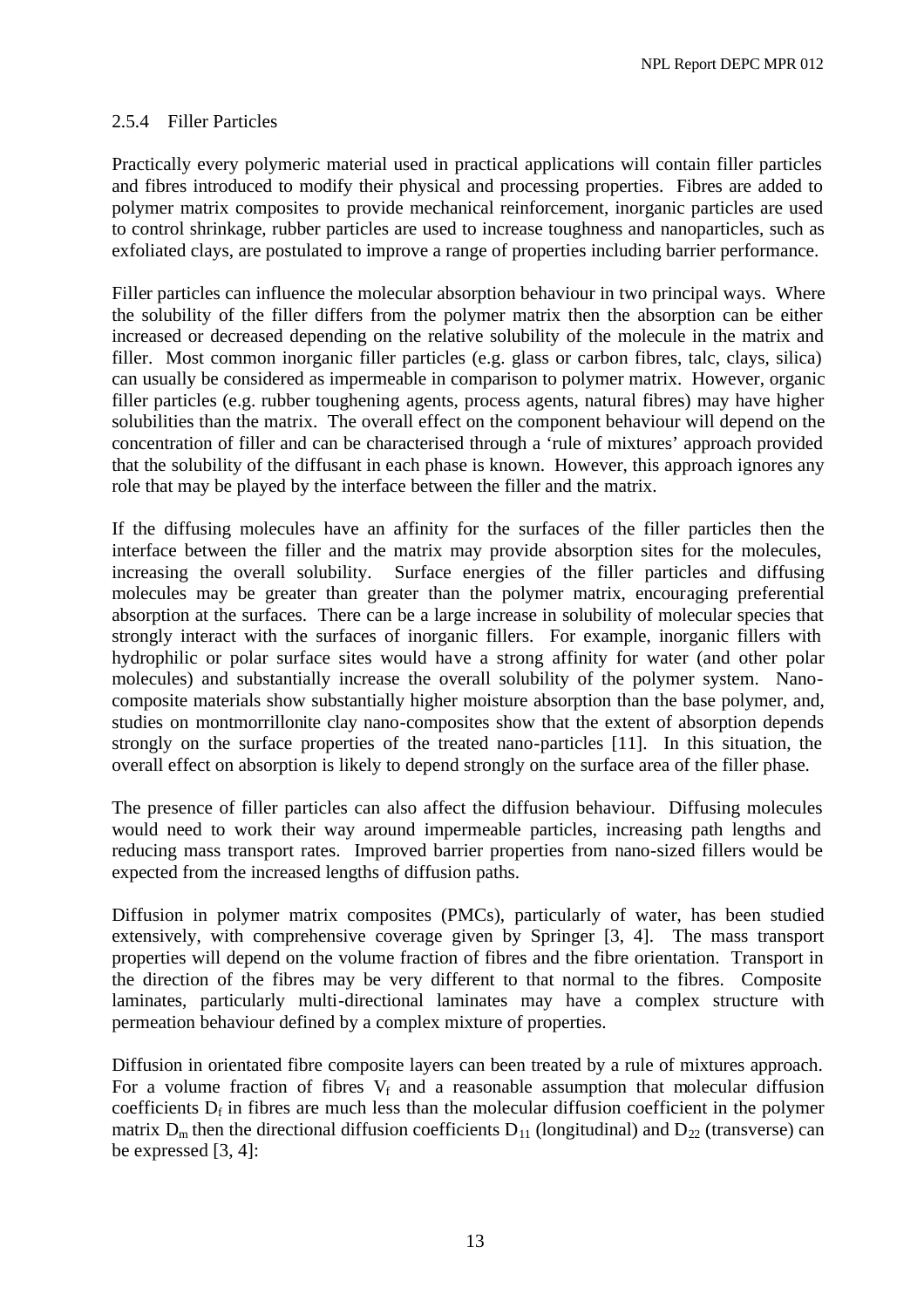### 2.5.4 Filler Particles

Practically every polymeric material used in practical applications will contain filler particles and fibres introduced to modify their physical and processing properties. Fibres are added to polymer matrix composites to provide mechanical reinforcement, inorganic particles are used to control shrinkage, rubber particles are used to increase toughness and nanoparticles, such as exfoliated clays, are postulated to improve a range of properties including barrier performance.

Filler particles can influence the molecular absorption behaviour in two principal ways. Where the solubility of the filler differs from the polymer matrix then the absorption can be either increased or decreased depending on the relative solubility of the molecule in the matrix and filler. Most common inorganic filler particles (e.g. glass or carbon fibres, talc, clays, silica) can usually be considered as impermeable in comparison to polymer matrix. However, organic filler particles (e.g. rubber toughening agents, process agents, natural fibres) may have higher solubilities than the matrix. The overall effect on the component behaviour will depend on the concentration of filler and can be characterised through a 'rule of mixtures' approach provided that the solubility of the diffusant in each phase is known. However, this approach ignores any role that may be played by the interface between the filler and the matrix.

If the diffusing molecules have an affinity for the surfaces of the filler particles then the interface between the filler and the matrix may provide absorption sites for the molecules, increasing the overall solubility. Surface energies of the filler particles and diffusing molecules may be greater than greater than the polymer matrix, encouraging preferential absorption at the surfaces. There can be a large increase in solubility of molecular species that strongly interact with the surfaces of inorganic fillers. For example, inorganic fillers with hydrophilic or polar surface sites would have a strong affinity for water (and other polar molecules) and substantially increase the overall solubility of the polymer system. Nano-composite materials show substantially higher moisture absorption than the base polymer, and, studies on montmorrillonite clay nano-composites show that the extent of absorption depends strongly on the surface properties of the treated nano-particles [11]. In this situation, the overall effect on absorption is likely to depend strongly on the surface area of the filler phase.

The presence of filler particles can also affect the diffusion behaviour. Diffusing molecules would need to work their way around impermeable particles, increasing path lengths and reducing mass transport rates. Improved barrier properties from nano-sized fillers would be expected from the increased lengths of diffusion paths.

Diffusion in polymer matrix composites (PMCs), particularly of water, has been studied extensively, with comprehensive coverage given by Springer [3, 4]. The mass transport properties will depend on the volume fraction of fibres and the fibre orientation. Transport in the direction of the fibres may be very different to that normal to the fibres. Composite laminates, particularly multi-directional laminates may have a complex structure with permeation behaviour defined by a complex mixture of properties.

Diffusion in orientated fibre composite layers can been treated by a rule of mixtures approach. For a volume fraction of fibres $V_f$ and a reasonable assumption that molecular diffusion coefficients $D_f$ in fibres are much less than the molecular diffusion coefficient in the polymer matrix $D_m$ then the directional diffusion coefficients $D_{11}$ (longitudinal) and $D_{22}$ (transverse) can be expressed [3, 4]: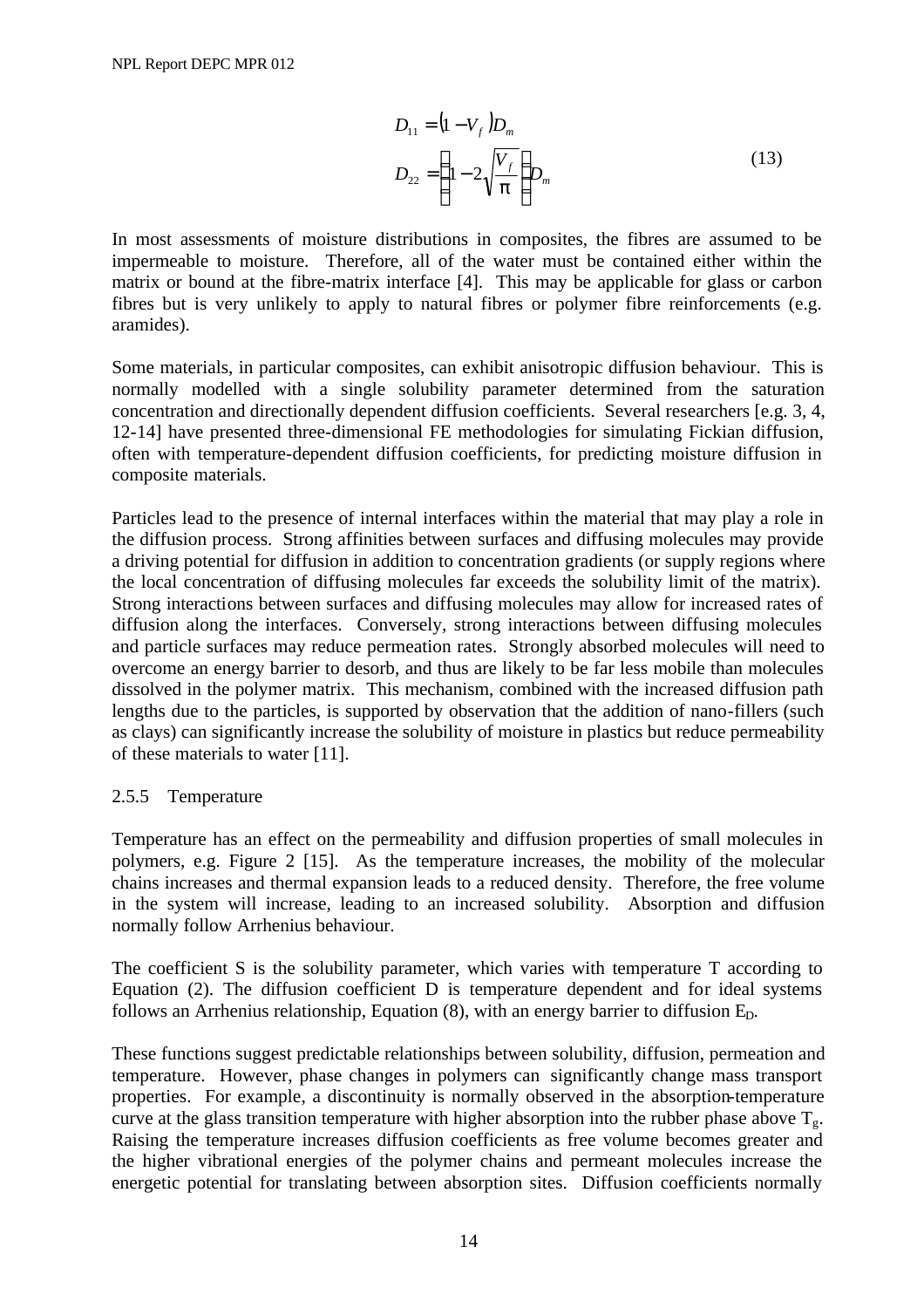$$D_{11} = (1 - V_f) D_m$$
$$D_{22} = \left(1 - 2\sqrt{\frac{V_f}{\pi}}\right) D_m \tag{13}$$

In most assessments of moisture distributions in composites, the fibres are assumed to be impermeable to moisture. Therefore, all of the water must be contained either within the matrix or bound at the fibre-matrix interface [4]. This may be applicable for glass or carbon fibres but is very unlikely to apply to natural fibres or polymer fibre reinforcements (e.g. aramides).

Some materials, in particular composites, can exhibit anisotropic diffusion behaviour. This is normally modelled with a single solubility parameter determined from the saturation concentration and directionally dependent diffusion coefficients. Several researchers [e.g. 3, 4, 12-14] have presented three-dimensional FE methodologies for simulating Fickian diffusion, often with temperature-dependent diffusion coefficients, for predicting moisture diffusion in composite materials.

Particles lead to the presence of internal interfaces within the material that may play a role in the diffusion process. Strong affinities between surfaces and diffusing molecules may provide a driving potential for diffusion in addition to concentration gradients (or supply regions where the local concentration of diffusing molecules far exceeds the solubility limit of the matrix). Strong interactions between surfaces and diffusing molecules may allow for increased rates of diffusion along the interfaces. Conversely, strong interactions between diffusing molecules and particle surfaces may reduce permeation rates. Strongly absorbed molecules will need to overcome an energy barrier to desorb, and thus are likely to be far less mobile than molecules dissolved in the polymer matrix. This mechanism, combined with the increased diffusion path lengths due to the particles, is supported by observation that the addition of nano-fillers (such as clays) can significantly increase the solubility of moisture in plastics but reduce permeability of these materials to water [11].

### 2.5.5 Temperature

Temperature has an effect on the permeability and diffusion properties of small molecules in polymers, e.g. Figure 2 [15]. As the temperature increases, the mobility of the molecular chains increases and thermal expansion leads to a reduced density. Therefore, the free volume in the system will increase, leading to an increased solubility. Absorption and diffusion normally follow Arrhenius behaviour.

The coefficient S is the solubility parameter, which varies with temperature T according to Equation (2). The diffusion coefficient D is temperature dependent and for ideal systems follows an Arrhenius relationship, Equation (8), with an energy barrier to diffusion $E_D$.

These functions suggest predictable relationships between solubility, diffusion, permeation and temperature. However, phase changes in polymers can significantly change mass transport properties. For example, a discontinuity is normally observed in the absorption-temperature curve at the glass transition temperature with higher absorption into the rubber phase above $T_g$. Raising the temperature increases diffusion coefficients as free volume becomes greater and the higher vibrational energies of the polymer chains and permeant molecules increase the energetic potential for translating between absorption sites. Diffusion coefficients normally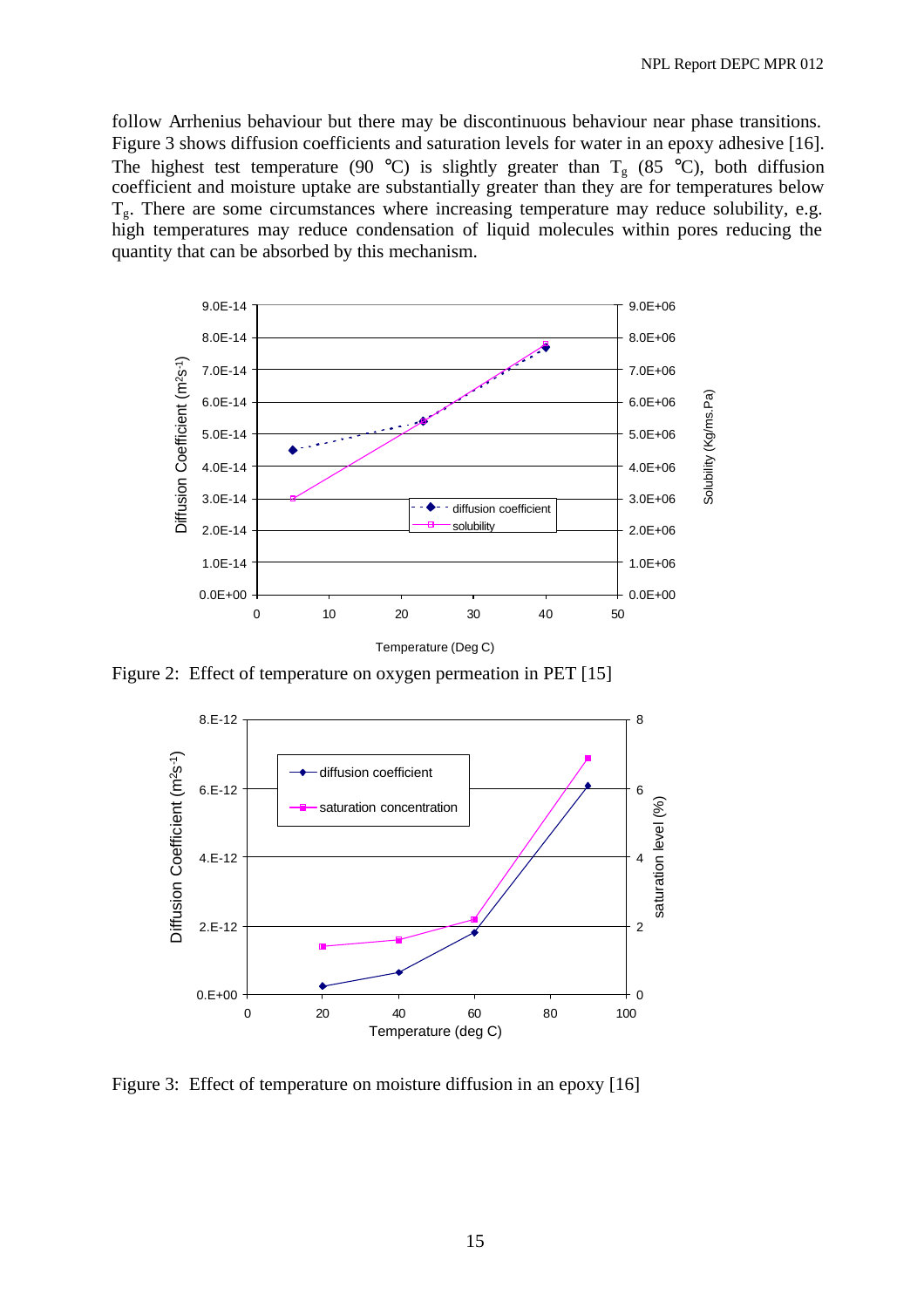follow Arrhenius behaviour but there may be discontinuous behaviour near phase transitions. Figure 3 shows diffusion coefficients and saturation levels for water in an epoxy adhesive [16]. The highest test temperature (90 °C) is slightly greater than $T_g$ (85 °C), both diffusion coefficient and moisture uptake are substantially greater than they are for temperatures below $T_g$. There are some circumstances where increasing temperature may reduce solubility, e.g. high temperatures may reduce condensation of liquid molecules within pores reducing the quantity that can be absorbed by this mechanism.

Figure 2: Effect of temperature on oxygen permeation in PET [15]

Figure 3: Effect of temperature on moisture diffusion in an epoxy [16]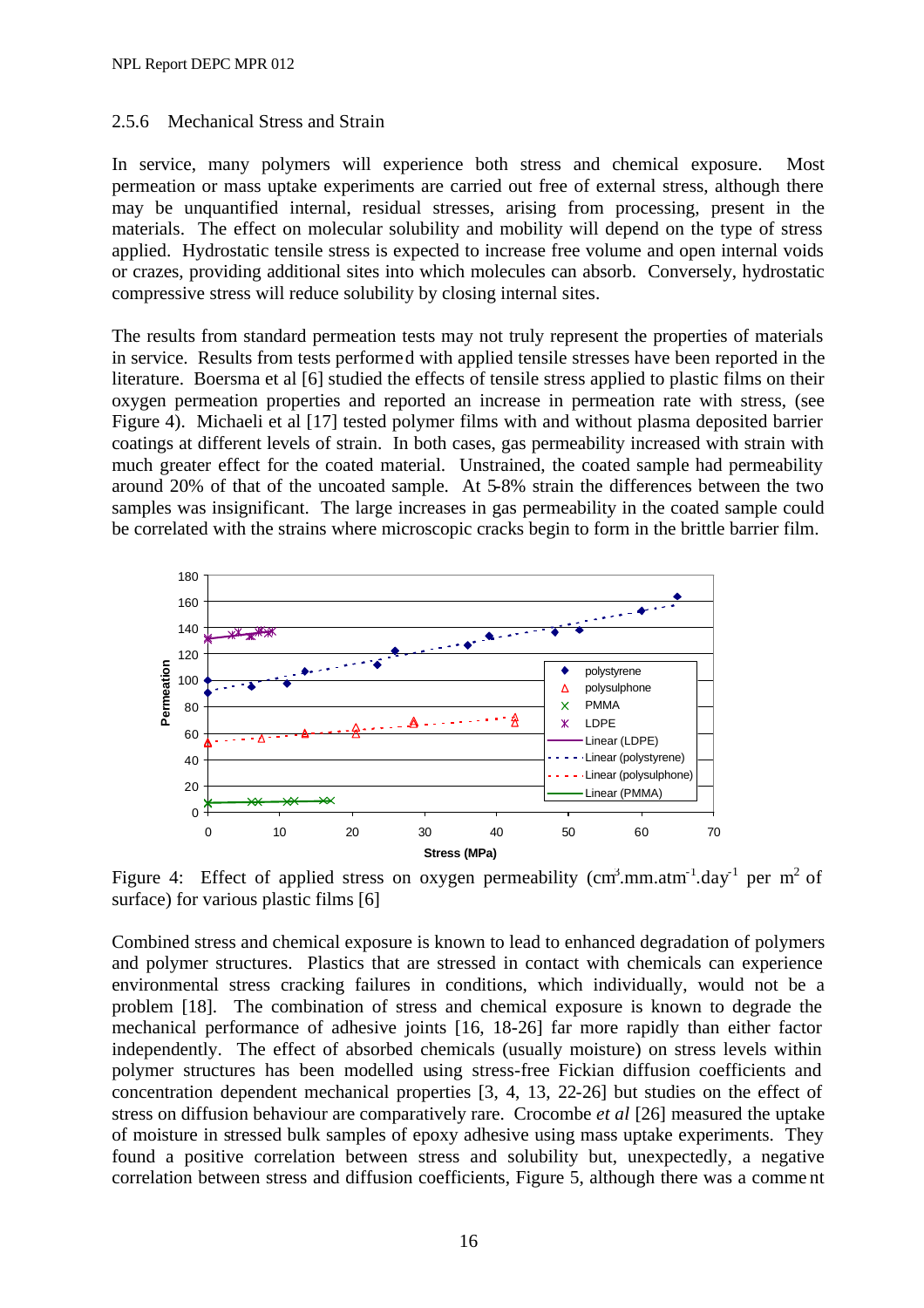### 2.5.6 Mechanical Stress and Strain

In service, many polymers will experience both stress and chemical exposure. Most permeation or mass uptake experiments are carried out free of external stress, although there may be unquantified internal, residual stresses, arising from processing, present in the materials. The effect on molecular solubility and mobility will depend on the type of stress applied. Hydrostatic tensile stress is expected to increase free volume and open internal voids or crazes, providing additional sites into which molecules can absorb. Conversely, hydrostatic compressive stress will reduce solubility by closing internal sites.

The results from standard permeation tests may not truly represent the properties of materials in service. Results from tests performed with applied tensile stresses have been reported in the literature. Boersma et al [6] studied the effects of tensile stress applied to plastic films on their oxygen permeation properties and reported an increase in permeation rate with stress, (see Figure 4). Michaeli et al [17] tested polymer films with and without plasma deposited barrier coatings at different levels of strain. In both cases, gas permeability increased with strain with much greater effect for the coated material. Unstrained, the coated sample had permeability around 20% of that of the uncoated sample. At 5-8% strain the differences between the two samples was insignificant. The large increases in gas permeability in the coated sample could be correlated with the strains where microscopic cracks begin to form in the brittle barrier film.

Figure 4: Effect of applied stress on oxygen permeability ($cm^3.mm.atm^{-1}.day^{-1}$ per $m^2$ of surface) for various plastic films [6]

Combined stress and chemical exposure is known to lead to enhanced degradation of polymers and polymer structures. Plastics that are stressed in contact with chemicals can experience environmental stress cracking failures in conditions, which individually, would not be a problem [18]. The combination of stress and chemical exposure is known to degrade the mechanical performance of adhesive joints [16, 18-26] far more rapidly than either factor independently. The effect of absorbed chemicals (usually moisture) on stress levels within polymer structures has been modelled using stress-free Fickian diffusion coefficients and concentration dependent mechanical properties [3, 4, 13, 22-26] but studies on the effect of stress on diffusion behaviour are comparatively rare. Crocombe *et al* [26] measured the uptake of moisture in stressed bulk samples of epoxy adhesive using mass uptake experiments. They found a positive correlation between stress and solubility but, unexpectedly, a negative correlation between stress and diffusion coefficients, Figure 5, although there was a comment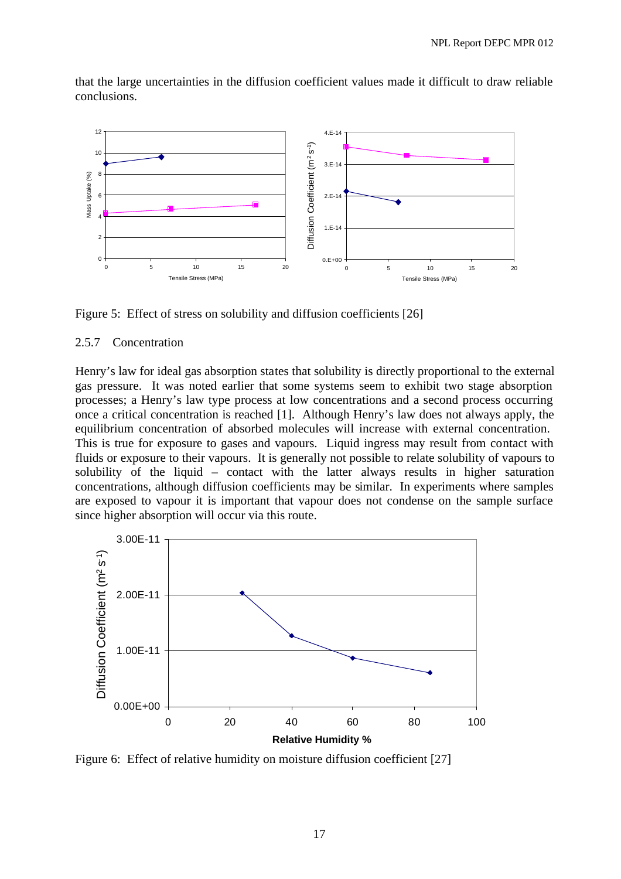that the large uncertainties in the diffusion coefficient values made it difficult to draw reliable conclusions.

Figure 5: Effect of stress on solubility and diffusion coefficients [26]

### 2.5.7 Concentration

Henry's law for ideal gas absorption states that solubility is directly proportional to the external gas pressure. It was noted earlier that some systems seem to exhibit two stage absorption processes; a Henry's law type process at low concentrations and a second process occurring once a critical concentration is reached [1]. Although Henry's law does not always apply, the equilibrium concentration of absorbed molecules will increase with external concentration. This is true for exposure to gases and vapours. Liquid ingress may result from contact with fluids or exposure to their vapours. It is generally not possible to relate solubility of vapours to solubility of the liquid – contact with the latter always results in higher saturation concentrations, although diffusion coefficients may be similar. In experiments where samples are exposed to vapour it is important that vapour does not condense on the sample surface since higher absorption will occur via this route.

Figure 6: Effect of relative humidity on moisture diffusion coefficient [27]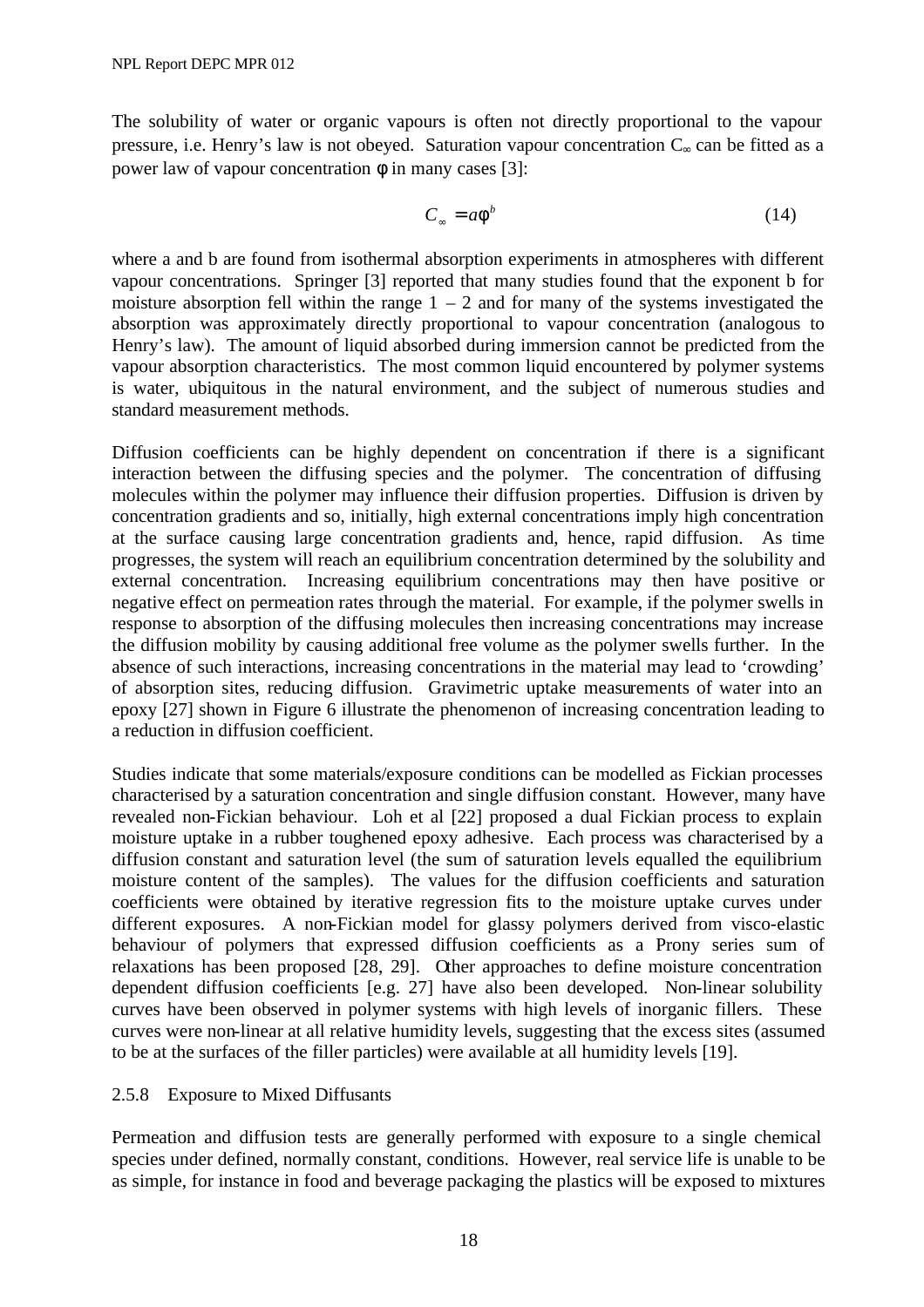The solubility of water or organic vapours is often not directly proportional to the vapour pressure, i.e. Henry's law is not obeyed. Saturation vapour concentration $C_\infty$ can be fitted as a power law of vapour concentration $\phi$ in many cases [3]:

$$C_\infty = a\phi^b \tag{14}$$

where a and b are found from isothermal absorption experiments in atmospheres with different vapour concentrations. Springer [3] reported that many studies found that the exponent b for moisture absorption fell within the range 1 – 2 and for many of the systems investigated the absorption was approximately directly proportional to vapour concentration (analogous to Henry's law). The amount of liquid absorbed during immersion cannot be predicted from the vapour absorption characteristics. The most common liquid encountered by polymer systems is water, ubiquitous in the natural environment, and the subject of numerous studies and standard measurement methods.

Diffusion coefficients can be highly dependent on concentration if there is a significant interaction between the diffusing species and the polymer. The concentration of diffusing molecules within the polymer may influence their diffusion properties. Diffusion is driven by concentration gradients and so, initially, high external concentrations imply high concentration at the surface causing large concentration gradients and, hence, rapid diffusion. As time progresses, the system will reach an equilibrium concentration determined by the solubility and external concentration. Increasing equilibrium concentrations may then have positive or negative effect on permeation rates through the material. For example, if the polymer swells in response to absorption of the diffusing molecules then increasing concentrations may increase the diffusion mobility by causing additional free volume as the polymer swells further. In the absence of such interactions, increasing concentrations in the material may lead to 'crowding' of absorption sites, reducing diffusion. Gravimetric uptake measurements of water into an epoxy [27] shown in Figure 6 illustrate the phenomenon of increasing concentration leading to a reduction in diffusion coefficient.

Studies indicate that some materials/exposure conditions can be modelled as Fickian processes characterised by a saturation concentration and single diffusion constant. However, many have revealed non-Fickian behaviour. Loh et al [22] proposed a dual Fickian process to explain moisture uptake in a rubber toughened epoxy adhesive. Each process was characterised by a diffusion constant and saturation level (the sum of saturation levels equalled the equilibrium moisture content of the samples). The values for the diffusion coefficients and saturation coefficients were obtained by iterative regression fits to the moisture uptake curves under different exposures. A non-Fickian model for glassy polymers derived from visco-elastic behaviour of polymers that expressed diffusion coefficients as a Prony series sum of relaxations has been proposed [28, 29]. Other approaches to define moisture concentration dependent diffusion coefficients [e.g. 27] have also been developed. Non-linear solubility curves have been observed in polymer systems with high levels of inorganic fillers. These curves were non-linear at all relative humidity levels, suggesting that the excess sites (assumed to be at the surfaces of the filler particles) were available at all humidity levels [19].

### 2.5.8 Exposure to Mixed Diffusants

Permeation and diffusion tests are generally performed with exposure to a single chemical species under defined, normally constant, conditions. However, real service life is unable to be as simple, for instance in food and beverage packaging the plastics will be exposed to mixtures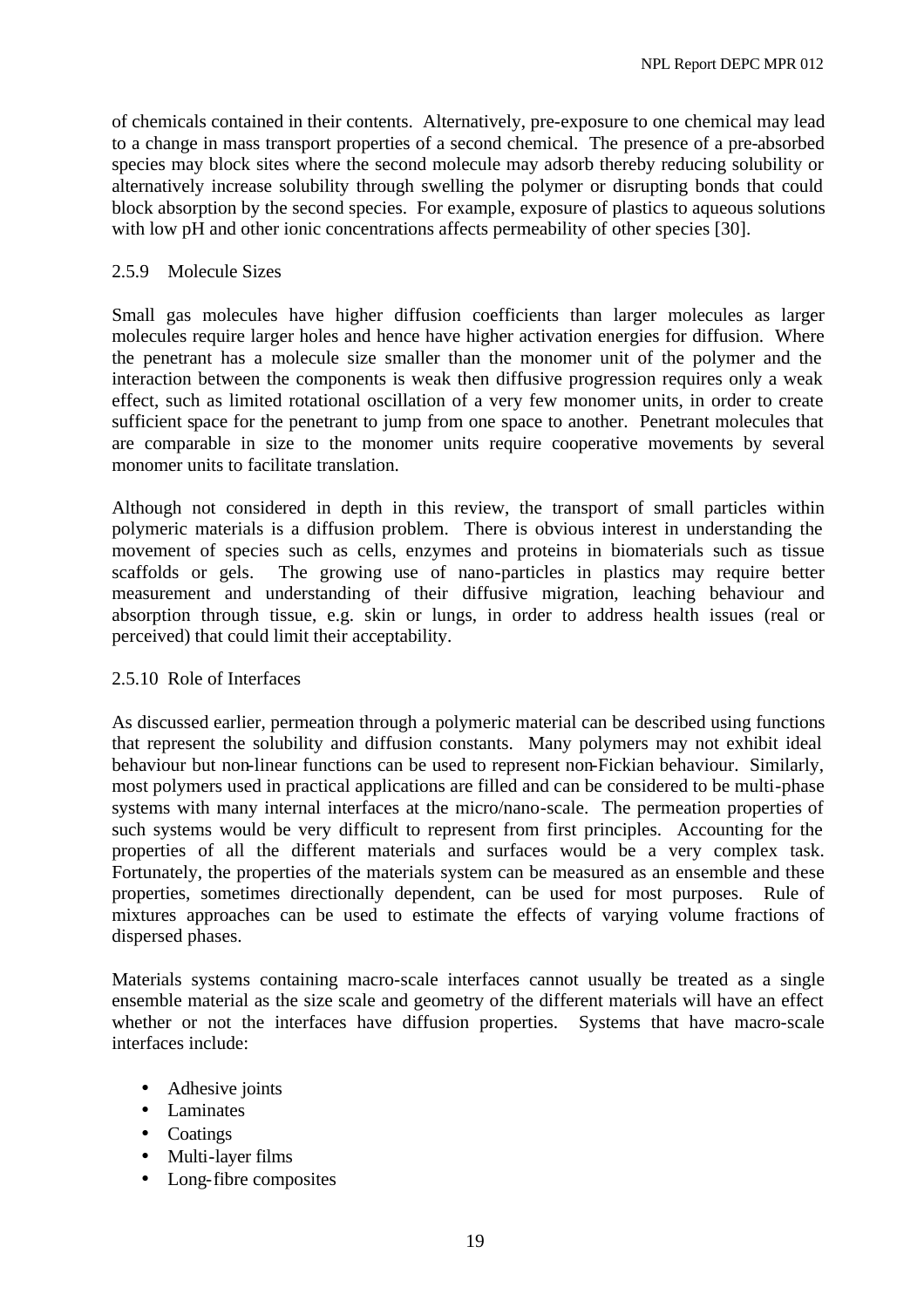of chemicals contained in their contents. Alternatively, pre-exposure to one chemical may lead to a change in mass transport properties of a second chemical. The presence of a pre-absorbed species may block sites where the second molecule may adsorb thereby reducing solubility or alternatively increase solubility through swelling the polymer or disrupting bonds that could block absorption by the second species. For example, exposure of plastics to aqueous solutions with low pH and other ionic concentrations affects permeability of other species [30].

### 2.5.9 Molecule Sizes

Small gas molecules have higher diffusion coefficients than larger molecules as larger molecules require larger holes and hence have higher activation energies for diffusion. Where the penetrant has a molecule size smaller than the monomer unit of the polymer and the interaction between the components is weak then diffusive progression requires only a weak effect, such as limited rotational oscillation of a very few monomer units, in order to create sufficient space for the penetrant to jump from one space to another. Penetrant molecules that are comparable in size to the monomer units require cooperative movements by several monomer units to facilitate translation.

Although not considered in depth in this review, the transport of small particles within polymeric materials is a diffusion problem. There is obvious interest in understanding the movement of species such as cells, enzymes and proteins in biomaterials such as tissue scaffolds or gels. The growing use of nano-particles in plastics may require better measurement and understanding of their diffusive migration, leaching behaviour and absorption through tissue, e.g. skin or lungs, in order to address health issues (real or perceived) that could limit their acceptability.

### 2.5.10 Role of Interfaces

As discussed earlier, permeation through a polymeric material can be described using functions that represent the solubility and diffusion constants. Many polymers may not exhibit ideal behaviour but non-linear functions can be used to represent non-Fickian behaviour. Similarly, most polymers used in practical applications are filled and can be considered to be multi-phase systems with many internal interfaces at the micro/nano-scale. The permeation properties of such systems would be very difficult to represent from first principles. Accounting for the properties of all the different materials and surfaces would be a very complex task. Fortunately, the properties of the materials system can be measured as an ensemble and these properties, sometimes directionally dependent, can be used for most purposes. Rule of mixtures approaches can be used to estimate the effects of varying volume fractions of dispersed phases.

Materials systems containing macro-scale interfaces cannot usually be treated as a single ensemble material as the size scale and geometry of the different materials will have an effect whether or not the interfaces have diffusion properties. Systems that have macro-scale interfaces include:

- Adhesive joints
- Laminates
- Coatings
- Multi-layer films
- Long-fibre composites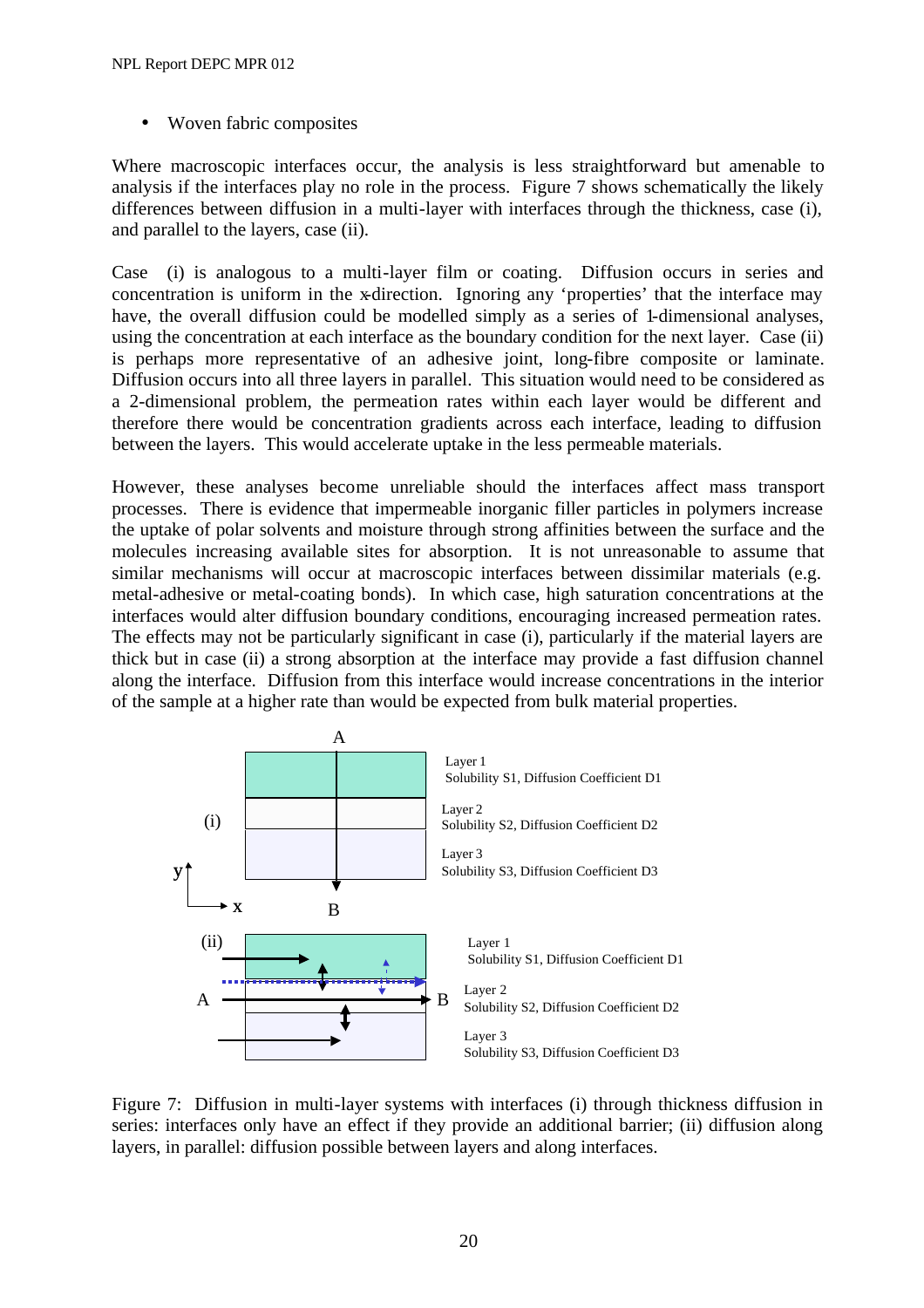- Woven fabric composites

Where macroscopic interfaces occur, the analysis is less straightforward but amenable to analysis if the interfaces play no role in the process. Figure 7 shows schematically the likely differences between diffusion in a multi-layer with interfaces through the thickness, case (i), and parallel to the layers, case (ii).

Case (i) is analogous to a multi-layer film or coating. Diffusion occurs in series and concentration is uniform in the x-direction. Ignoring any 'properties' that the interface may have, the overall diffusion could be modelled simply as a series of 1-dimensional analyses, using the concentration at each interface as the boundary condition for the next layer. Case (ii) is perhaps more representative of an adhesive joint, long-fibre composite or laminate. Diffusion occurs into all three layers in parallel. This situation would need to be considered as a 2-dimensional problem, the permeation rates within each layer would be different and therefore there would be concentration gradients across each interface, leading to diffusion between the layers. This would accelerate uptake in the less permeable materials.

However, these analyses become unreliable should the interfaces affect mass transport processes. There is evidence that impermeable inorganic filler particles in polymers increase the uptake of polar solvents and moisture through strong affinities between the surface and the molecules increasing available sites for absorption. It is not unreasonable to assume that similar mechanisms will occur at macroscopic interfaces between dissimilar materials (e.g. metal-adhesive or metal-coating bonds). In which case, high saturation concentrations at the interfaces would alter diffusion boundary conditions, encouraging increased permeation rates. The effects may not be particularly significant in case (i), particularly if the material layers are thick but in case (ii) a strong absorption at the interface may provide a fast diffusion channel along the interface. Diffusion from this interface would increase concentrations in the interior of the sample at a higher rate than would be expected from bulk material properties.

Figure 7: Diffusion in multi-layer systems with interfaces (i) through thickness diffusion in series: interfaces only have an effect if they provide an additional barrier; (ii) diffusion along layers, in parallel: diffusion possible between layers and along interfaces.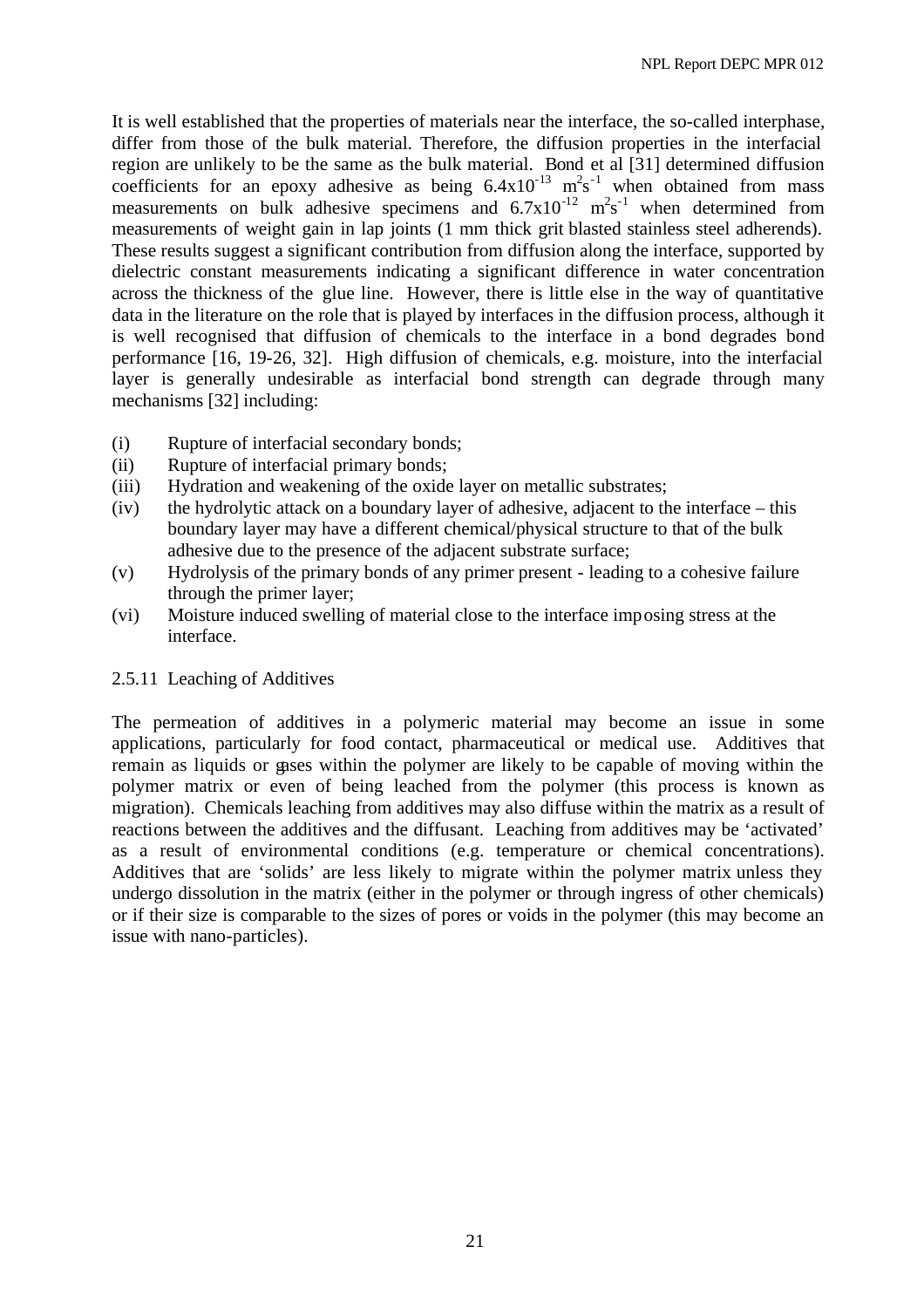It is well established that the properties of materials near the interface, the so-called interphase, differ from those of the bulk material. Therefore, the diffusion properties in the interfacial region are unlikely to be the same as the bulk material. Bond et al [31] determined diffusion coefficients for an epoxy adhesive as being $6.4 \times 10^{-13}$ $m^2s^{-1}$ when obtained from mass measurements on bulk adhesive specimens and $6.7 \times 10^{-12}$ $m^2s^{-1}$ when determined from measurements of weight gain in lap joints (1 mm thick grit blasted stainless steel adherends). These results suggest a significant contribution from diffusion along the interface, supported by dielectric constant measurements indicating a significant difference in water concentration across the thickness of the glue line. However, there is little else in the way of quantitative data in the literature on the role that is played by interfaces in the diffusion process, although it is well recognised that diffusion of chemicals to the interface in a bond degrades bond performance [16, 19-26, 32]. High diffusion of chemicals, e.g. moisture, into the interfacial layer is generally undesirable as interfacial bond strength can degrade through many mechanisms [32] including:

(i) Rupture of interfacial secondary bonds;
(ii) Rupture of interfacial primary bonds;
(iii) Hydration and weakening of the oxide layer on metallic substrates;
(iv) the hydrolytic attack on a boundary layer of adhesive, adjacent to the interface – this boundary layer may have a different chemical/physical structure to that of the bulk adhesive due to the presence of the adjacent substrate surface;
(v) Hydrolysis of the primary bonds of any primer present - leading to a cohesive failure through the primer layer;
(vi) Moisture induced swelling of material close to the interface imposing stress at the interface.

### 2.5.11 Leaching of Additives

The permeation of additives in a polymeric material may become an issue in some applications, particularly for food contact, pharmaceutical or medical use. Additives that remain as liquids or gases within the polymer are likely to be capable of moving within the polymer matrix or even of being leached from the polymer (this process is known as migration). Chemicals leaching from additives may also diffuse within the matrix as a result of reactions between the additives and the diffusant. Leaching from additives may be 'activated' as a result of environmental conditions (e.g. temperature or chemical concentrations). Additives that are 'solids' are less likely to migrate within the polymer matrix unless they undergo dissolution in the matrix (either in the polymer or through ingress of other chemicals) or if their size is comparable to the sizes of pores or voids in the polymer (this may become an issue with nano-particles).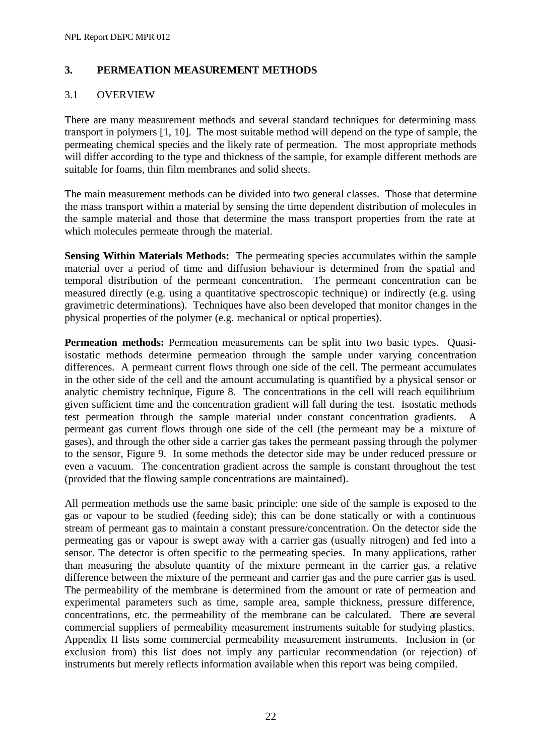## 3. PERMEATION MEASUREMENT METHODS

### 3.1 OVERVIEW

There are many measurement methods and several standard techniques for determining mass transport in polymers [1, 10]. The most suitable method will depend on the type of sample, the permeating chemical species and the likely rate of permeation. The most appropriate methods will differ according to the type and thickness of the sample, for example different methods are suitable for foams, thin film membranes and solid sheets.

The main measurement methods can be divided into two general classes. Those that determine the mass transport within a material by sensing the time dependent distribution of molecules in the sample material and those that determine the mass transport properties from the rate at which molecules permeate through the material.

**Sensing Within Materials Methods:** The permeating species accumulates within the sample material over a period of time and diffusion behaviour is determined from the spatial and temporal distribution of the permeant concentration. The permeant concentration can be measured directly (e.g. using a quantitative spectroscopic technique) or indirectly (e.g. using gravimetric determinations). Techniques have also been developed that monitor changes in the physical properties of the polymer (e.g. mechanical or optical properties).

**Permeation methods:** Permeation measurements can be split into two basic types. Quasi-isostatic methods determine permeation through the sample under varying concentration differences. A permeant current flows through one side of the cell. The permeant accumulates in the other side of the cell and the amount accumulating is quantified by a physical sensor or analytic chemistry technique, Figure 8. The concentrations in the cell will reach equilibrium given sufficient time and the concentration gradient will fall during the test. Isostatic methods test permeation through the sample material under constant concentration gradients. A permeant gas current flows through one side of the cell (the permeant may be a mixture of gases), and through the other side a carrier gas takes the permeant passing through the polymer to the sensor, Figure 9. In some methods the detector side may be under reduced pressure or even a vacuum. The concentration gradient across the sample is constant throughout the test (provided that the flowing sample concentrations are maintained).

All permeation methods use the same basic principle: one side of the sample is exposed to the gas or vapour to be studied (feeding side); this can be done statically or with a continuous stream of permeant gas to maintain a constant pressure/concentration. On the detector side the permeating gas or vapour is swept away with a carrier gas (usually nitrogen) and fed into a sensor. The detector is often specific to the permeating species. In many applications, rather than measuring the absolute quantity of the mixture permeant in the carrier gas, a relative difference between the mixture of the permeant and carrier gas and the pure carrier gas is used. The permeability of the membrane is determined from the amount or rate of permeation and experimental parameters such as time, sample area, sample thickness, pressure difference, concentrations, etc. the permeability of the membrane can be calculated. There are several commercial suppliers of permeability measurement instruments suitable for studying plastics. Appendix II lists some commercial permeability measurement instruments. Inclusion in (or exclusion from) this list does not imply any particular recommendation (or rejection) of instruments but merely reflects information available when this report was being compiled.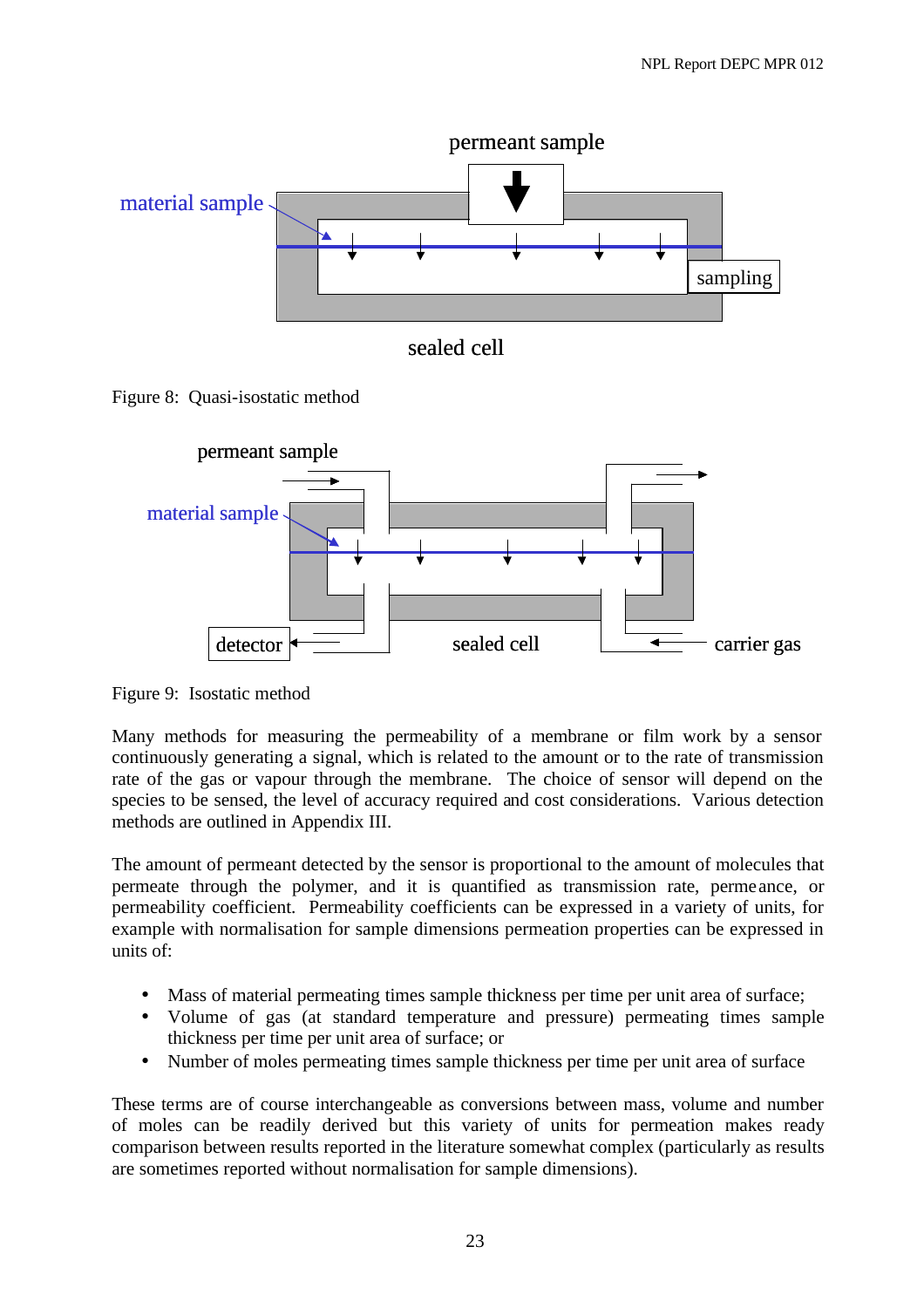Figure 8: Quasi-isostatic method

Figure 9: Isostatic method

Many methods for measuring the permeability of a membrane or film work by a sensor continuously generating a signal, which is related to the amount or to the rate of transmission rate of the gas or vapour through the membrane. The choice of sensor will depend on the species to be sensed, the level of accuracy required and cost considerations. Various detection methods are outlined in Appendix III.

The amount of permeant detected by the sensor is proportional to the amount of molecules that permeate through the polymer, and it is quantified as transmission rate, permeance, or permeability coefficient. Permeability coefficients can be expressed in a variety of units, for example with normalisation for sample dimensions permeation properties can be expressed in units of:

- Mass of material permeating times sample thickness per time per unit area of surface;
- Volume of gas (at standard temperature and pressure) permeating times sample thickness per time per unit area of surface; or
- Number of moles permeating times sample thickness per time per unit area of surface

These terms are of course interchangeable as conversions between mass, volume and number of moles can be readily derived but this variety of units for permeation makes ready comparison between results reported in the literature somewhat complex (particularly as results are sometimes reported without normalisation for sample dimensions).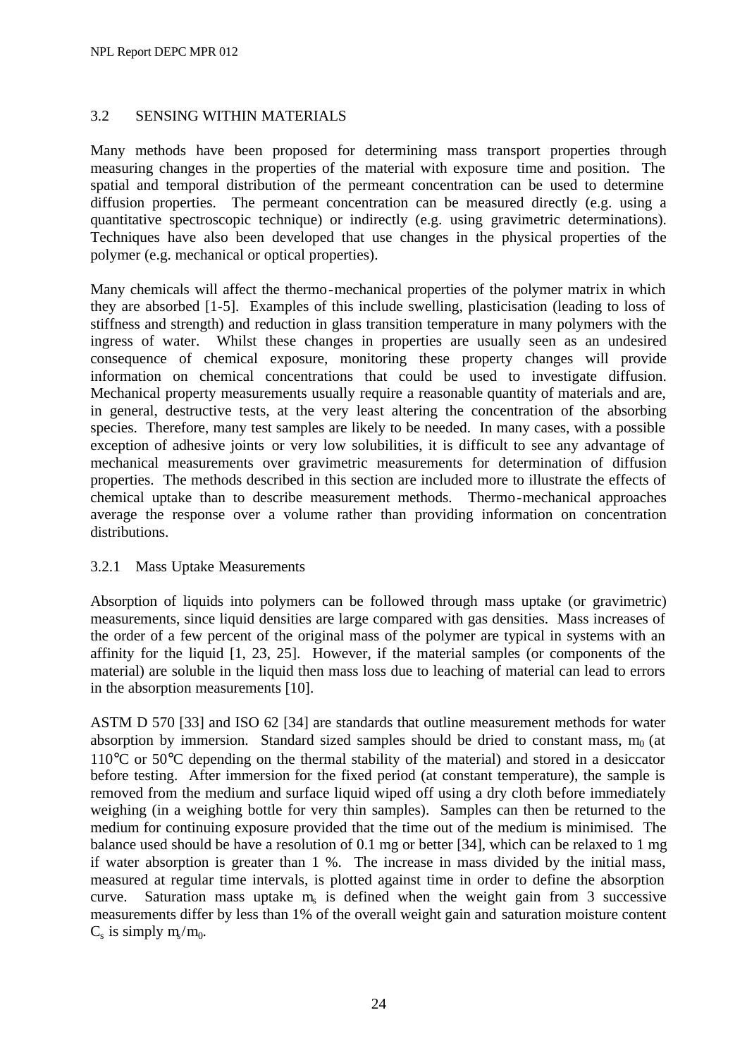## 3.2 SENSING WITHIN MATERIALS

Many methods have been proposed for determining mass transport properties through measuring changes in the properties of the material with exposure time and position. The spatial and temporal distribution of the permeant concentration can be used to determine diffusion properties. The permeant concentration can be measured directly (e.g. using a quantitative spectroscopic technique) or indirectly (e.g. using gravimetric determinations). Techniques have also been developed that use changes in the physical properties of the polymer (e.g. mechanical or optical properties).

Many chemicals will affect the thermo-mechanical properties of the polymer matrix in which they are absorbed [1-5]. Examples of this include swelling, plasticisation (leading to loss of stiffness and strength) and reduction in glass transition temperature in many polymers with the ingress of water. Whilst these changes in properties are usually seen as an undesired consequence of chemical exposure, monitoring these property changes will provide information on chemical concentrations that could be used to investigate diffusion. Mechanical property measurements usually require a reasonable quantity of materials and are, in general, destructive tests, at the very least altering the concentration of the absorbing species. Therefore, many test samples are likely to be needed. In many cases, with a possible exception of adhesive joints or very low solubilities, it is difficult to see any advantage of mechanical measurements over gravimetric measurements for determination of diffusion properties. The methods described in this section are included more to illustrate the effects of chemical uptake than to describe measurement methods. Thermo-mechanical approaches average the response over a volume rather than providing information on concentration distributions.

### 3.2.1 Mass Uptake Measurements

Absorption of liquids into polymers can be followed through mass uptake (or gravimetric) measurements, since liquid densities are large compared with gas densities. Mass increases of the order of a few percent of the original mass of the polymer are typical in systems with an affinity for the liquid [1, 23, 25]. However, if the material samples (or components of the material) are soluble in the liquid then mass loss due to leaching of material can lead to errors in the absorption measurements [10].

ASTM D 570 [33] and ISO 62 [34] are standards that outline measurement methods for water absorption by immersion. Standard sized samples should be dried to constant mass, $m_0$ (at 110°C or 50°C depending on the thermal stability of the material) and stored in a desiccator before testing. After immersion for the fixed period (at constant temperature), the sample is removed from the medium and surface liquid wiped off using a dry cloth before immediately weighing (in a weighing bottle for very thin samples). Samples can then be returned to the medium for continuing exposure provided that the time out of the medium is minimised. The balance used should be have a resolution of 0.1 mg or better [34], which can be relaxed to 1 mg if water absorption is greater than 1 %. The increase in mass divided by the initial mass, measured at regular time intervals, is plotted against time in order to define the absorption curve. Saturation mass uptake $m_s$ is defined when the weight gain from 3 successive measurements differ by less than 1% of the overall weight gain and saturation moisture content $C_s$ is simply $m_s/m_0$.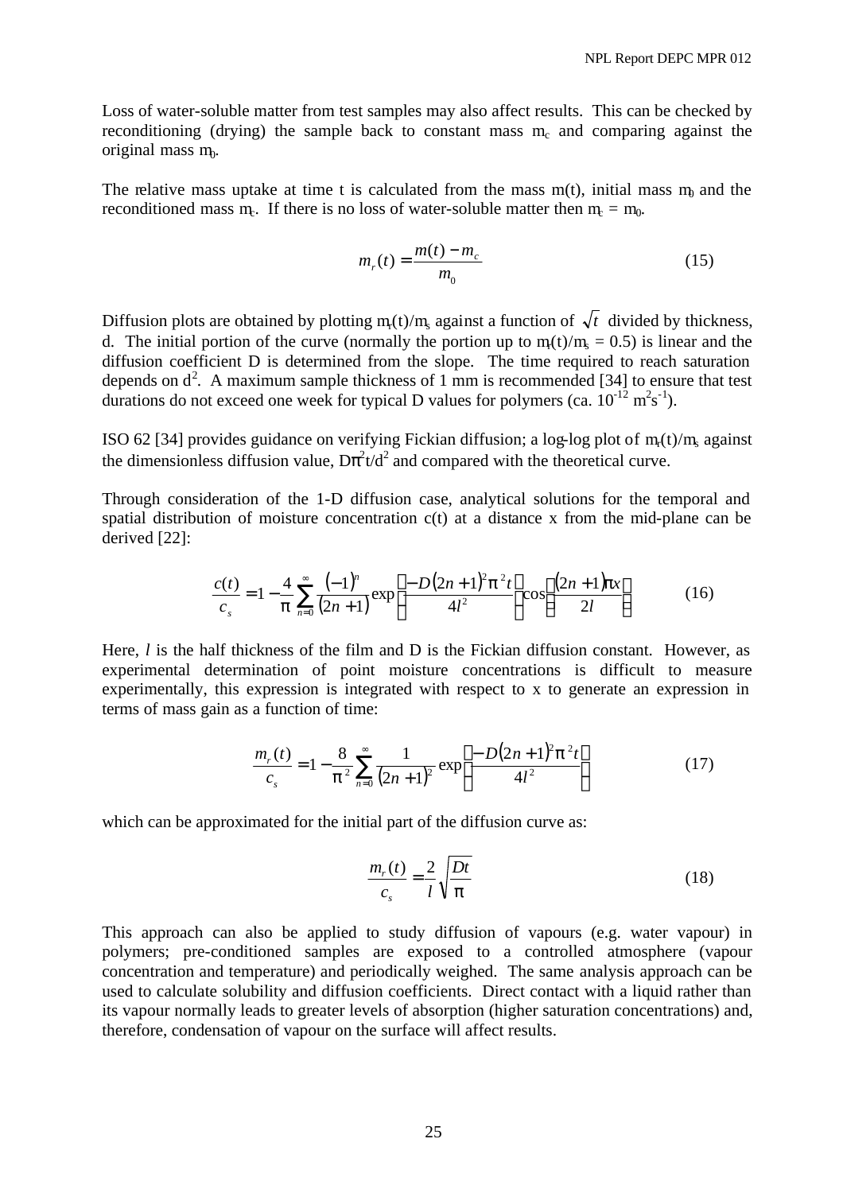Loss of water-soluble matter from test samples may also affect results. This can be checked by reconditioning (drying) the sample back to constant mass $m_c$ and comparing against the original mass $m_0$.

The relative mass uptake at time t is calculated from the mass m(t), initial mass $m_0$ and the reconditioned mass $m_c$. If there is no loss of water-soluble matter then $m_c = m_0$.

$$m_r(t) = \frac{m(t) - m_c}{m_0} \tag{15}$$

Diffusion plots are obtained by plotting $m_r(t)/m_s$ against a function of $\sqrt{t}$ divided by thickness, d. The initial portion of the curve (normally the portion up to $m_r(t)/m_s = 0.5$) is linear and the diffusion coefficient D is determined from the slope. The time required to reach saturation depends on $d^2$. A maximum sample thickness of 1 mm is recommended [34] to ensure that test durations do not exceed one week for typical D values for polymers (ca. $10^{-12}$ $m^2s^{-1}$).

ISO 62 [34] provides guidance on verifying Fickian diffusion; a log-log plot of $m_r(t)/m_s$ against the dimensionless diffusion value, $D\pi^2 t/d^2$ and compared with the theoretical curve.

Through consideration of the 1-D diffusion case, analytical solutions for the temporal and spatial distribution of moisture concentration c(t) at a distance x from the mid-plane can be derived [22]:

$$\frac{c(t)}{c_s} = 1 - \frac{4}{\pi}\sum_{n=0}^{\infty}\frac{(-1)^n}{(2n+1)}\exp\left(\frac{-D(2n+1)^2\pi^2 t}{4l^2}\right)\cos\left(\frac{(2n+1)\pi x}{2l}\right) \tag{16}$$

Here, *l* is the half thickness of the film and D is the Fickian diffusion constant. However, as experimental determination of point moisture concentrations is difficult to measure experimentally, this expression is integrated with respect to x to generate an expression in terms of mass gain as a function of time:

$$\frac{m_r(t)}{c_s} = 1 - \frac{8}{\pi^2}\sum_{n=0}^{\infty}\frac{1}{(2n+1)^2}\exp\left(\frac{-D(2n+1)^2\pi^2 t}{4l^2}\right) \tag{17}$$

which can be approximated for the initial part of the diffusion curve as:

$$\frac{m_r(t)}{c_s} = \frac{2}{l}\sqrt{\frac{Dt}{\pi}} \tag{18}$$

This approach can also be applied to study diffusion of vapours (e.g. water vapour) in polymers; pre-conditioned samples are exposed to a controlled atmosphere (vapour concentration and temperature) and periodically weighed. The same analysis approach can be used to calculate solubility and diffusion coefficients. Direct contact with a liquid rather than its vapour normally leads to greater levels of absorption (higher saturation concentrations) and, therefore, condensation of vapour on the surface will affect results.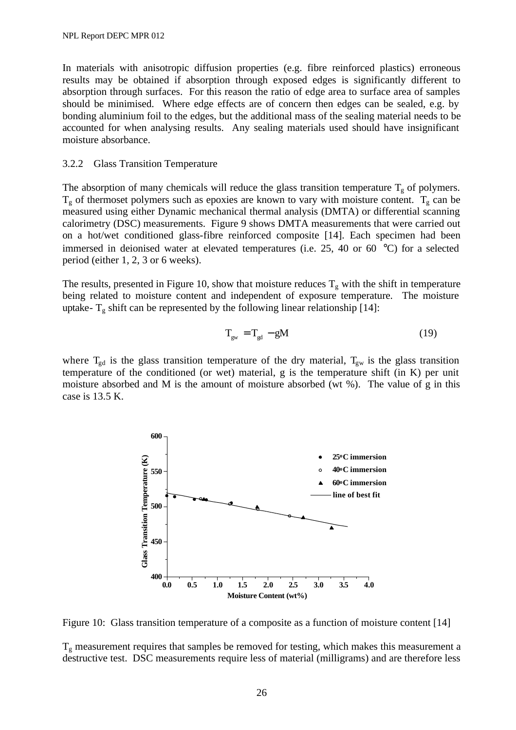In materials with anisotropic diffusion properties (e.g. fibre reinforced plastics) erroneous results may be obtained if absorption through exposed edges is significantly different to absorption through surfaces. For this reason the ratio of edge area to surface area of samples should be minimised. Where edge effects are of concern then edges can be sealed, e.g. by bonding aluminium foil to the edges, but the additional mass of the sealing material needs to be accounted for when analysing results. Any sealing materials used should have insignificant moisture absorbance.

### 3.2.2 Glass Transition Temperature

The absorption of many chemicals will reduce the glass transition temperature $T_g$ of polymers. $T_g$ of thermoset polymers such as epoxies are known to vary with moisture content. $T_g$ can be measured using either Dynamic mechanical thermal analysis (DMTA) or differential scanning calorimetry (DSC) measurements. Figure 9 shows DMTA measurements that were carried out on a hot/wet conditioned glass-fibre reinforced composite [14]. Each specimen had been immersed in deionised water at elevated temperatures (i.e. 25, 40 or 60 °C) for a selected period (either 1, 2, 3 or 6 weeks).

The results, presented in Figure 10, show that moisture reduces $T_g$ with the shift in temperature being related to moisture content and independent of exposure temperature. The moisture uptake- $T_g$ shift can be represented by the following linear relationship [14]:

$$T_{gw} = T_{gd} - gM \tag{19}$$

where $T_{gd}$ is the glass transition temperature of the dry material, $T_{gw}$ is the glass transition temperature of the conditioned (or wet) material, g is the temperature shift (in K) per unit moisture absorbed and M is the amount of moisture absorbed (wt %). The value of g in this case is 13.5 K.

Figure 10: Glass transition temperature of a composite as a function of moisture content [14]

$T_g$ measurement requires that samples be removed for testing, which makes this measurement a destructive test. DSC measurements require less of material (milligrams) and are therefore less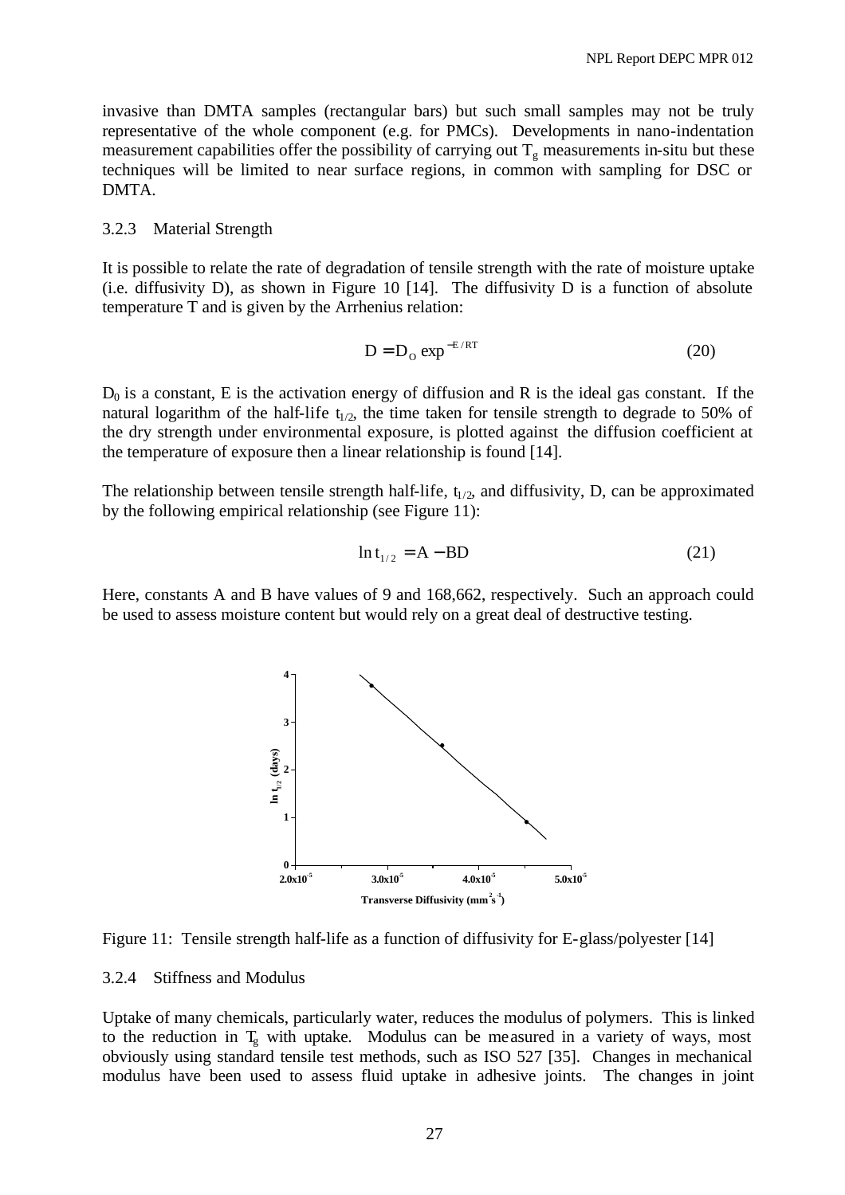invasive than DMTA samples (rectangular bars) but such small samples may not be truly representative of the whole component (e.g. for PMCs). Developments in nano-indentation measurement capabilities offer the possibility of carrying out $T_g$ measurements in-situ but these techniques will be limited to near surface regions, in common with sampling for DSC or DMTA.

### 3.2.3 Material Strength

It is possible to relate the rate of degradation of tensile strength with the rate of moisture uptake (i.e. diffusivity D), as shown in Figure 10 [14]. The diffusivity D is a function of absolute temperature T and is given by the Arrhenius relation:

$$D = D_O \exp^{-E/RT} \tag{20}$$

$D_0$ is a constant, E is the activation energy of diffusion and R is the ideal gas constant. If the natural logarithm of the half-life $t_{1/2}$, the time taken for tensile strength to degrade to 50% of the dry strength under environmental exposure, is plotted against the diffusion coefficient at the temperature of exposure then a linear relationship is found [14].

The relationship between tensile strength half-life, $t_{1/2}$, and diffusivity, D, can be approximated by the following empirical relationship (see Figure 11):

$$\ln t_{1/2} = A - BD \tag{21}$$

Here, constants A and B have values of 9 and 168,662, respectively. Such an approach could be used to assess moisture content but would rely on a great deal of destructive testing.

Figure 11: Tensile strength half-life as a function of diffusivity for E-glass/polyester [14]

### 3.2.4 Stiffness and Modulus

Uptake of many chemicals, particularly water, reduces the modulus of polymers. This is linked to the reduction in $T_g$ with uptake. Modulus can be measured in a variety of ways, most obviously using standard tensile test methods, such as ISO 527 [35]. Changes in mechanical modulus have been used to assess fluid uptake in adhesive joints. The changes in joint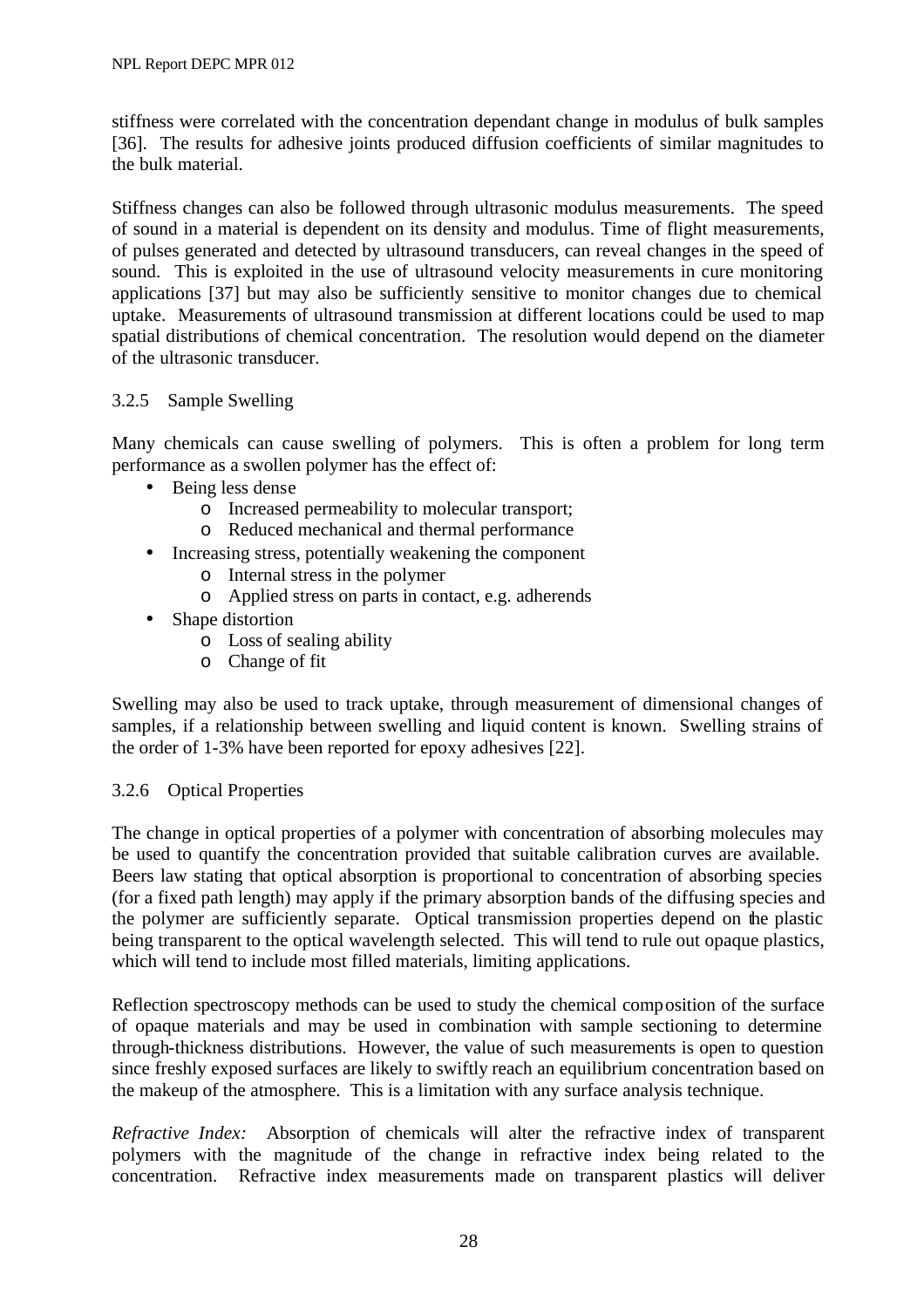stiffness were correlated with the concentration dependant change in modulus of bulk samples [36]. The results for adhesive joints produced diffusion coefficients of similar magnitudes to the bulk material.

Stiffness changes can also be followed through ultrasonic modulus measurements. The speed of sound in a material is dependent on its density and modulus. Time of flight measurements, of pulses generated and detected by ultrasound transducers, can reveal changes in the speed of sound. This is exploited in the use of ultrasound velocity measurements in cure monitoring applications [37] but may also be sufficiently sensitive to monitor changes due to chemical uptake. Measurements of ultrasound transmission at different locations could be used to map spatial distributions of chemical concentration. The resolution would depend on the diameter of the ultrasonic transducer.

### 3.2.5 Sample Swelling

Many chemicals can cause swelling of polymers. This is often a problem for long term performance as a swollen polymer has the effect of:

- Being less dense
  - Increased permeability to molecular transport;
  - Reduced mechanical and thermal performance
- Increasing stress, potentially weakening the component
  - Internal stress in the polymer
  - Applied stress on parts in contact, e.g. adherends
- Shape distortion
  - Loss of sealing ability
  - Change of fit

Swelling may also be used to track uptake, through measurement of dimensional changes of samples, if a relationship between swelling and liquid content is known. Swelling strains of the order of 1-3% have been reported for epoxy adhesives [22].

### 3.2.6 Optical Properties

The change in optical properties of a polymer with concentration of absorbing molecules may be used to quantify the concentration provided that suitable calibration curves are available. Beers law stating that optical absorption is proportional to concentration of absorbing species (for a fixed path length) may apply if the primary absorption bands of the diffusing species and the polymer are sufficiently separate. Optical transmission properties depend on the plastic being transparent to the optical wavelength selected. This will tend to rule out opaque plastics, which will tend to include most filled materials, limiting applications.

Reflection spectroscopy methods can be used to study the chemical composition of the surface of opaque materials and may be used in combination with sample sectioning to determine through-thickness distributions. However, the value of such measurements is open to question since freshly exposed surfaces are likely to swiftly reach an equilibrium concentration based on the makeup of the atmosphere. This is a limitation with any surface analysis technique.

*Refractive Index:* Absorption of chemicals will alter the refractive index of transparent polymers with the magnitude of the change in refractive index being related to the concentration. Refractive index measurements made on transparent plastics will deliver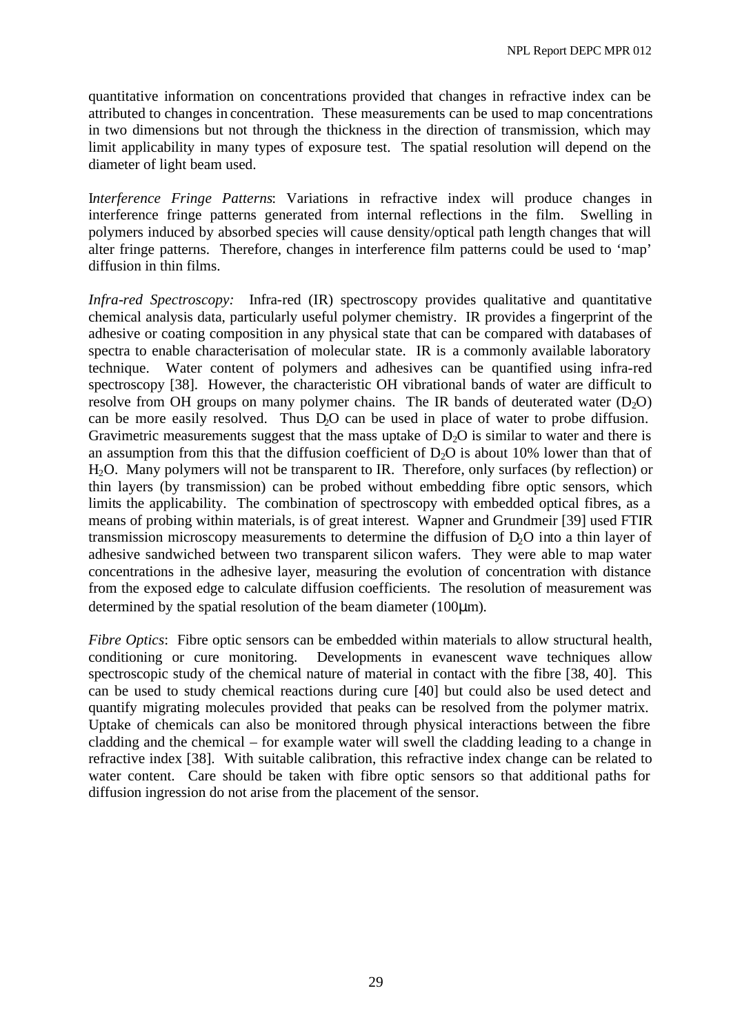quantitative information on concentrations provided that changes in refractive index can be attributed to changes in concentration. These measurements can be used to map concentrations in two dimensions but not through the thickness in the direction of transmission, which may limit applicability in many types of exposure test. The spatial resolution will depend on the diameter of light beam used.

I*nterference Fringe Patterns*: Variations in refractive index will produce changes in interference fringe patterns generated from internal reflections in the film. Swelling in polymers induced by absorbed species will cause density/optical path length changes that will alter fringe patterns. Therefore, changes in interference film patterns could be used to 'map' diffusion in thin films.

*Infra-red Spectroscopy:* Infra-red (IR) spectroscopy provides qualitative and quantitative chemical analysis data, particularly useful polymer chemistry. IR provides a fingerprint of the adhesive or coating composition in any physical state that can be compared with databases of spectra to enable characterisation of molecular state. IR is a commonly available laboratory technique. Water content of polymers and adhesives can be quantified using infra-red spectroscopy [38]. However, the characteristic OH vibrational bands of water are difficult to resolve from OH groups on many polymer chains. The IR bands of deuterated water ($D_2O$) can be more easily resolved. Thus $D_2O$ can be used in place of water to probe diffusion. Gravimetric measurements suggest that the mass uptake of $D_2O$ is similar to water and there is an assumption from this that the diffusion coefficient of $D_2O$ is about 10% lower than that of $H_2O$. Many polymers will not be transparent to IR. Therefore, only surfaces (by reflection) or thin layers (by transmission) can be probed without embedding fibre optic sensors, which limits the applicability. The combination of spectroscopy with embedded optical fibres, as a means of probing within materials, is of great interest. Wapner and Grundmeir [39] used FTIR transmission microscopy measurements to determine the diffusion of $D_2O$ into a thin layer of adhesive sandwiched between two transparent silicon wafers. They were able to map water concentrations in the adhesive layer, measuring the evolution of concentration with distance from the exposed edge to calculate diffusion coefficients. The resolution of measurement was determined by the spatial resolution of the beam diameter (100μm).

*Fibre Optics*: Fibre optic sensors can be embedded within materials to allow structural health, conditioning or cure monitoring. Developments in evanescent wave techniques allow spectroscopic study of the chemical nature of material in contact with the fibre [38, 40]. This can be used to study chemical reactions during cure [40] but could also be used detect and quantify migrating molecules provided that peaks can be resolved from the polymer matrix. Uptake of chemicals can also be monitored through physical interactions between the fibre cladding and the chemical – for example water will swell the cladding leading to a change in refractive index [38]. With suitable calibration, this refractive index change can be related to water content. Care should be taken with fibre optic sensors so that additional paths for diffusion ingression do not arise from the placement of the sensor.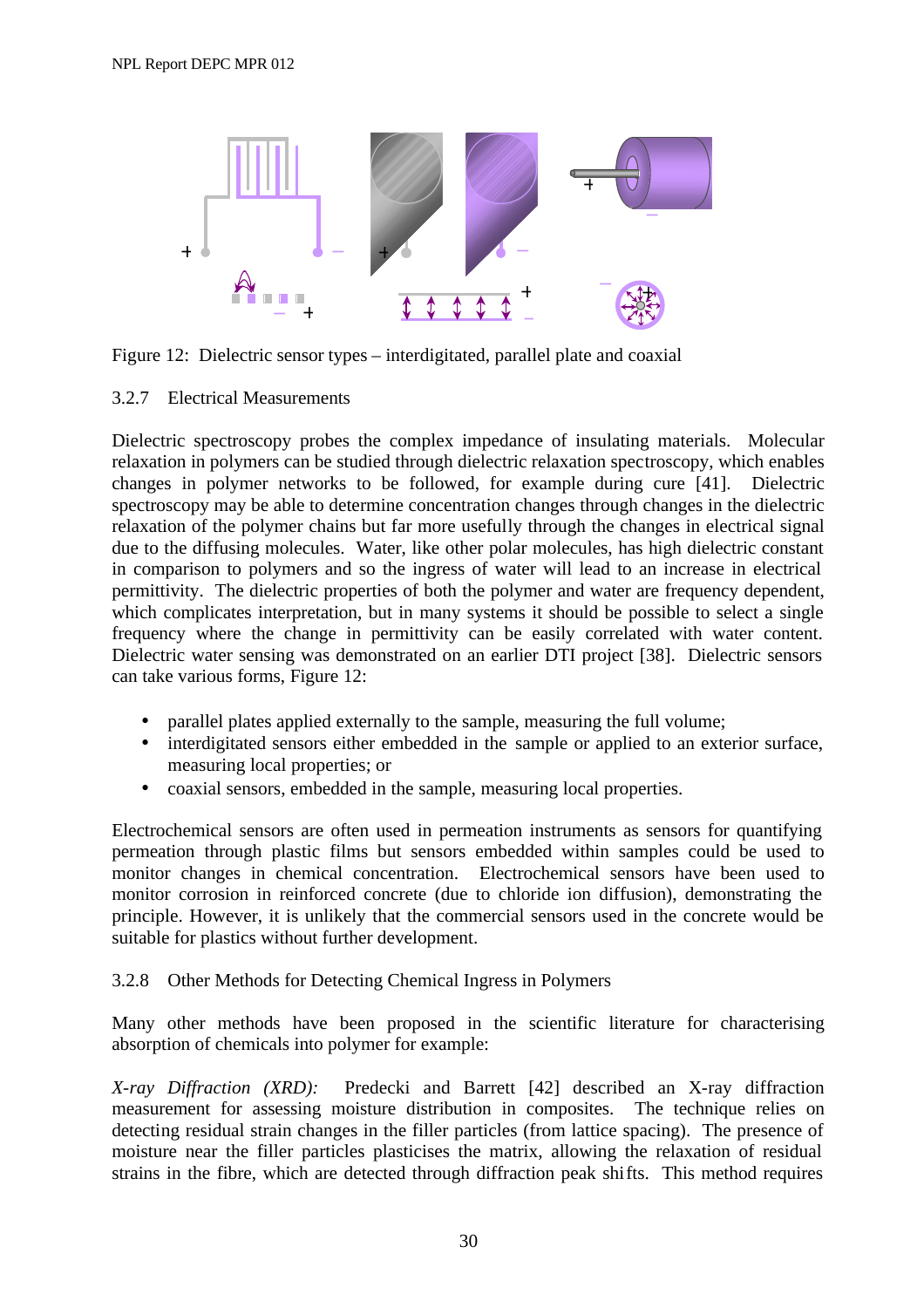Figure 12: Dielectric sensor types – interdigitated, parallel plate and coaxial

### 3.2.7 Electrical Measurements

Dielectric spectroscopy probes the complex impedance of insulating materials. Molecular relaxation in polymers can be studied through dielectric relaxation spectroscopy, which enables changes in polymer networks to be followed, for example during cure [41]. Dielectric spectroscopy may be able to determine concentration changes through changes in the dielectric relaxation of the polymer chains but far more usefully through the changes in electrical signal due to the diffusing molecules. Water, like other polar molecules, has high dielectric constant in comparison to polymers and so the ingress of water will lead to an increase in electrical permittivity. The dielectric properties of both the polymer and water are frequency dependent, which complicates interpretation, but in many systems it should be possible to select a single frequency where the change in permittivity can be easily correlated with water content. Dielectric water sensing was demonstrated on an earlier DTI project [38]. Dielectric sensors can take various forms, Figure 12:

- parallel plates applied externally to the sample, measuring the full volume;
- interdigitated sensors either embedded in the sample or applied to an exterior surface, measuring local properties; or
- coaxial sensors, embedded in the sample, measuring local properties.

Electrochemical sensors are often used in permeation instruments as sensors for quantifying permeation through plastic films but sensors embedded within samples could be used to monitor changes in chemical concentration. Electrochemical sensors have been used to monitor corrosion in reinforced concrete (due to chloride ion diffusion), demonstrating the principle. However, it is unlikely that the commercial sensors used in the concrete would be suitable for plastics without further development.

### 3.2.8 Other Methods for Detecting Chemical Ingress in Polymers

Many other methods have been proposed in the scientific literature for characterising absorption of chemicals into polymer for example:

*X-ray Diffraction (XRD):* Predecki and Barrett [42] described an X-ray diffraction measurement for assessing moisture distribution in composites. The technique relies on detecting residual strain changes in the filler particles (from lattice spacing). The presence of moisture near the filler particles plasticises the matrix, allowing the relaxation of residual strains in the fibre, which are detected through diffraction peak shifts. This method requires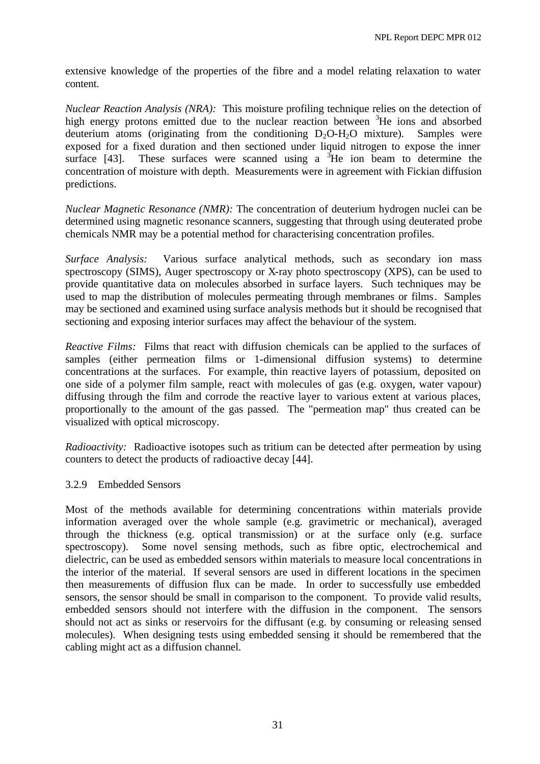extensive knowledge of the properties of the fibre and a model relating relaxation to water content.

*Nuclear Reaction Analysis (NRA):* This moisture profiling technique relies on the detection of high energy protons emitted due to the nuclear reaction between $^3$He ions and absorbed deuterium atoms (originating from the conditioning $D_2O$-$H_2O$ mixture). Samples were exposed for a fixed duration and then sectioned under liquid nitrogen to expose the inner surface [43]. These surfaces were scanned using a $^3$He ion beam to determine the concentration of moisture with depth. Measurements were in agreement with Fickian diffusion predictions.

*Nuclear Magnetic Resonance (NMR):* The concentration of deuterium hydrogen nuclei can be determined using magnetic resonance scanners, suggesting that through using deuterated probe chemicals NMR may be a potential method for characterising concentration profiles.

*Surface Analysis:* Various surface analytical methods, such as secondary ion mass spectroscopy (SIMS), Auger spectroscopy or X-ray photo spectroscopy (XPS), can be used to provide quantitative data on molecules absorbed in surface layers. Such techniques may be used to map the distribution of molecules permeating through membranes or films. Samples may be sectioned and examined using surface analysis methods but it should be recognised that sectioning and exposing interior surfaces may affect the behaviour of the system.

*Reactive Films:* Films that react with diffusion chemicals can be applied to the surfaces of samples (either permeation films or 1-dimensional diffusion systems) to determine concentrations at the surfaces. For example, thin reactive layers of potassium, deposited on one side of a polymer film sample, react with molecules of gas (e.g. oxygen, water vapour) diffusing through the film and corrode the reactive layer to various extent at various places, proportionally to the amount of the gas passed. The "permeation map" thus created can be visualized with optical microscopy.

*Radioactivity:* Radioactive isotopes such as tritium can be detected after permeation by using counters to detect the products of radioactive decay [44].

### 3.2.9 Embedded Sensors

Most of the methods available for determining concentrations within materials provide information averaged over the whole sample (e.g. gravimetric or mechanical), averaged through the thickness (e.g. optical transmission) or at the surface only (e.g. surface spectroscopy). Some novel sensing methods, such as fibre optic, electrochemical and dielectric, can be used as embedded sensors within materials to measure local concentrations in the interior of the material. If several sensors are used in different locations in the specimen then measurements of diffusion flux can be made. In order to successfully use embedded sensors, the sensor should be small in comparison to the component. To provide valid results, embedded sensors should not interfere with the diffusion in the component. The sensors should not act as sinks or reservoirs for the diffusant (e.g. by consuming or releasing sensed molecules). When designing tests using embedded sensing it should be remembered that the cabling might act as a diffusion channel.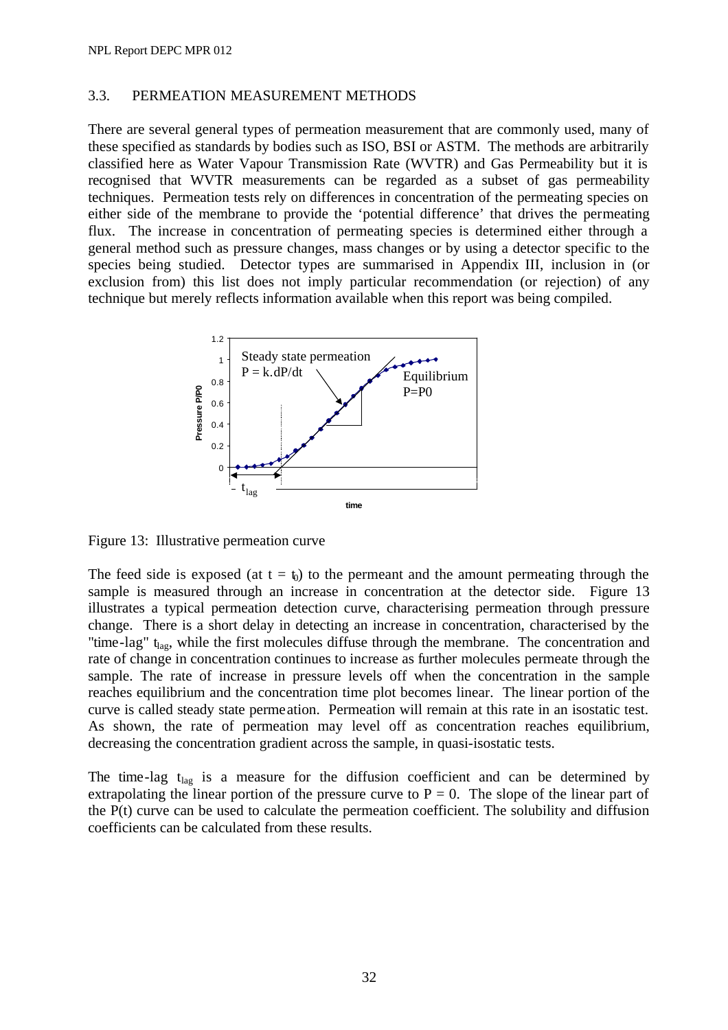## 3.3. PERMEATION MEASUREMENT METHODS

There are several general types of permeation measurement that are commonly used, many of these specified as standards by bodies such as ISO, BSI or ASTM. The methods are arbitrarily classified here as Water Vapour Transmission Rate (WVTR) and Gas Permeability but it is recognised that WVTR measurements can be regarded as a subset of gas permeability techniques. Permeation tests rely on differences in concentration of the permeating species on either side of the membrane to provide the 'potential difference' that drives the permeating flux. The increase in concentration of permeating species is determined either through a general method such as pressure changes, mass changes or by using a detector specific to the species being studied. Detector types are summarised in Appendix III, inclusion in (or exclusion from) this list does not imply particular recommendation (or rejection) of any technique but merely reflects information available when this report was being compiled.

Figure 13: Illustrative permeation curve

The feed side is exposed (at $t = t_0$) to the permeant and the amount permeating through the sample is measured through an increase in concentration at the detector side. Figure 13 illustrates a typical permeation detection curve, characterising permeation through pressure change. There is a short delay in detecting an increase in concentration, characterised by the "time-lag" $t_{lag}$, while the first molecules diffuse through the membrane. The concentration and rate of change in concentration continues to increase as further molecules permeate through the sample. The rate of increase in pressure levels off when the concentration in the sample reaches equilibrium and the concentration time plot becomes linear. The linear portion of the curve is called steady state permeation. Permeation will remain at this rate in an isostatic test. As shown, the rate of permeation may level off as concentration reaches equilibrium, decreasing the concentration gradient across the sample, in quasi-isostatic tests.

The time-lag $t_{lag}$ is a measure for the diffusion coefficient and can be determined by extrapolating the linear portion of the pressure curve to $P = 0$. The slope of the linear part of the $P(t)$ curve can be used to calculate the permeation coefficient. The solubility and diffusion coefficients can be calculated from these results.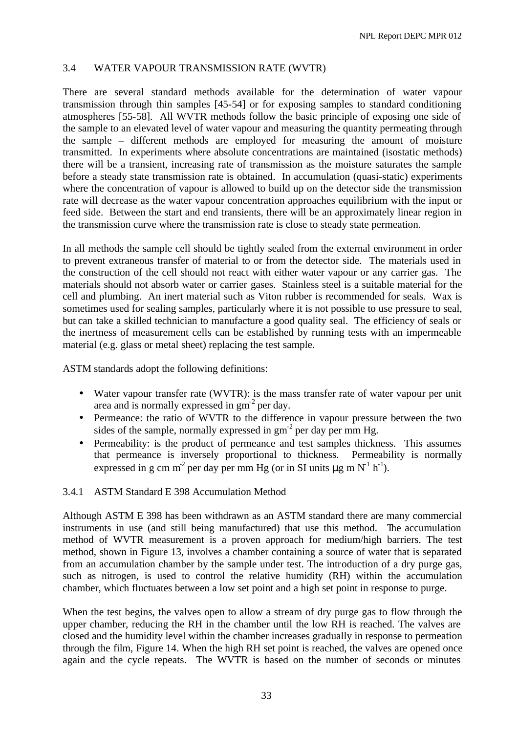## 3.4 WATER VAPOUR TRANSMISSION RATE (WVTR)

There are several standard methods available for the determination of water vapour transmission through thin samples [45-54] or for exposing samples to standard conditioning atmospheres [55-58]. All WVTR methods follow the basic principle of exposing one side of the sample to an elevated level of water vapour and measuring the quantity permeating through the sample – different methods are employed for measuring the amount of moisture transmitted. In experiments where absolute concentrations are maintained (isostatic methods) there will be a transient, increasing rate of transmission as the moisture saturates the sample before a steady state transmission rate is obtained. In accumulation (quasi-static) experiments where the concentration of vapour is allowed to build up on the detector side the transmission rate will decrease as the water vapour concentration approaches equilibrium with the input or feed side. Between the start and end transients, there will be an approximately linear region in the transmission curve where the transmission rate is close to steady state permeation.

In all methods the sample cell should be tightly sealed from the external environment in order to prevent extraneous transfer of material to or from the detector side. The materials used in the construction of the cell should not react with either water vapour or any carrier gas. The materials should not absorb water or carrier gases. Stainless steel is a suitable material for the cell and plumbing. An inert material such as Viton rubber is recommended for seals. Wax is sometimes used for sealing samples, particularly where it is not possible to use pressure to seal, but can take a skilled technician to manufacture a good quality seal. The efficiency of seals or the inertness of measurement cells can be established by running tests with an impermeable material (e.g. glass or metal sheet) replacing the test sample.

ASTM standards adopt the following definitions:

- Water vapour transfer rate (WVTR): is the mass transfer rate of water vapour per unit area and is normally expressed in $gm^{-2}$ per day.
- Permeance: the ratio of WVTR to the difference in vapour pressure between the two sides of the sample, normally expressed in $gm^{-2}$ per day per mm Hg.
- Permeability: is the product of permeance and test samples thickness. This assumes that permeance is inversely proportional to thickness. Permeability is normally expressed in g cm $m^{-2}$ per day per mm Hg (or in SI units $\mu$g m $N^{-1}$ $h^{-1}$).

### 3.4.1 ASTM Standard E 398 Accumulation Method

Although ASTM E 398 has been withdrawn as an ASTM standard there are many commercial instruments in use (and still being manufactured) that use this method. The accumulation method of WVTR measurement is a proven approach for medium/high barriers. The test method, shown in Figure 13, involves a chamber containing a source of water that is separated from an accumulation chamber by the sample under test. The introduction of a dry purge gas, such as nitrogen, is used to control the relative humidity (RH) within the accumulation chamber, which fluctuates between a low set point and a high set point in response to purge.

When the test begins, the valves open to allow a stream of dry purge gas to flow through the upper chamber, reducing the RH in the chamber until the low RH is reached. The valves are closed and the humidity level within the chamber increases gradually in response to permeation through the film, Figure 14. When the high RH set point is reached, the valves are opened once again and the cycle repeats. The WVTR is based on the number of seconds or minutes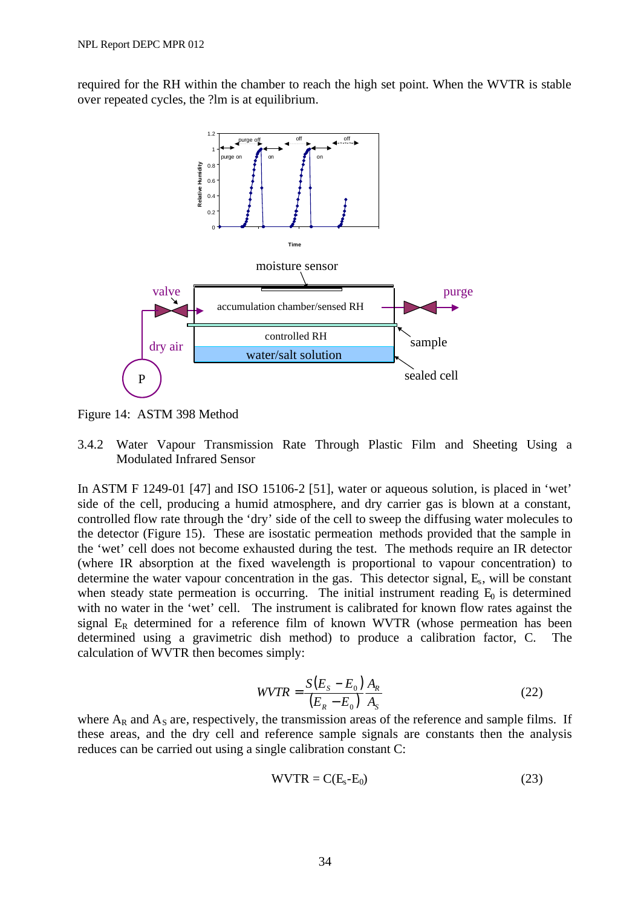required for the RH within the chamber to reach the high set point. When the WVTR is stable over repeated cycles, the ?lm is at equilibrium.

Figure 14: ASTM 398 Method

### 3.4.2 Water Vapour Transmission Rate Through Plastic Film and Sheeting Using a Modulated Infrared Sensor

In ASTM F 1249-01 [47] and ISO 15106-2 [51], water or aqueous solution, is placed in 'wet' side of the cell, producing a humid atmosphere, and dry carrier gas is blown at a constant, controlled flow rate through the 'dry' side of the cell to sweep the diffusing water molecules to the detector (Figure 15). These are isostatic permeation methods provided that the sample in the 'wet' cell does not become exhausted during the test. The methods require an IR detector (where IR absorption at the fixed wavelength is proportional to vapour concentration) to determine the water vapour concentration in the gas. This detector signal, $E_s$, will be constant when steady state permeation is occurring. The initial instrument reading $E_0$ is determined with no water in the 'wet' cell. The instrument is calibrated for known flow rates against the signal $E_R$ determined for a reference film of known WVTR (whose permeation has been determined using a gravimetric dish method) to produce a calibration factor, C. The calculation of WVTR then becomes simply:

$$WVTR = \frac{S(E_S - E_0)}{(E_R - E_0)} \frac{A_R}{A_S} \qquad (22)$$

where $A_R$ and $A_S$ are, respectively, the transmission areas of the reference and sample films. If these areas, and the dry cell and reference sample signals are constants then the analysis reduces can be carried out using a single calibration constant C:

$$\text{WVTR} = C(E_s - E_0) \qquad (23)$$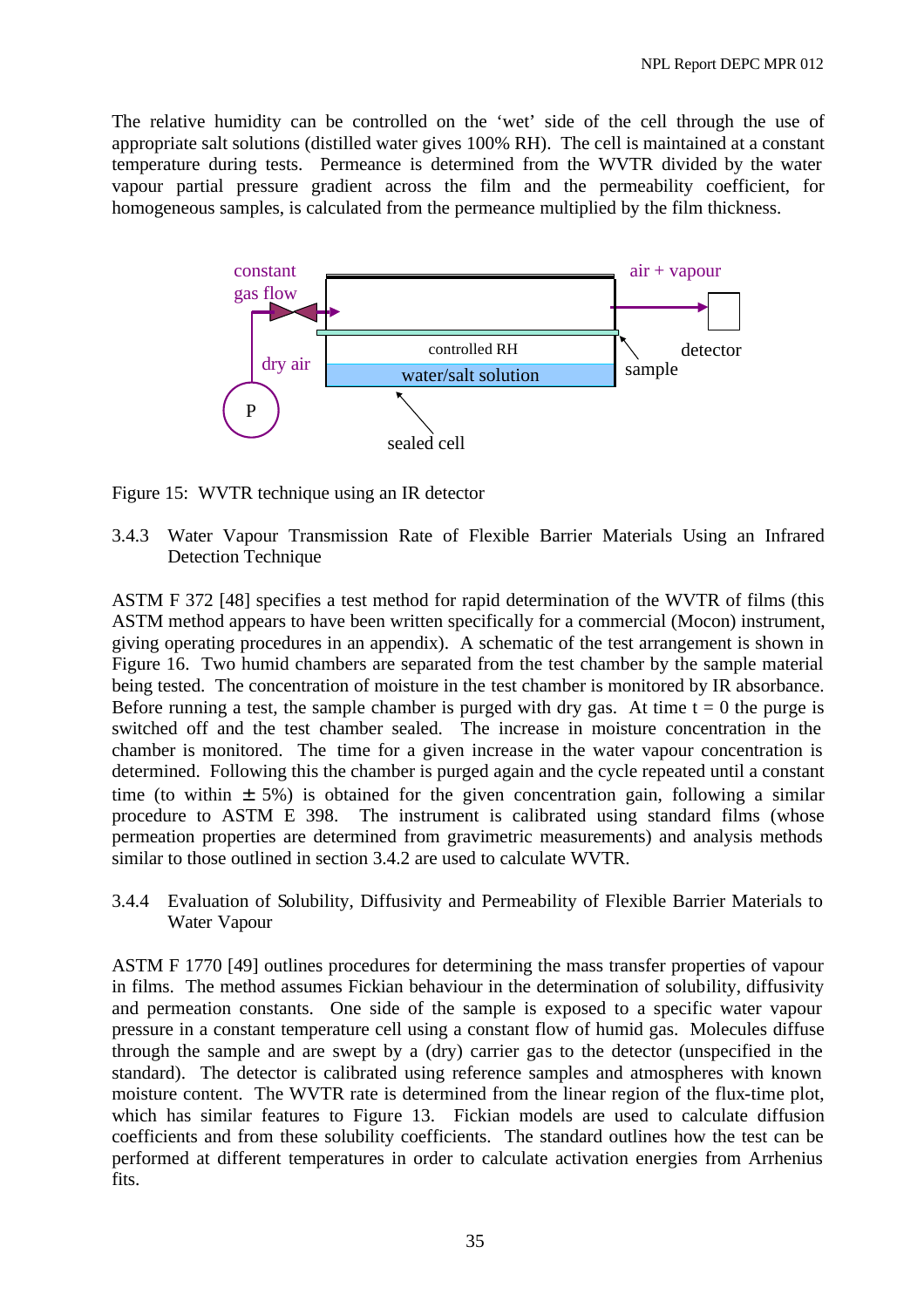The relative humidity can be controlled on the 'wet' side of the cell through the use of appropriate salt solutions (distilled water gives 100% RH). The cell is maintained at a constant temperature during tests. Permeance is determined from the WVTR divided by the water vapour partial pressure gradient across the film and the permeability coefficient, for homogeneous samples, is calculated from the permeance multiplied by the film thickness.

constant gas flow

air + vapour

dry air

controlled RH

water/salt solution

detector

sample

P

sealed cell

Figure 15: WVTR technique using an IR detector

### 3.4.3 Water Vapour Transmission Rate of Flexible Barrier Materials Using an Infrared Detection Technique

ASTM F 372 [48] specifies a test method for rapid determination of the WVTR of films (this ASTM method appears to have been written specifically for a commercial (Mocon) instrument, giving operating procedures in an appendix). A schematic of the test arrangement is shown in Figure 16. Two humid chambers are separated from the test chamber by the sample material being tested. The concentration of moisture in the test chamber is monitored by IR absorbance. Before running a test, the sample chamber is purged with dry gas. At time t = 0 the purge is switched off and the test chamber sealed. The increase in moisture concentration in the chamber is monitored. The time for a given increase in the water vapour concentration is determined. Following this the chamber is purged again and the cycle repeated until a constant time (to within ± 5%) is obtained for the given concentration gain, following a similar procedure to ASTM E 398. The instrument is calibrated using standard films (whose permeation properties are determined from gravimetric measurements) and analysis methods similar to those outlined in section 3.4.2 are used to calculate WVTR.

### 3.4.4 Evaluation of Solubility, Diffusivity and Permeability of Flexible Barrier Materials to Water Vapour

ASTM F 1770 [49] outlines procedures for determining the mass transfer properties of vapour in films. The method assumes Fickian behaviour in the determination of solubility, diffusivity and permeation constants. One side of the sample is exposed to a specific water vapour pressure in a constant temperature cell using a constant flow of humid gas. Molecules diffuse through the sample and are swept by a (dry) carrier gas to the detector (unspecified in the standard). The detector is calibrated using reference samples and atmospheres with known moisture content. The WVTR rate is determined from the linear region of the flux-time plot, which has similar features to Figure 13. Fickian models are used to calculate diffusion coefficients and from these solubility coefficients. The standard outlines how the test can be performed at different temperatures in order to calculate activation energies from Arrhenius fits.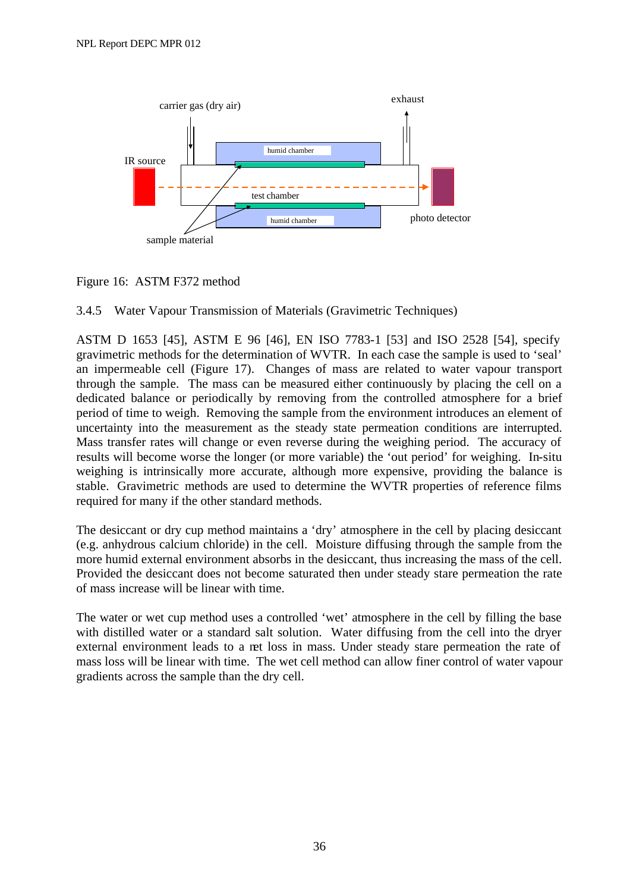Figure 16: ASTM F372 method

### 3.4.5 Water Vapour Transmission of Materials (Gravimetric Techniques)

ASTM D 1653 [45], ASTM E 96 [46], EN ISO 7783-1 [53] and ISO 2528 [54], specify gravimetric methods for the determination of WVTR. In each case the sample is used to 'seal' an impermeable cell (Figure 17). Changes of mass are related to water vapour transport through the sample. The mass can be measured either continuously by placing the cell on a dedicated balance or periodically by removing from the controlled atmosphere for a brief period of time to weigh. Removing the sample from the environment introduces an element of uncertainty into the measurement as the steady state permeation conditions are interrupted. Mass transfer rates will change or even reverse during the weighing period. The accuracy of results will become worse the longer (or more variable) the 'out period' for weighing. In-situ weighing is intrinsically more accurate, although more expensive, providing the balance is stable. Gravimetric methods are used to determine the WVTR properties of reference films required for many if the other standard methods.

The desiccant or dry cup method maintains a 'dry' atmosphere in the cell by placing desiccant (e.g. anhydrous calcium chloride) in the cell. Moisture diffusing through the sample from the more humid external environment absorbs in the desiccant, thus increasing the mass of the cell. Provided the desiccant does not become saturated then under steady stare permeation the rate of mass increase will be linear with time.

The water or wet cup method uses a controlled 'wet' atmosphere in the cell by filling the base with distilled water or a standard salt solution. Water diffusing from the cell into the dryer external environment leads to a net loss in mass. Under steady stare permeation the rate of mass loss will be linear with time. The wet cell method can allow finer control of water vapour gradients across the sample than the dry cell.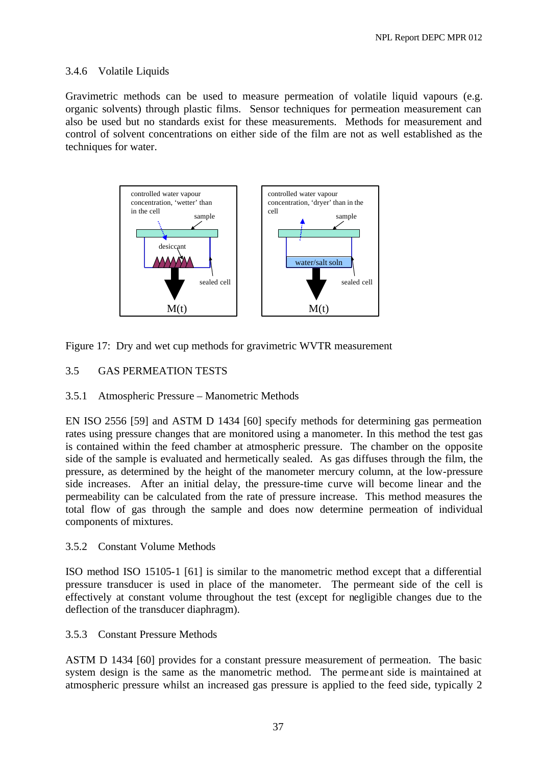### 3.4.6 Volatile Liquids

Gravimetric methods can be used to measure permeation of volatile liquid vapours (e.g. organic solvents) through plastic films. Sensor techniques for permeation measurement can also be used but no standards exist for these measurements. Methods for measurement and control of solvent concentrations on either side of the film are not as well established as the techniques for water.

Figure 17: Dry and wet cup methods for gravimetric WVTR measurement

## 3.5 GAS PERMEATION TESTS

### 3.5.1 Atmospheric Pressure – Manometric Methods

EN ISO 2556 [59] and ASTM D 1434 [60] specify methods for determining gas permeation rates using pressure changes that are monitored using a manometer. In this method the test gas is contained within the feed chamber at atmospheric pressure. The chamber on the opposite side of the sample is evaluated and hermetically sealed. As gas diffuses through the film, the pressure, as determined by the height of the manometer mercury column, at the low-pressure side increases. After an initial delay, the pressure-time curve will become linear and the permeability can be calculated from the rate of pressure increase. This method measures the total flow of gas through the sample and does now determine permeation of individual components of mixtures.

### 3.5.2 Constant Volume Methods

ISO method ISO 15105-1 [61] is similar to the manometric method except that a differential pressure transducer is used in place of the manometer. The permeant side of the cell is effectively at constant volume throughout the test (except for negligible changes due to the deflection of the transducer diaphragm).

### 3.5.3 Constant Pressure Methods

ASTM D 1434 [60] provides for a constant pressure measurement of permeation. The basic system design is the same as the manometric method. The permeant side is maintained at atmospheric pressure whilst an increased gas pressure is applied to the feed side, typically 2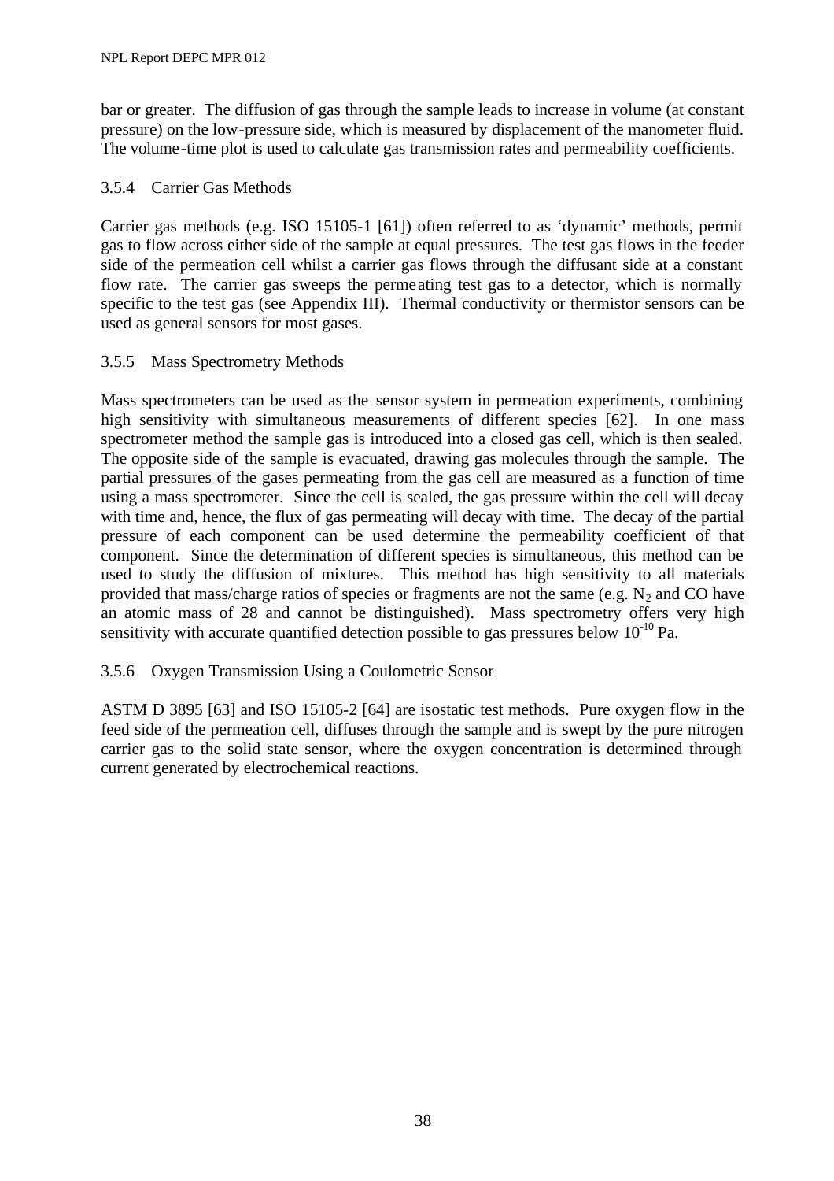bar or greater. The diffusion of gas through the sample leads to increase in volume (at constant pressure) on the low-pressure side, which is measured by displacement of the manometer fluid. The volume-time plot is used to calculate gas transmission rates and permeability coefficients.

### 3.5.4 Carrier Gas Methods

Carrier gas methods (e.g. ISO 15105-1 [61]) often referred to as 'dynamic' methods, permit gas to flow across either side of the sample at equal pressures. The test gas flows in the feeder side of the permeation cell whilst a carrier gas flows through the diffusant side at a constant flow rate. The carrier gas sweeps the permeating test gas to a detector, which is normally specific to the test gas (see Appendix III). Thermal conductivity or thermistor sensors can be used as general sensors for most gases.

### 3.5.5 Mass Spectrometry Methods

Mass spectrometers can be used as the sensor system in permeation experiments, combining high sensitivity with simultaneous measurements of different species [62]. In one mass spectrometer method the sample gas is introduced into a closed gas cell, which is then sealed. The opposite side of the sample is evacuated, drawing gas molecules through the sample. The partial pressures of the gases permeating from the gas cell are measured as a function of time using a mass spectrometer. Since the cell is sealed, the gas pressure within the cell will decay with time and, hence, the flux of gas permeating will decay with time. The decay of the partial pressure of each component can be used determine the permeability coefficient of that component. Since the determination of different species is simultaneous, this method can be used to study the diffusion of mixtures. This method has high sensitivity to all materials provided that mass/charge ratios of species or fragments are not the same (e.g. $N_2$ and CO have an atomic mass of 28 and cannot be distinguished). Mass spectrometry offers very high sensitivity with accurate quantified detection possible to gas pressures below $10^{-10}$ Pa.

### 3.5.6 Oxygen Transmission Using a Coulometric Sensor

ASTM D 3895 [63] and ISO 15105-2 [64] are isostatic test methods. Pure oxygen flow in the feed side of the permeation cell, diffuses through the sample and is swept by the pure nitrogen carrier gas to the solid state sensor, where the oxygen concentration is determined through current generated by electrochemical reactions.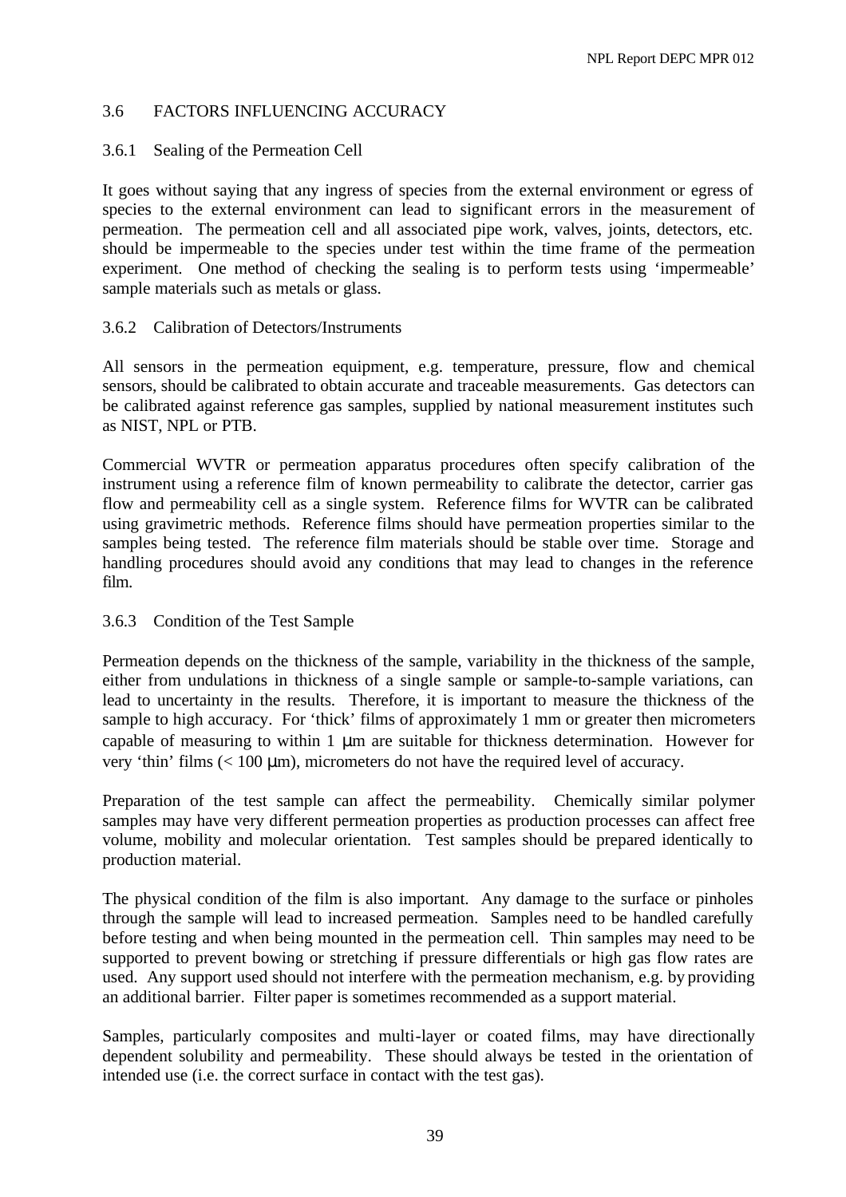## 3.6 FACTORS INFLUENCING ACCURACY

### 3.6.1 Sealing of the Permeation Cell

It goes without saying that any ingress of species from the external environment or egress of species to the external environment can lead to significant errors in the measurement of permeation. The permeation cell and all associated pipe work, valves, joints, detectors, etc. should be impermeable to the species under test within the time frame of the permeation experiment. One method of checking the sealing is to perform tests using 'impermeable' sample materials such as metals or glass.

### 3.6.2 Calibration of Detectors/Instruments

All sensors in the permeation equipment, e.g. temperature, pressure, flow and chemical sensors, should be calibrated to obtain accurate and traceable measurements. Gas detectors can be calibrated against reference gas samples, supplied by national measurement institutes such as NIST, NPL or PTB.

Commercial WVTR or permeation apparatus procedures often specify calibration of the instrument using a reference film of known permeability to calibrate the detector, carrier gas flow and permeability cell as a single system. Reference films for WVTR can be calibrated using gravimetric methods. Reference films should have permeation properties similar to the samples being tested. The reference film materials should be stable over time. Storage and handling procedures should avoid any conditions that may lead to changes in the reference film.

### 3.6.3 Condition of the Test Sample

Permeation depends on the thickness of the sample, variability in the thickness of the sample, either from undulations in thickness of a single sample or sample-to-sample variations, can lead to uncertainty in the results. Therefore, it is important to measure the thickness of the sample to high accuracy. For 'thick' films of approximately 1 mm or greater then micrometers capable of measuring to within 1 μm are suitable for thickness determination. However for very 'thin' films (< 100 μm), micrometers do not have the required level of accuracy.

Preparation of the test sample can affect the permeability. Chemically similar polymer samples may have very different permeation properties as production processes can affect free volume, mobility and molecular orientation. Test samples should be prepared identically to production material.

The physical condition of the film is also important. Any damage to the surface or pinholes through the sample will lead to increased permeation. Samples need to be handled carefully before testing and when being mounted in the permeation cell. Thin samples may need to be supported to prevent bowing or stretching if pressure differentials or high gas flow rates are used. Any support used should not interfere with the permeation mechanism, e.g. by providing an additional barrier. Filter paper is sometimes recommended as a support material.

Samples, particularly composites and multi-layer or coated films, may have directionally dependent solubility and permeability. These should always be tested in the orientation of intended use (i.e. the correct surface in contact with the test gas).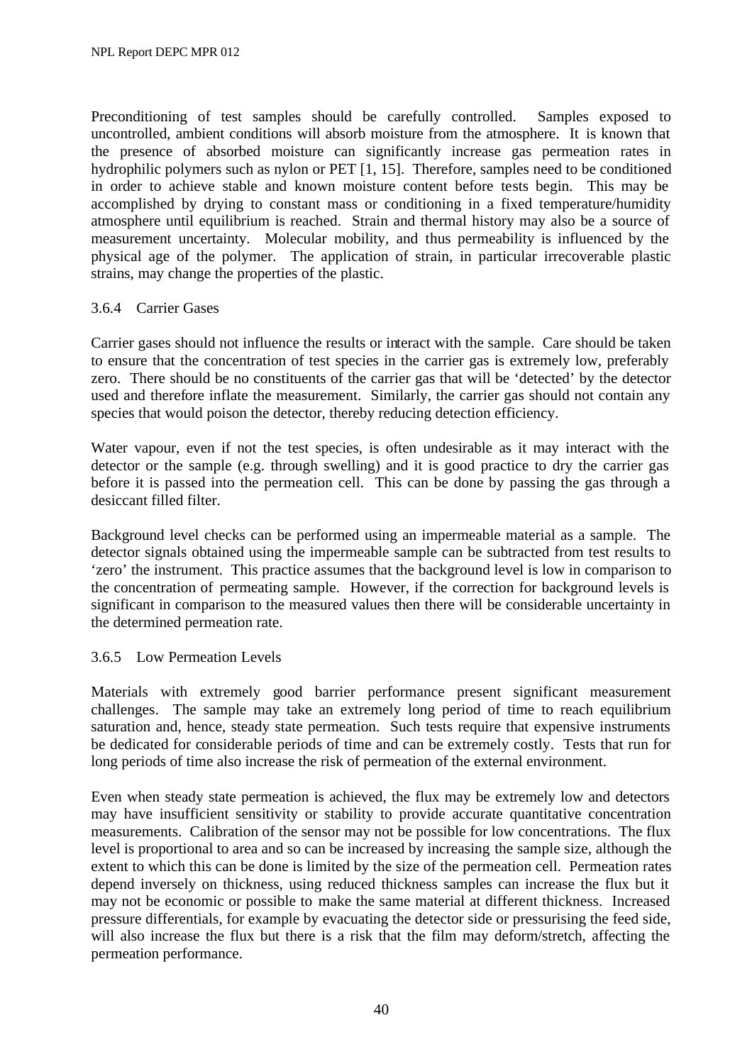Preconditioning of test samples should be carefully controlled. Samples exposed to uncontrolled, ambient conditions will absorb moisture from the atmosphere. It is known that the presence of absorbed moisture can significantly increase gas permeation rates in hydrophilic polymers such as nylon or PET [1, 15]. Therefore, samples need to be conditioned in order to achieve stable and known moisture content before tests begin. This may be accomplished by drying to constant mass or conditioning in a fixed temperature/humidity atmosphere until equilibrium is reached. Strain and thermal history may also be a source of measurement uncertainty. Molecular mobility, and thus permeability is influenced by the physical age of the polymer. The application of strain, in particular irrecoverable plastic strains, may change the properties of the plastic.

### 3.6.4 Carrier Gases

Carrier gases should not influence the results or interact with the sample. Care should be taken to ensure that the concentration of test species in the carrier gas is extremely low, preferably zero. There should be no constituents of the carrier gas that will be 'detected' by the detector used and therefore inflate the measurement. Similarly, the carrier gas should not contain any species that would poison the detector, thereby reducing detection efficiency.

Water vapour, even if not the test species, is often undesirable as it may interact with the detector or the sample (e.g. through swelling) and it is good practice to dry the carrier gas before it is passed into the permeation cell. This can be done by passing the gas through a desiccant filled filter.

Background level checks can be performed using an impermeable material as a sample. The detector signals obtained using the impermeable sample can be subtracted from test results to 'zero' the instrument. This practice assumes that the background level is low in comparison to the concentration of permeating sample. However, if the correction for background levels is significant in comparison to the measured values then there will be considerable uncertainty in the determined permeation rate.

### 3.6.5 Low Permeation Levels

Materials with extremely good barrier performance present significant measurement challenges. The sample may take an extremely long period of time to reach equilibrium saturation and, hence, steady state permeation. Such tests require that expensive instruments be dedicated for considerable periods of time and can be extremely costly. Tests that run for long periods of time also increase the risk of permeation of the external environment.

Even when steady state permeation is achieved, the flux may be extremely low and detectors may have insufficient sensitivity or stability to provide accurate quantitative concentration measurements. Calibration of the sensor may not be possible for low concentrations. The flux level is proportional to area and so can be increased by increasing the sample size, although the extent to which this can be done is limited by the size of the permeation cell. Permeation rates depend inversely on thickness, using reduced thickness samples can increase the flux but it may not be economic or possible to make the same material at different thickness. Increased pressure differentials, for example by evacuating the detector side or pressurising the feed side, will also increase the flux but there is a risk that the film may deform/stretch, affecting the permeation performance.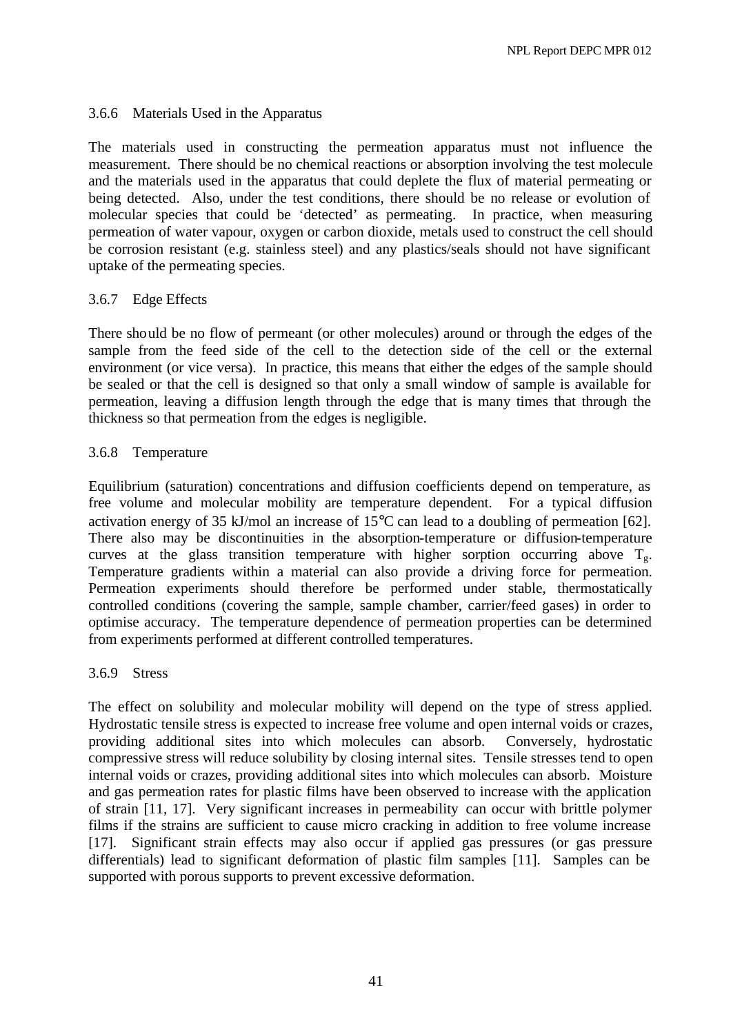### 3.6.6 Materials Used in the Apparatus

The materials used in constructing the permeation apparatus must not influence the measurement. There should be no chemical reactions or absorption involving the test molecule and the materials used in the apparatus that could deplete the flux of material permeating or being detected. Also, under the test conditions, there should be no release or evolution of molecular species that could be 'detected' as permeating. In practice, when measuring permeation of water vapour, oxygen or carbon dioxide, metals used to construct the cell should be corrosion resistant (e.g. stainless steel) and any plastics/seals should not have significant uptake of the permeating species.

### 3.6.7 Edge Effects

There should be no flow of permeant (or other molecules) around or through the edges of the sample from the feed side of the cell to the detection side of the cell or the external environment (or vice versa). In practice, this means that either the edges of the sample should be sealed or that the cell is designed so that only a small window of sample is available for permeation, leaving a diffusion length through the edge that is many times that through the thickness so that permeation from the edges is negligible.

### 3.6.8 Temperature

Equilibrium (saturation) concentrations and diffusion coefficients depend on temperature, as free volume and molecular mobility are temperature dependent. For a typical diffusion activation energy of 35 kJ/mol an increase of 15°C can lead to a doubling of permeation [62]. There also may be discontinuities in the absorption-temperature or diffusion-temperature curves at the glass transition temperature with higher sorption occurring above $T_g$. Temperature gradients within a material can also provide a driving force for permeation. Permeation experiments should therefore be performed under stable, thermostatically controlled conditions (covering the sample, sample chamber, carrier/feed gases) in order to optimise accuracy. The temperature dependence of permeation properties can be determined from experiments performed at different controlled temperatures.

### 3.6.9 Stress

The effect on solubility and molecular mobility will depend on the type of stress applied. Hydrostatic tensile stress is expected to increase free volume and open internal voids or crazes, providing additional sites into which molecules can absorb. Conversely, hydrostatic compressive stress will reduce solubility by closing internal sites. Tensile stresses tend to open internal voids or crazes, providing additional sites into which molecules can absorb. Moisture and gas permeation rates for plastic films have been observed to increase with the application of strain [11, 17]. Very significant increases in permeability can occur with brittle polymer films if the strains are sufficient to cause micro cracking in addition to free volume increase [17]. Significant strain effects may also occur if applied gas pressures (or gas pressure differentials) lead to significant deformation of plastic film samples [11]. Samples can be supported with porous supports to prevent excessive deformation.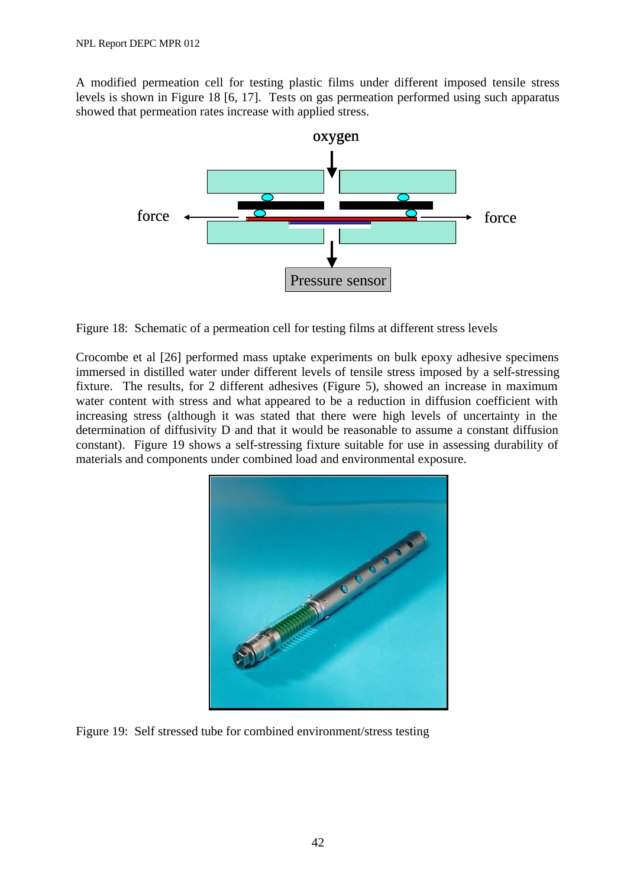A modified permeation cell for testing plastic films under different imposed tensile stress levels is shown in Figure 18 [6, 17]. Tests on gas permeation performed using such apparatus showed that permeation rates increase with applied stress.

Figure 18: Schematic of a permeation cell for testing films at different stress levels

Crocombe et al [26] performed mass uptake experiments on bulk epoxy adhesive specimens immersed in distilled water under different levels of tensile stress imposed by a self-stressing fixture. The results, for 2 different adhesives (Figure 5), showed an increase in maximum water content with stress and what appeared to be a reduction in diffusion coefficient with increasing stress (although it was stated that there were high levels of uncertainty in the determination of diffusivity D and that it would be reasonable to assume a constant diffusion constant). Figure 19 shows a self-stressing fixture suitable for use in assessing durability of materials and components under combined load and environmental exposure.

Figure 19: Self stressed tube for combined environment/stress testing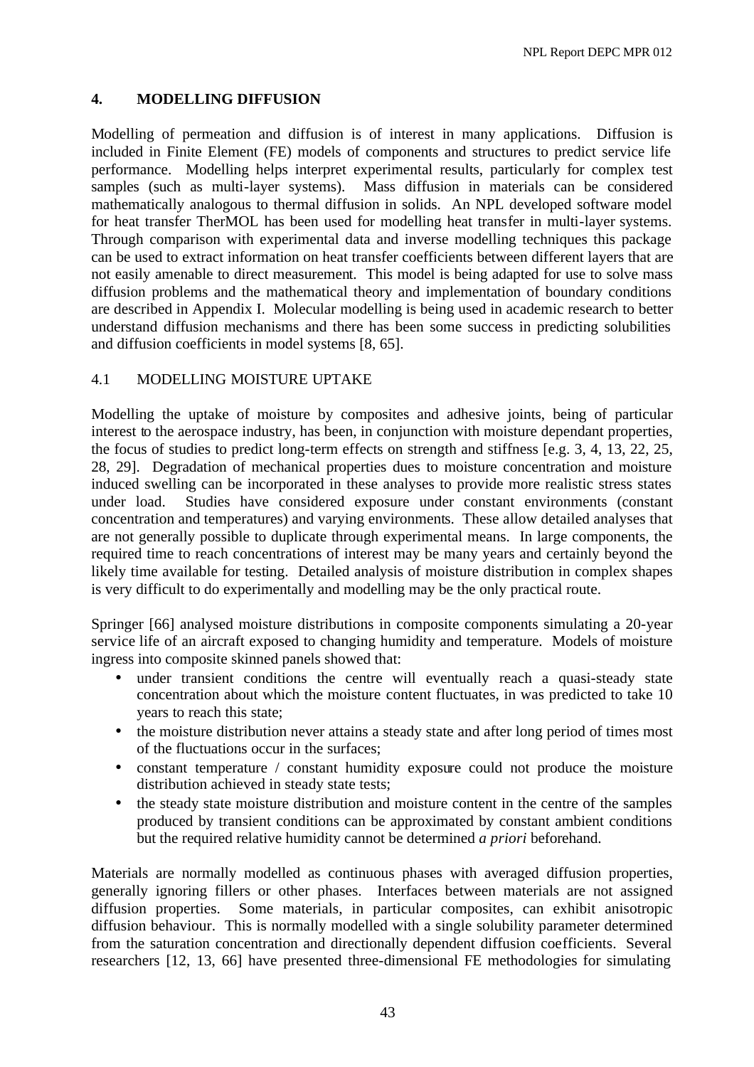# 4. MODELLING DIFFUSION

Modelling of permeation and diffusion is of interest in many applications. Diffusion is included in Finite Element (FE) models of components and structures to predict service life performance. Modelling helps interpret experimental results, particularly for complex test samples (such as multi-layer systems). Mass diffusion in materials can be considered mathematically analogous to thermal diffusion in solids. An NPL developed software model for heat transfer TherMOL has been used for modelling heat transfer in multi-layer systems. Through comparison with experimental data and inverse modelling techniques this package can be used to extract information on heat transfer coefficients between different layers that are not easily amenable to direct measurement. This model is being adapted for use to solve mass diffusion problems and the mathematical theory and implementation of boundary conditions are described in Appendix I. Molecular modelling is being used in academic research to better understand diffusion mechanisms and there has been some success in predicting solubilities and diffusion coefficients in model systems [8, 65].

## 4.1 MODELLING MOISTURE UPTAKE

Modelling the uptake of moisture by composites and adhesive joints, being of particular interest to the aerospace industry, has been, in conjunction with moisture dependant properties, the focus of studies to predict long-term effects on strength and stiffness [e.g. 3, 4, 13, 22, 25, 28, 29]. Degradation of mechanical properties dues to moisture concentration and moisture induced swelling can be incorporated in these analyses to provide more realistic stress states under load. Studies have considered exposure under constant environments (constant concentration and temperatures) and varying environments. These allow detailed analyses that are not generally possible to duplicate through experimental means. In large components, the required time to reach concentrations of interest may be many years and certainly beyond the likely time available for testing. Detailed analysis of moisture distribution in complex shapes is very difficult to do experimentally and modelling may be the only practical route.

Springer [66] analysed moisture distributions in composite components simulating a 20-year service life of an aircraft exposed to changing humidity and temperature. Models of moisture ingress into composite skinned panels showed that:

- under transient conditions the centre will eventually reach a quasi-steady state concentration about which the moisture content fluctuates, in was predicted to take 10 years to reach this state;
- the moisture distribution never attains a steady state and after long period of times most of the fluctuations occur in the surfaces;
- constant temperature / constant humidity exposure could not produce the moisture distribution achieved in steady state tests;
- the steady state moisture distribution and moisture content in the centre of the samples produced by transient conditions can be approximated by constant ambient conditions but the required relative humidity cannot be determined *a priori* beforehand.

Materials are normally modelled as continuous phases with averaged diffusion properties, generally ignoring fillers or other phases. Interfaces between materials are not assigned diffusion properties. Some materials, in particular composites, can exhibit anisotropic diffusion behaviour. This is normally modelled with a single solubility parameter determined from the saturation concentration and directionally dependent diffusion coefficients. Several researchers [12, 13, 66] have presented three-dimensional FE methodologies for simulating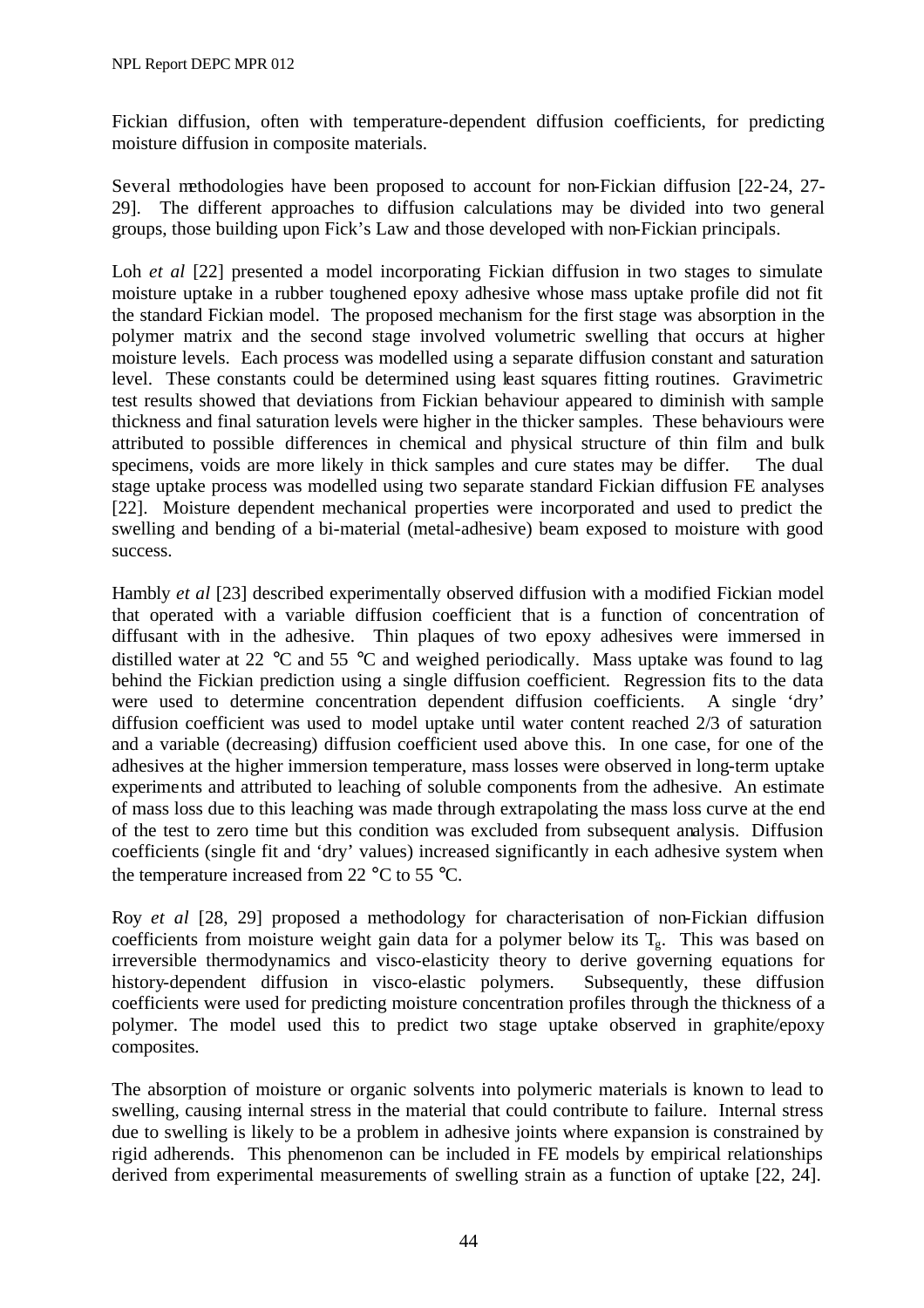Fickian diffusion, often with temperature-dependent diffusion coefficients, for predicting moisture diffusion in composite materials.

Several methodologies have been proposed to account for non-Fickian diffusion [22-24, 27-29]. The different approaches to diffusion calculations may be divided into two general groups, those building upon Fick's Law and those developed with non-Fickian principals.

Loh *et al* [22] presented a model incorporating Fickian diffusion in two stages to simulate moisture uptake in a rubber toughened epoxy adhesive whose mass uptake profile did not fit the standard Fickian model. The proposed mechanism for the first stage was absorption in the polymer matrix and the second stage involved volumetric swelling that occurs at higher moisture levels. Each process was modelled using a separate diffusion constant and saturation level. These constants could be determined using least squares fitting routines. Gravimetric test results showed that deviations from Fickian behaviour appeared to diminish with sample thickness and final saturation levels were higher in the thicker samples. These behaviours were attributed to possible differences in chemical and physical structure of thin film and bulk specimens, voids are more likely in thick samples and cure states may be differ. The dual stage uptake process was modelled using two separate standard Fickian diffusion FE analyses [22]. Moisture dependent mechanical properties were incorporated and used to predict the swelling and bending of a bi-material (metal-adhesive) beam exposed to moisture with good success.

Hambly *et al* [23] described experimentally observed diffusion with a modified Fickian model that operated with a variable diffusion coefficient that is a function of concentration of diffusant with in the adhesive. Thin plaques of two epoxy adhesives were immersed in distilled water at 22 °C and 55 °C and weighed periodically. Mass uptake was found to lag behind the Fickian prediction using a single diffusion coefficient. Regression fits to the data were used to determine concentration dependent diffusion coefficients. A single 'dry' diffusion coefficient was used to model uptake until water content reached 2/3 of saturation and a variable (decreasing) diffusion coefficient used above this. In one case, for one of the adhesives at the higher immersion temperature, mass losses were observed in long-term uptake experiments and attributed to leaching of soluble components from the adhesive. An estimate of mass loss due to this leaching was made through extrapolating the mass loss curve at the end of the test to zero time but this condition was excluded from subsequent analysis. Diffusion coefficients (single fit and 'dry' values) increased significantly in each adhesive system when the temperature increased from 22 °C to 55 °C.

Roy *et al* [28, 29] proposed a methodology for characterisation of non-Fickian diffusion coefficients from moisture weight gain data for a polymer below its $T_g$. This was based on irreversible thermodynamics and visco-elasticity theory to derive governing equations for history-dependent diffusion in visco-elastic polymers. Subsequently, these diffusion coefficients were used for predicting moisture concentration profiles through the thickness of a polymer. The model used this to predict two stage uptake observed in graphite/epoxy composites.

The absorption of moisture or organic solvents into polymeric materials is known to lead to swelling, causing internal stress in the material that could contribute to failure. Internal stress due to swelling is likely to be a problem in adhesive joints where expansion is constrained by rigid adherends. This phenomenon can be included in FE models by empirical relationships derived from experimental measurements of swelling strain as a function of uptake [22, 24].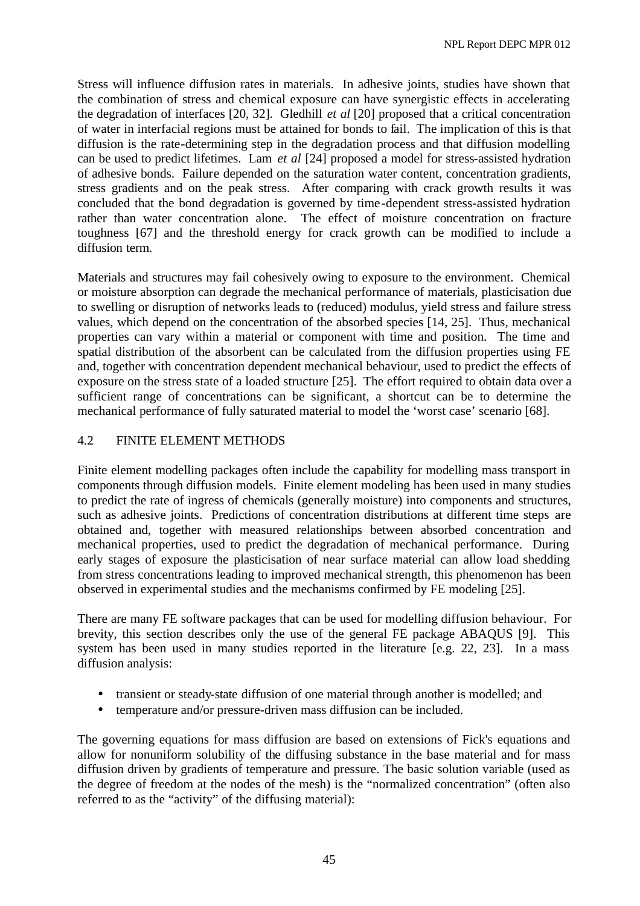Stress will influence diffusion rates in materials. In adhesive joints, studies have shown that the combination of stress and chemical exposure can have synergistic effects in accelerating the degradation of interfaces [20, 32]. Gledhill *et al* [20] proposed that a critical concentration of water in interfacial regions must be attained for bonds to fail. The implication of this is that diffusion is the rate-determining step in the degradation process and that diffusion modelling can be used to predict lifetimes. Lam *et al* [24] proposed a model for stress-assisted hydration of adhesive bonds. Failure depended on the saturation water content, concentration gradients, stress gradients and on the peak stress. After comparing with crack growth results it was concluded that the bond degradation is governed by time-dependent stress-assisted hydration rather than water concentration alone. The effect of moisture concentration on fracture toughness [67] and the threshold energy for crack growth can be modified to include a diffusion term.

Materials and structures may fail cohesively owing to exposure to the environment. Chemical or moisture absorption can degrade the mechanical performance of materials, plasticisation due to swelling or disruption of networks leads to (reduced) modulus, yield stress and failure stress values, which depend on the concentration of the absorbed species [14, 25]. Thus, mechanical properties can vary within a material or component with time and position. The time and spatial distribution of the absorbent can be calculated from the diffusion properties using FE and, together with concentration dependent mechanical behaviour, used to predict the effects of exposure on the stress state of a loaded structure [25]. The effort required to obtain data over a sufficient range of concentrations can be significant, a shortcut can be to determine the mechanical performance of fully saturated material to model the 'worst case' scenario [68].

## 4.2 FINITE ELEMENT METHODS

Finite element modelling packages often include the capability for modelling mass transport in components through diffusion models. Finite element modeling has been used in many studies to predict the rate of ingress of chemicals (generally moisture) into components and structures, such as adhesive joints. Predictions of concentration distributions at different time steps are obtained and, together with measured relationships between absorbed concentration and mechanical properties, used to predict the degradation of mechanical performance. During early stages of exposure the plasticisation of near surface material can allow load shedding from stress concentrations leading to improved mechanical strength, this phenomenon has been observed in experimental studies and the mechanisms confirmed by FE modeling [25].

There are many FE software packages that can be used for modelling diffusion behaviour. For brevity, this section describes only the use of the general FE package ABAQUS [9]. This system has been used in many studies reported in the literature [e.g. 22, 23]. In a mass diffusion analysis:

- transient or steady-state diffusion of one material through another is modelled; and
- temperature and/or pressure-driven mass diffusion can be included.

The governing equations for mass diffusion are based on extensions of Fick's equations and allow for nonuniform solubility of the diffusing substance in the base material and for mass diffusion driven by gradients of temperature and pressure. The basic solution variable (used as the degree of freedom at the nodes of the mesh) is the "normalized concentration" (often also referred to as the "activity" of the diffusing material):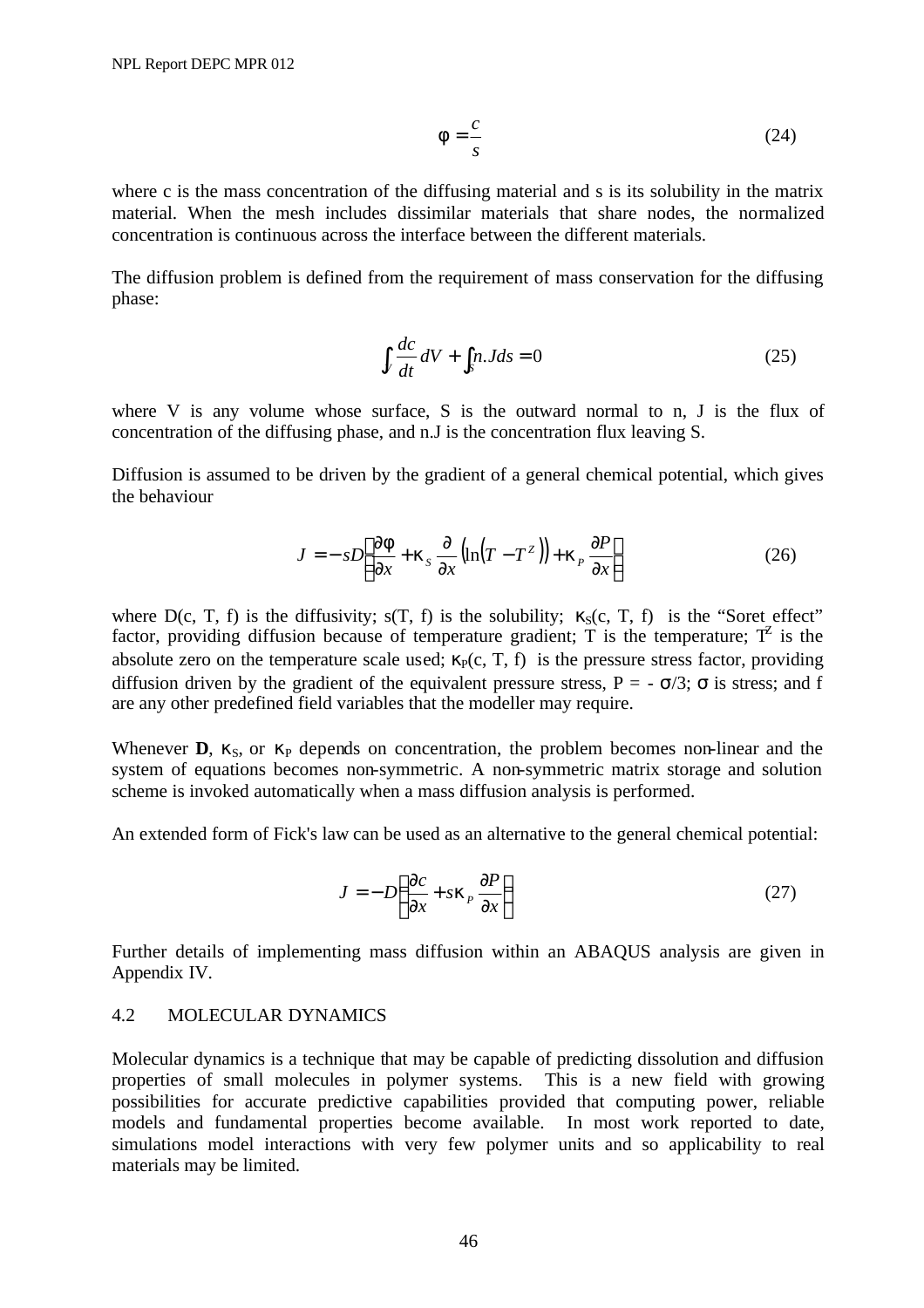$$\phi = \frac{c}{s} \tag{24}$$

where c is the mass concentration of the diffusing material and s is its solubility in the matrix material. When the mesh includes dissimilar materials that share nodes, the normalized concentration is continuous across the interface between the different materials.

The diffusion problem is defined from the requirement of mass conservation for the diffusing phase:

$$\int_V \frac{dc}{dt} dV + \int_S n.J ds = 0 \tag{25}$$

where V is any volume whose surface, S is the outward normal to n, J is the flux of concentration of the diffusing phase, and n.J is the concentration flux leaving S.

Diffusion is assumed to be driven by the gradient of a general chemical potential, which gives the behaviour

$$J = -sD\left(\frac{\partial \phi}{\partial x} + \kappa_S \frac{\partial}{\partial x}\left(\ln\left(T - T^Z\right)\right) + \kappa_P \frac{\partial P}{\partial x}\right) \tag{26}$$

where D(c, T, f) is the diffusivity; s(T, f) is the solubility; $\kappa_S$(c, T, f) is the "Soret effect" factor, providing diffusion because of temperature gradient; T is the temperature; $T^Z$ is the absolute zero on the temperature scale used; $\kappa_P$(c, T, f) is the pressure stress factor, providing diffusion driven by the gradient of the equivalent pressure stress, $P = -\sigma/3$; $\sigma$ is stress; and f are any other predefined field variables that the modeller may require.

Whenever **D**, $\kappa_S$, or $\kappa_P$ depends on concentration, the problem becomes non-linear and the system of equations becomes non-symmetric. A non-symmetric matrix storage and solution scheme is invoked automatically when a mass diffusion analysis is performed.

An extended form of Fick's law can be used as an alternative to the general chemical potential:

$$J = -D\left(\frac{\partial c}{\partial x} + s\kappa_P \frac{\partial P}{\partial x}\right) \tag{27}$$

Further details of implementing mass diffusion within an ABAQUS analysis are given in Appendix IV.

## 4.2 MOLECULAR DYNAMICS

Molecular dynamics is a technique that may be capable of predicting dissolution and diffusion properties of small molecules in polymer systems. This is a new field with growing possibilities for accurate predictive capabilities provided that computing power, reliable models and fundamental properties become available. In most work reported to date, simulations model interactions with very few polymer units and so applicability to real materials may be limited.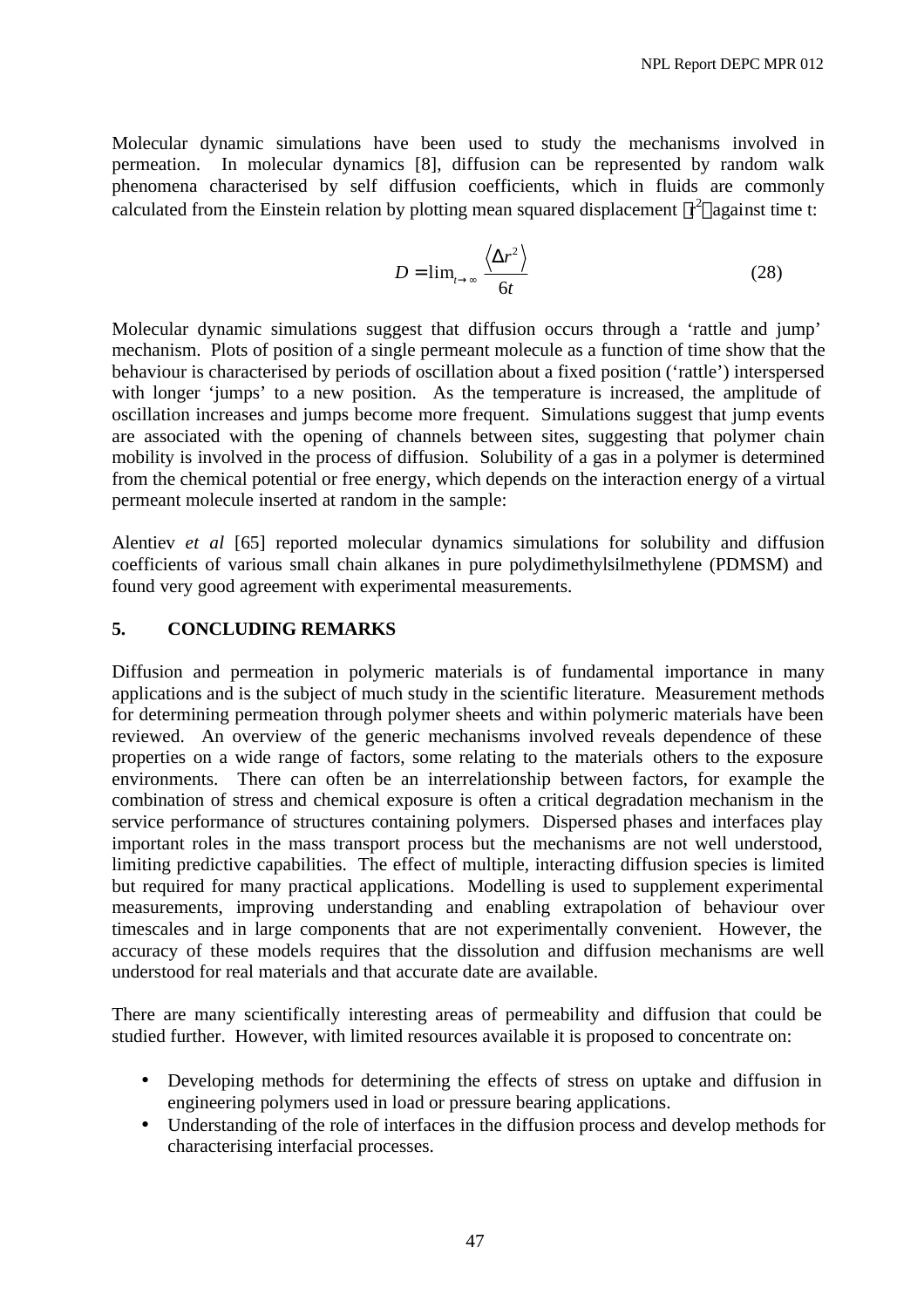Molecular dynamic simulations have been used to study the mechanisms involved in permeation. In molecular dynamics [8], diffusion can be represented by random walk phenomena characterised by self diffusion coefficients, which in fluids are commonly calculated from the Einstein relation by plotting mean squared displacement $\langle r^2 \rangle$ against time t:

$$D = \lim_{t \to \infty} \frac{\langle \Delta r^2 \rangle}{6t} \tag{28}$$

Molecular dynamic simulations suggest that diffusion occurs through a 'rattle and jump' mechanism. Plots of position of a single permeant molecule as a function of time show that the behaviour is characterised by periods of oscillation about a fixed position ('rattle') interspersed with longer 'jumps' to a new position. As the temperature is increased, the amplitude of oscillation increases and jumps become more frequent. Simulations suggest that jump events are associated with the opening of channels between sites, suggesting that polymer chain mobility is involved in the process of diffusion. Solubility of a gas in a polymer is determined from the chemical potential or free energy, which depends on the interaction energy of a virtual permeant molecule inserted at random in the sample:

Alentiev *et al* [65] reported molecular dynamics simulations for solubility and diffusion coefficients of various small chain alkanes in pure polydimethylsilmethylene (PDMSM) and found very good agreement with experimental measurements.

## 5. CONCLUDING REMARKS

Diffusion and permeation in polymeric materials is of fundamental importance in many applications and is the subject of much study in the scientific literature. Measurement methods for determining permeation through polymer sheets and within polymeric materials have been reviewed. An overview of the generic mechanisms involved reveals dependence of these properties on a wide range of factors, some relating to the materials others to the exposure environments. There can often be an interrelationship between factors, for example the combination of stress and chemical exposure is often a critical degradation mechanism in the service performance of structures containing polymers. Dispersed phases and interfaces play important roles in the mass transport process but the mechanisms are not well understood, limiting predictive capabilities. The effect of multiple, interacting diffusion species is limited but required for many practical applications. Modelling is used to supplement experimental measurements, improving understanding and enabling extrapolation of behaviour over timescales and in large components that are not experimentally convenient. However, the accuracy of these models requires that the dissolution and diffusion mechanisms are well understood for real materials and that accurate date are available.

There are many scientifically interesting areas of permeability and diffusion that could be studied further. However, with limited resources available it is proposed to concentrate on:

- Developing methods for determining the effects of stress on uptake and diffusion in engineering polymers used in load or pressure bearing applications.
- Understanding of the role of interfaces in the diffusion process and develop methods for characterising interfacial processes.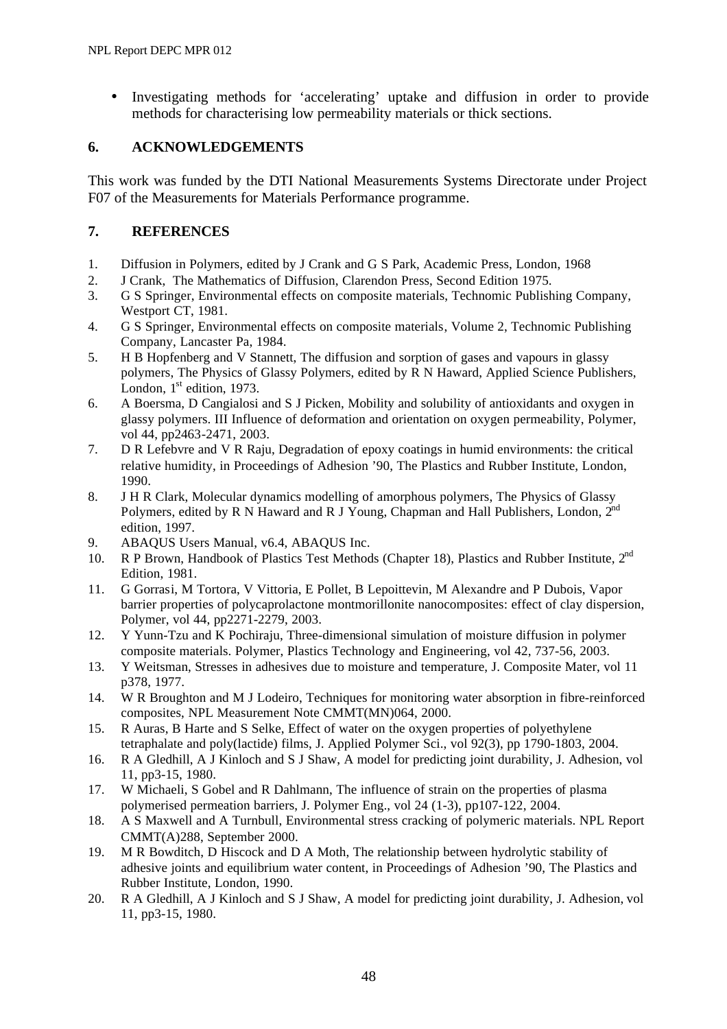- Investigating methods for 'accelerating' uptake and diffusion in order to provide methods for characterising low permeability materials or thick sections.

## 6. ACKNOWLEDGEMENTS

This work was funded by the DTI National Measurements Systems Directorate under Project F07 of the Measurements for Materials Performance programme.

## 7. REFERENCES

1. Diffusion in Polymers, edited by J Crank and G S Park, Academic Press, London, 1968
2. J Crank, The Mathematics of Diffusion, Clarendon Press, Second Edition 1975.
3. G S Springer, Environmental effects on composite materials, Technomic Publishing Company, Westport CT, 1981.
4. G S Springer, Environmental effects on composite materials, Volume 2, Technomic Publishing Company, Lancaster Pa, 1984.
5. H B Hopfenberg and V Stannett, The diffusion and sorption of gases and vapours in glassy polymers, The Physics of Glassy Polymers, edited by R N Haward, Applied Science Publishers, London, 1st edition, 1973.
6. A Boersma, D Cangialosi and S J Picken, Mobility and solubility of antioxidants and oxygen in glassy polymers. III Influence of deformation and orientation on oxygen permeability, Polymer, vol 44, pp2463-2471, 2003.
7. D R Lefebvre and V R Raju, Degradation of epoxy coatings in humid environments: the critical relative humidity, in Proceedings of Adhesion '90, The Plastics and Rubber Institute, London, 1990.
8. J H R Clark, Molecular dynamics modelling of amorphous polymers, The Physics of Glassy Polymers, edited by R N Haward and R J Young, Chapman and Hall Publishers, London, 2nd edition, 1997.
9. ABAQUS Users Manual, v6.4, ABAQUS Inc.
10. R P Brown, Handbook of Plastics Test Methods (Chapter 18), Plastics and Rubber Institute, 2nd Edition, 1981.
11. G Gorrasi, M Tortora, V Vittoria, E Pollet, B Lepoittevin, M Alexandre and P Dubois, Vapor barrier properties of polycaprolactone montmorillonite nanocomposites: effect of clay dispersion, Polymer, vol 44, pp2271-2279, 2003.
12. Y Yunn-Tzu and K Pochiraju, Three-dimensional simulation of moisture diffusion in polymer composite materials. Polymer, Plastics Technology and Engineering, vol 42, 737-56, 2003.
13. Y Weitsman, Stresses in adhesives due to moisture and temperature, J. Composite Mater, vol 11 p378, 1977.
14. W R Broughton and M J Lodeiro, Techniques for monitoring water absorption in fibre-reinforced composites, NPL Measurement Note CMMT(MN)064, 2000.
15. R Auras, B Harte and S Selke, Effect of water on the oxygen properties of polyethylene tetraphalate and poly(lactide) films, J. Applied Polymer Sci., vol 92(3), pp 1790-1803, 2004.
16. R A Gledhill, A J Kinloch and S J Shaw, A model for predicting joint durability, J. Adhesion, vol 11, pp3-15, 1980.
17. W Michaeli, S Gobel and R Dahlmann, The influence of strain on the properties of plasma polymerised permeation barriers, J. Polymer Eng., vol 24 (1-3), pp107-122, 2004.
18. A S Maxwell and A Turnbull, Environmental stress cracking of polymeric materials. NPL Report CMMT(A)288, September 2000.
19. M R Bowditch, D Hiscock and D A Moth, The relationship between hydrolytic stability of adhesive joints and equilibrium water content, in Proceedings of Adhesion '90, The Plastics and Rubber Institute, London, 1990.
20. R A Gledhill, A J Kinloch and S J Shaw, A model for predicting joint durability, J. Adhesion, vol 11, pp3-15, 1980.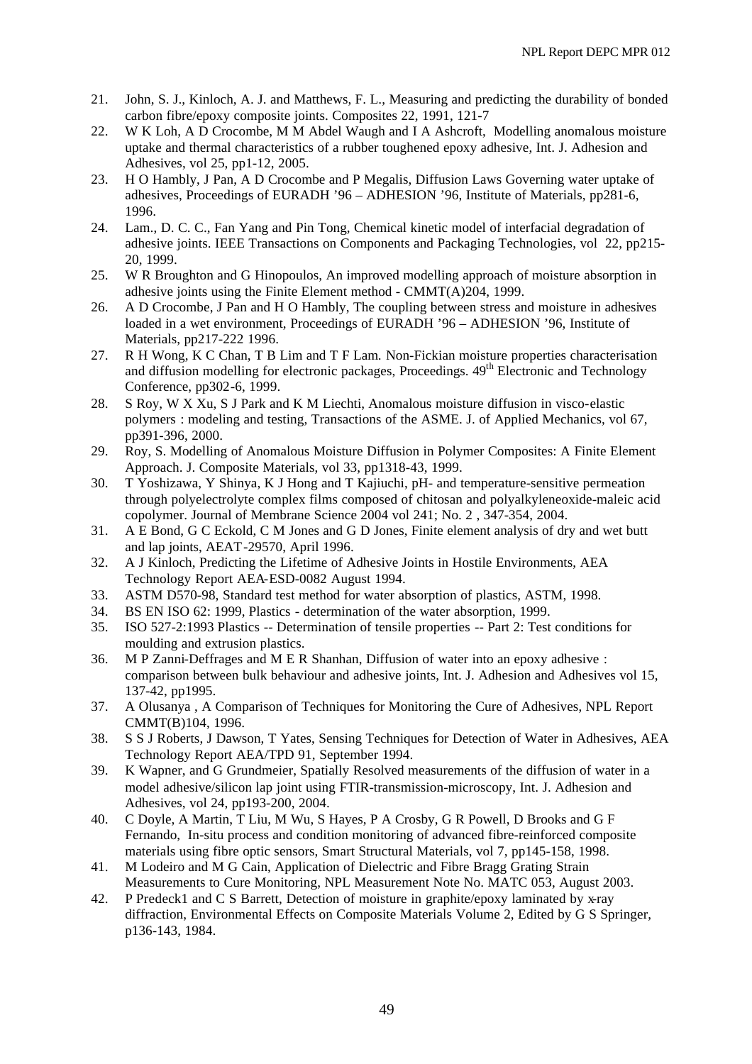21. John, S. J., Kinloch, A. J. and Matthews, F. L., Measuring and predicting the durability of bonded carbon fibre/epoxy composite joints. Composites 22, 1991, 121-7
22. W K Loh, A D Crocombe, M M Abdel Waugh and I A Ashcroft, Modelling anomalous moisture uptake and thermal characteristics of a rubber toughened epoxy adhesive, Int. J. Adhesion and Adhesives, vol 25, pp1-12, 2005.
23. H O Hambly, J Pan, A D Crocombe and P Megalis, Diffusion Laws Governing water uptake of adhesives, Proceedings of EURADH '96 – ADHESION '96, Institute of Materials, pp281-6, 1996.
24. Lam., D. C. C., Fan Yang and Pin Tong, Chemical kinetic model of interfacial degradation of adhesive joints. IEEE Transactions on Components and Packaging Technologies, vol 22, pp215-20, 1999.
25. W R Broughton and G Hinopoulos, An improved modelling approach of moisture absorption in adhesive joints using the Finite Element method - CMMT(A)204, 1999.
26. A D Crocombe, J Pan and H O Hambly, The coupling between stress and moisture in adhesives loaded in a wet environment, Proceedings of EURADH '96 – ADHESION '96, Institute of Materials, pp217-222 1996.
27. R H Wong, K C Chan, T B Lim and T F Lam. Non-Fickian moisture properties characterisation and diffusion modelling for electronic packages, Proceedings. 49th Electronic and Technology Conference, pp302-6, 1999.
28. S Roy, W X Xu, S J Park and K M Liechti, Anomalous moisture diffusion in visco-elastic polymers : modeling and testing, Transactions of the ASME. J. of Applied Mechanics, vol 67, pp391-396, 2000.
29. Roy, S. Modelling of Anomalous Moisture Diffusion in Polymer Composites: A Finite Element Approach. J. Composite Materials, vol 33, pp1318-43, 1999.
30. T Yoshizawa, Y Shinya, K J Hong and T Kajiuchi, pH- and temperature-sensitive permeation through polyelectrolyte complex films composed of chitosan and polyalkyleneoxide-maleic acid copolymer. Journal of Membrane Science 2004 vol 241; No. 2 , 347-354, 2004.
31. A E Bond, G C Eckold, C M Jones and G D Jones, Finite element analysis of dry and wet butt and lap joints, AEAT-29570, April 1996.
32. A J Kinloch, Predicting the Lifetime of Adhesive Joints in Hostile Environments, AEA Technology Report AEA-ESD-0082 August 1994.
33. ASTM D570-98, Standard test method for water absorption of plastics, ASTM, 1998.
34. BS EN ISO 62: 1999, Plastics - determination of the water absorption, 1999.
35. ISO 527-2:1993 Plastics -- Determination of tensile properties -- Part 2: Test conditions for moulding and extrusion plastics.
36. M P Zanni-Deffrages and M E R Shanhan, Diffusion of water into an epoxy adhesive : comparison between bulk behaviour and adhesive joints, Int. J. Adhesion and Adhesives vol 15, 137-42, pp1995.
37. A Olusanya , A Comparison of Techniques for Monitoring the Cure of Adhesives, NPL Report CMMT(B)104, 1996.
38. S S J Roberts, J Dawson, T Yates, Sensing Techniques for Detection of Water in Adhesives, AEA Technology Report AEA/TPD 91, September 1994.
39. K Wapner, and G Grundmeier, Spatially Resolved measurements of the diffusion of water in a model adhesive/silicon lap joint using FTIR-transmission-microscopy, Int. J. Adhesion and Adhesives, vol 24, pp193-200, 2004.
40. C Doyle, A Martin, T Liu, M Wu, S Hayes, P A Crosby, G R Powell, D Brooks and G F Fernando, In-situ process and condition monitoring of advanced fibre-reinforced composite materials using fibre optic sensors, Smart Structural Materials, vol 7, pp145-158, 1998.
41. M Lodeiro and M G Cain, Application of Dielectric and Fibre Bragg Grating Strain Measurements to Cure Monitoring, NPL Measurement Note No. MATC 053, August 2003.
42. P Predeck1 and C S Barrett, Detection of moisture in graphite/epoxy laminated by x-ray diffraction, Environmental Effects on Composite Materials Volume 2, Edited by G S Springer, p136-143, 1984.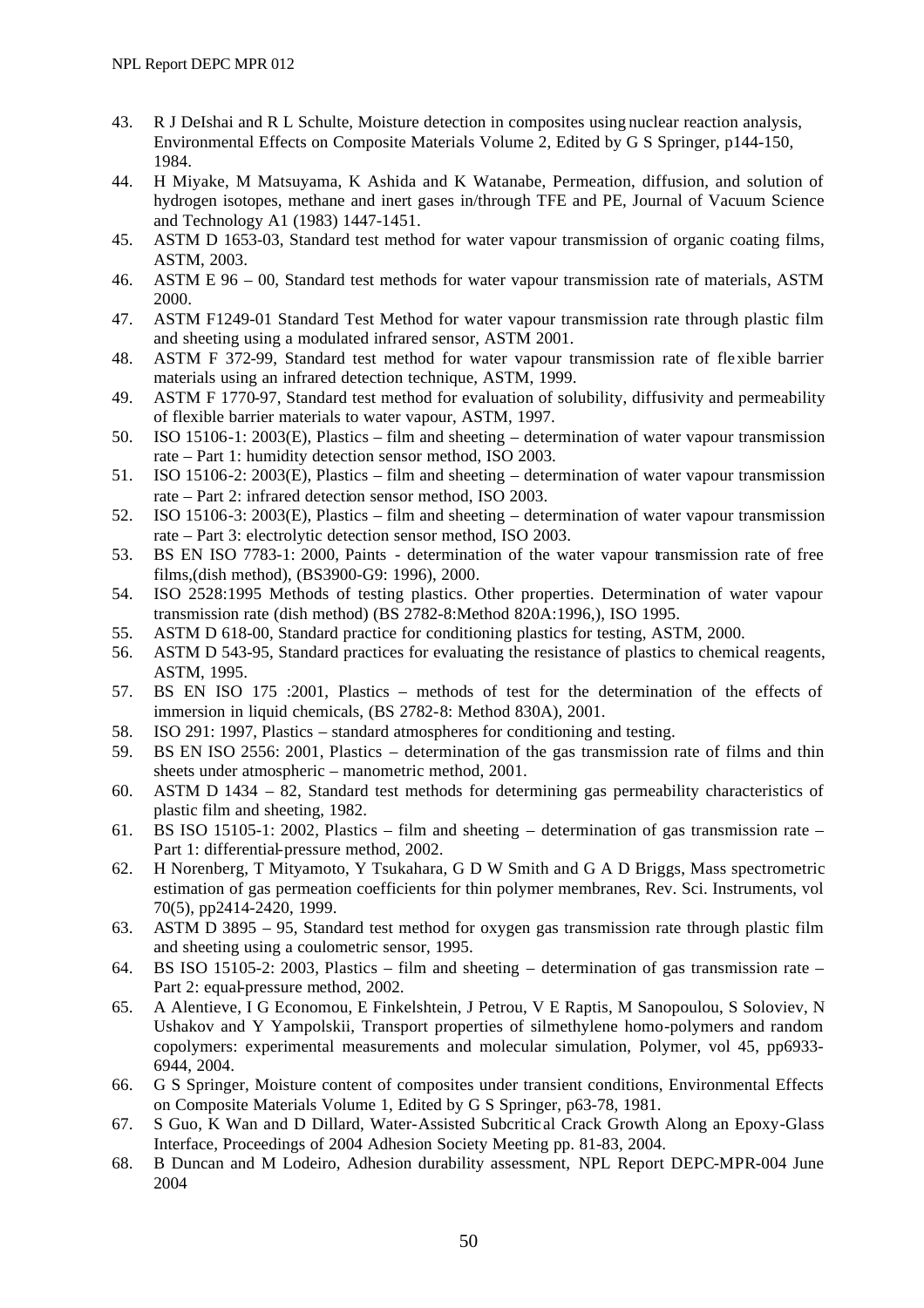43. R J DeIshai and R L Schulte, Moisture detection in composites using nuclear reaction analysis, Environmental Effects on Composite Materials Volume 2, Edited by G S Springer, p144-150, 1984.
44. H Miyake, M Matsuyama, K Ashida and K Watanabe, Permeation, diffusion, and solution of hydrogen isotopes, methane and inert gases in/through TFE and PE, Journal of Vacuum Science and Technology A1 (1983) 1447-1451.
45. ASTM D 1653-03, Standard test method for water vapour transmission of organic coating films, ASTM, 2003.
46. ASTM E 96 – 00, Standard test methods for water vapour transmission rate of materials, ASTM 2000.
47. ASTM F1249-01 Standard Test Method for water vapour transmission rate through plastic film and sheeting using a modulated infrared sensor, ASTM 2001.
48. ASTM F 372-99, Standard test method for water vapour transmission rate of flexible barrier materials using an infrared detection technique, ASTM, 1999.
49. ASTM F 1770-97, Standard test method for evaluation of solubility, diffusivity and permeability of flexible barrier materials to water vapour, ASTM, 1997.
50. ISO 15106-1: 2003(E), Plastics – film and sheeting – determination of water vapour transmission rate – Part 1: humidity detection sensor method, ISO 2003.
51. ISO 15106-2: 2003(E), Plastics – film and sheeting – determination of water vapour transmission rate – Part 2: infrared detection sensor method, ISO 2003.
52. ISO 15106-3: 2003(E), Plastics – film and sheeting – determination of water vapour transmission rate – Part 3: electrolytic detection sensor method, ISO 2003.
53. BS EN ISO 7783-1: 2000, Paints - determination of the water vapour transmission rate of free films,(dish method), (BS3900-G9: 1996), 2000.
54. ISO 2528:1995 Methods of testing plastics. Other properties. Determination of water vapour transmission rate (dish method) (BS 2782-8:Method 820A:1996,), ISO 1995.
55. ASTM D 618-00, Standard practice for conditioning plastics for testing, ASTM, 2000.
56. ASTM D 543-95, Standard practices for evaluating the resistance of plastics to chemical reagents, ASTM, 1995.
57. BS EN ISO 175 :2001, Plastics – methods of test for the determination of the effects of immersion in liquid chemicals, (BS 2782-8: Method 830A), 2001.
58. ISO 291: 1997, Plastics – standard atmospheres for conditioning and testing.
59. BS EN ISO 2556: 2001, Plastics – determination of the gas transmission rate of films and thin sheets under atmospheric – manometric method, 2001.
60. ASTM D 1434 – 82, Standard test methods for determining gas permeability characteristics of plastic film and sheeting, 1982.
61. BS ISO 15105-1: 2002, Plastics – film and sheeting – determination of gas transmission rate – Part 1: differential-pressure method, 2002.
62. H Norenberg, T Mityamoto, Y Tsukahara, G D W Smith and G A D Briggs, Mass spectrometric estimation of gas permeation coefficients for thin polymer membranes, Rev. Sci. Instruments, vol 70(5), pp2414-2420, 1999.
63. ASTM D 3895 – 95, Standard test method for oxygen gas transmission rate through plastic film and sheeting using a coulometric sensor, 1995.
64. BS ISO 15105-2: 2003, Plastics – film and sheeting – determination of gas transmission rate – Part 2: equal-pressure method, 2002.
65. A Alentieve, I G Economou, E Finkelshtein, J Petrou, V E Raptis, M Sanopoulou, S Soloviev, N Ushakov and Y Yampolskii, Transport properties of silmethylene homo-polymers and random copolymers: experimental measurements and molecular simulation, Polymer, vol 45, pp6933-6944, 2004.
66. G S Springer, Moisture content of composites under transient conditions, Environmental Effects on Composite Materials Volume 1, Edited by G S Springer, p63-78, 1981.
67. S Guo, K Wan and D Dillard, Water-Assisted Subcritical Crack Growth Along an Epoxy-Glass Interface, Proceedings of 2004 Adhesion Society Meeting pp. 81-83, 2004.
68. B Duncan and M Lodeiro, Adhesion durability assessment, NPL Report DEPC-MPR-004 June 2004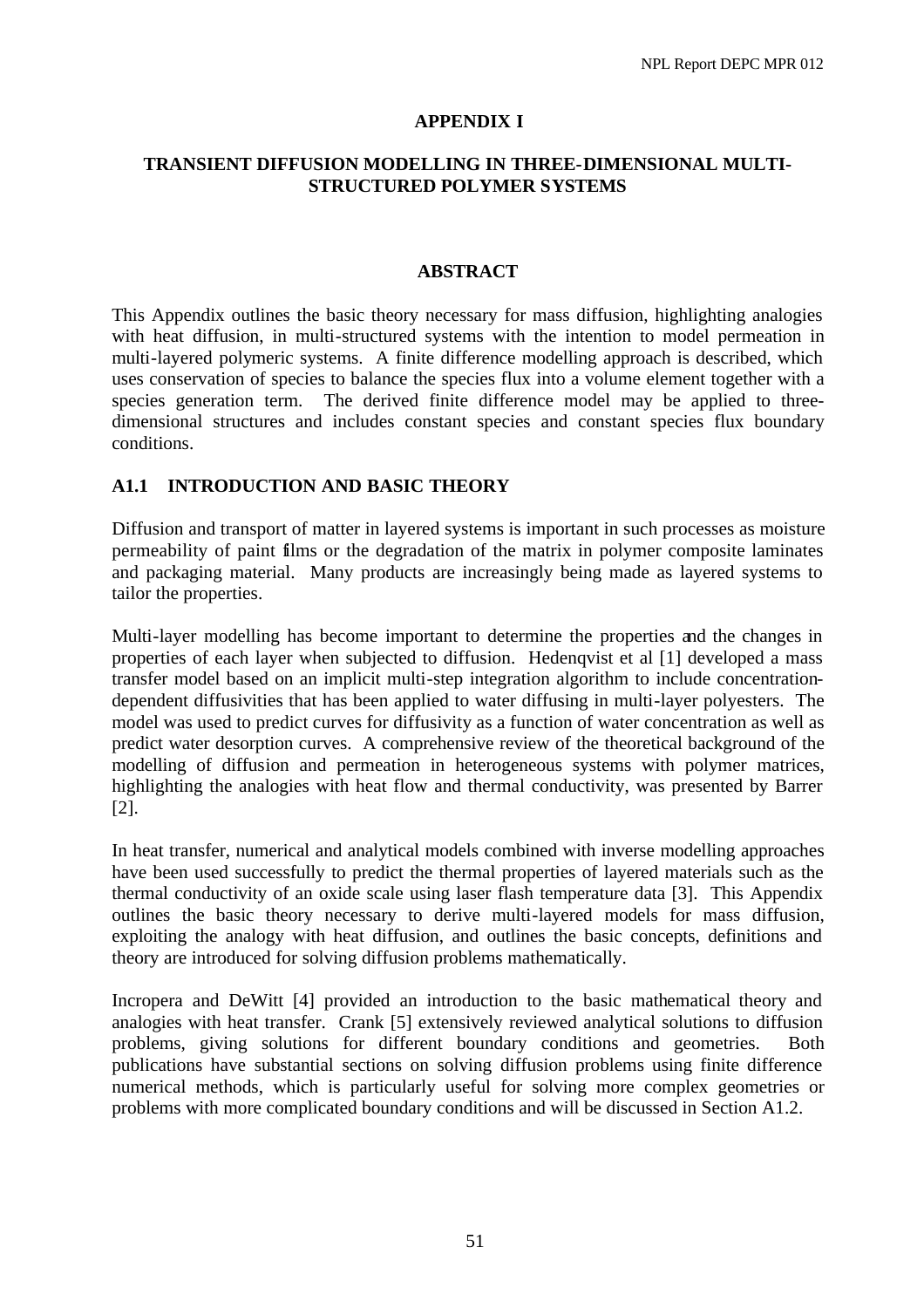## APPENDIX I

## TRANSIENT DIFFUSION MODELLING IN THREE-DIMENSIONAL MULTI-STRUCTURED POLYMER SYSTEMS

### ABSTRACT

This Appendix outlines the basic theory necessary for mass diffusion, highlighting analogies with heat diffusion, in multi-structured systems with the intention to model permeation in multi-layered polymeric systems. A finite difference modelling approach is described, which uses conservation of species to balance the species flux into a volume element together with a species generation term. The derived finite difference model may be applied to three-dimensional structures and includes constant species and constant species flux boundary conditions.

### A1.1 INTRODUCTION AND BASIC THEORY

Diffusion and transport of matter in layered systems is important in such processes as moisture permeability of paint films or the degradation of the matrix in polymer composite laminates and packaging material. Many products are increasingly being made as layered systems to tailor the properties.

Multi-layer modelling has become important to determine the properties and the changes in properties of each layer when subjected to diffusion. Hedenqvist et al [1] developed a mass transfer model based on an implicit multi-step integration algorithm to include concentration-dependent diffusivities that has been applied to water diffusing in multi-layer polyesters. The model was used to predict curves for diffusivity as a function of water concentration as well as predict water desorption curves. A comprehensive review of the theoretical background of the modelling of diffusion and permeation in heterogeneous systems with polymer matrices, highlighting the analogies with heat flow and thermal conductivity, was presented by Barrer [2].

In heat transfer, numerical and analytical models combined with inverse modelling approaches have been used successfully to predict the thermal properties of layered materials such as the thermal conductivity of an oxide scale using laser flash temperature data [3]. This Appendix outlines the basic theory necessary to derive multi-layered models for mass diffusion, exploiting the analogy with heat diffusion, and outlines the basic concepts, definitions and theory are introduced for solving diffusion problems mathematically.

Incropera and DeWitt [4] provided an introduction to the basic mathematical theory and analogies with heat transfer. Crank [5] extensively reviewed analytical solutions to diffusion problems, giving solutions for different boundary conditions and geometries. Both publications have substantial sections on solving diffusion problems using finite difference numerical methods, which is particularly useful for solving more complex geometries or problems with more complicated boundary conditions and will be discussed in Section A1.2.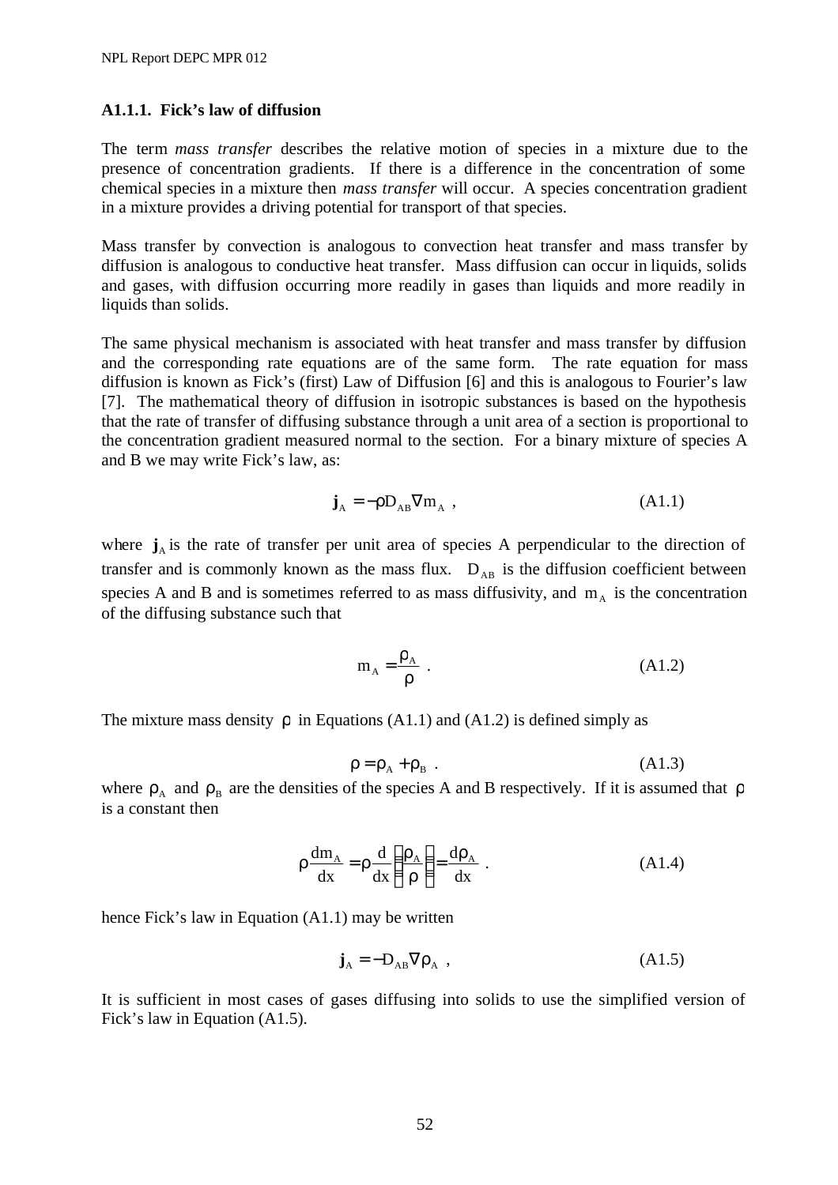### A1.1.1. Fick's law of diffusion

The term *mass transfer* describes the relative motion of species in a mixture due to the presence of concentration gradients. If there is a difference in the concentration of some chemical species in a mixture then *mass transfer* will occur. A species concentration gradient in a mixture provides a driving potential for transport of that species.

Mass transfer by convection is analogous to convection heat transfer and mass transfer by diffusion is analogous to conductive heat transfer. Mass diffusion can occur in liquids, solids and gases, with diffusion occurring more readily in gases than liquids and more readily in liquids than solids.

The same physical mechanism is associated with heat transfer and mass transfer by diffusion and the corresponding rate equations are of the same form. The rate equation for mass diffusion is known as Fick's (first) Law of Diffusion [6] and this is analogous to Fourier's law [7]. The mathematical theory of diffusion in isotropic substances is based on the hypothesis that the rate of transfer of diffusing substance through a unit area of a section is proportional to the concentration gradient measured normal to the section. For a binary mixture of species A and B we may write Fick's law, as:

$$\mathbf{j}_A = -\rho D_{AB} \nabla m_A \ , \qquad \text{(A1.1)}$$

where $\mathbf{j}_A$ is the rate of transfer per unit area of species A perpendicular to the direction of transfer and is commonly known as the mass flux. $D_{AB}$ is the diffusion coefficient between species A and B and is sometimes referred to as mass diffusivity, and $m_A$ is the concentration of the diffusing substance such that

$$m_A = \frac{\rho_A}{\rho} \ . \qquad \text{(A1.2)}$$

The mixture mass density $\rho$ in Equations (A1.1) and (A1.2) is defined simply as

$$\rho = \rho_A + \rho_B \ . \qquad \text{(A1.3)}$$

where $\rho_A$ and $\rho_B$ are the densities of the species A and B respectively. If it is assumed that $\rho$ is a constant then

$$\rho \frac{dm_A}{dx} = \rho \frac{d}{dx}\left(\frac{\rho_A}{\rho}\right) = \frac{d\rho_A}{dx} \ . \qquad \text{(A1.4)}$$

hence Fick's law in Equation (A1.1) may be written

$$\mathbf{j}_A = -D_{AB} \nabla \rho_A \ , \qquad \text{(A1.5)}$$

It is sufficient in most cases of gases diffusing into solids to use the simplified version of Fick's law in Equation (A1.5).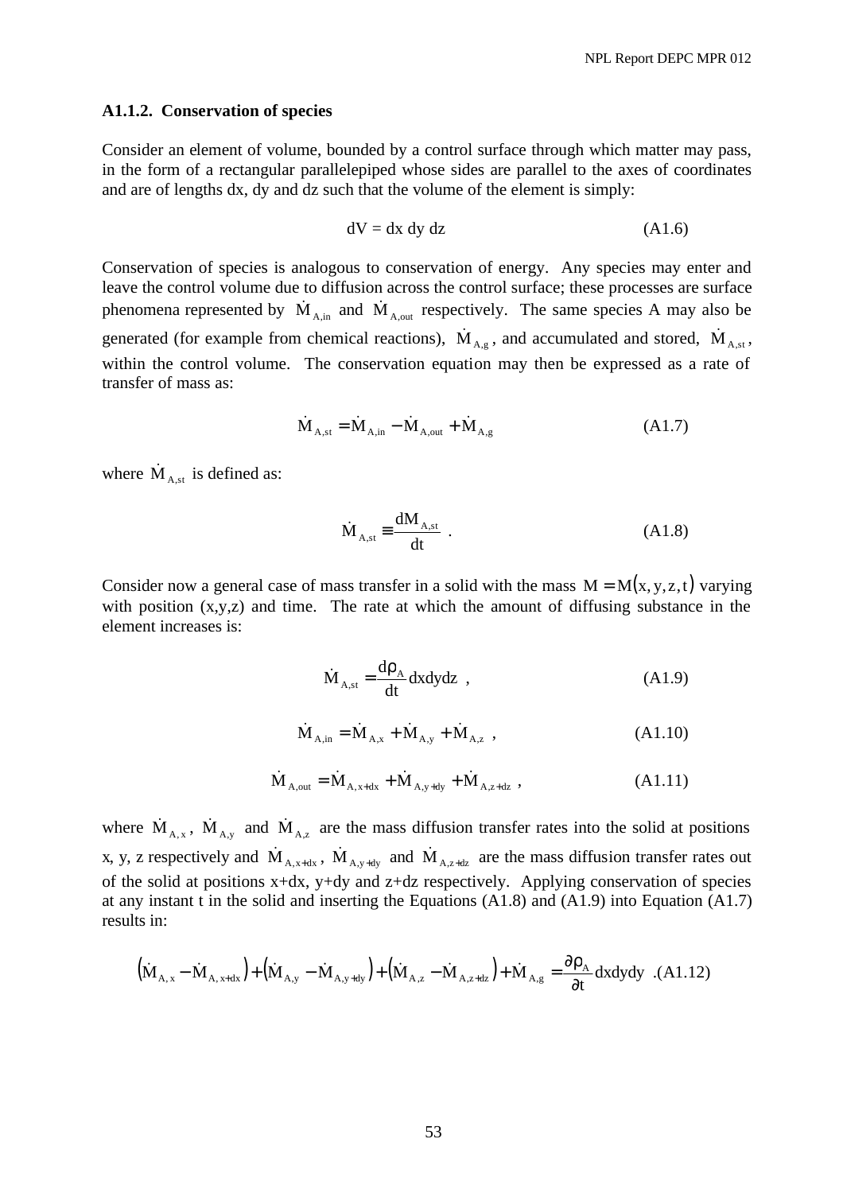### A1.1.2. Conservation of species

Consider an element of volume, bounded by a control surface through which matter may pass, in the form of a rectangular parallelepiped whose sides are parallel to the axes of coordinates and are of lengths dx, dy and dz such that the volume of the element is simply:

$$dV = dx\ dy\ dz \tag{A1.6}$$

Conservation of species is analogous to conservation of energy. Any species may enter and leave the control volume due to diffusion across the control surface; these processes are surface phenomena represented by $\dot{M}_{A,in}$ and $\dot{M}_{A,out}$ respectively. The same species A may also be generated (for example from chemical reactions), $\dot{M}_{A,g}$, and accumulated and stored, $\dot{M}_{A,st}$, within the control volume. The conservation equation may then be expressed as a rate of transfer of mass as:

$$\dot{M}_{A,st} = \dot{M}_{A,in} - \dot{M}_{A,out} + \dot{M}_{A,g} \tag{A1.7}$$

where $\dot{M}_{A,st}$ is defined as:

$$\dot{M}_{A,st} \equiv \frac{dM_{A,st}}{dt} \ . \tag{A1.8}$$

Consider now a general case of mass transfer in a solid with the mass $M = M(x, y, z, t)$ varying with position (x,y,z) and time. The rate at which the amount of diffusing substance in the element increases is:

$$\dot{M}_{A,st} = \frac{d\rho_A}{dt} dxdydz \ , \tag{A1.9}$$

$$\dot{M}_{A,in} = \dot{M}_{A,x} + \dot{M}_{A,y} + \dot{M}_{A,z} \ , \tag{A1.10}$$

$$\dot{M}_{A,out} = \dot{M}_{A,x+dx} + \dot{M}_{A,y+dy} + \dot{M}_{A,z+dz} \ , \tag{A1.11}$$

where $\dot{M}_{A,x}$, $\dot{M}_{A,y}$ and $\dot{M}_{A,z}$ are the mass diffusion transfer rates into the solid at positions x, y, z respectively and $\dot{M}_{A,x+dx}$, $\dot{M}_{A,y+dy}$ and $\dot{M}_{A,z+dz}$ are the mass diffusion transfer rates out of the solid at positions x+dx, y+dy and z+dz respectively. Applying conservation of species at any instant t in the solid and inserting the Equations (A1.8) and (A1.9) into Equation (A1.7) results in:

$$\left(\dot{M}_{A,x} - \dot{M}_{A,x+dx}\right) + \left(\dot{M}_{A,y} - \dot{M}_{A,y+dy}\right) + \left(\dot{M}_{A,z} - \dot{M}_{A,z+dz}\right) + \dot{M}_{A,g} = \frac{\partial \rho_A}{\partial t} dxdydy \ . \tag{A1.12}$$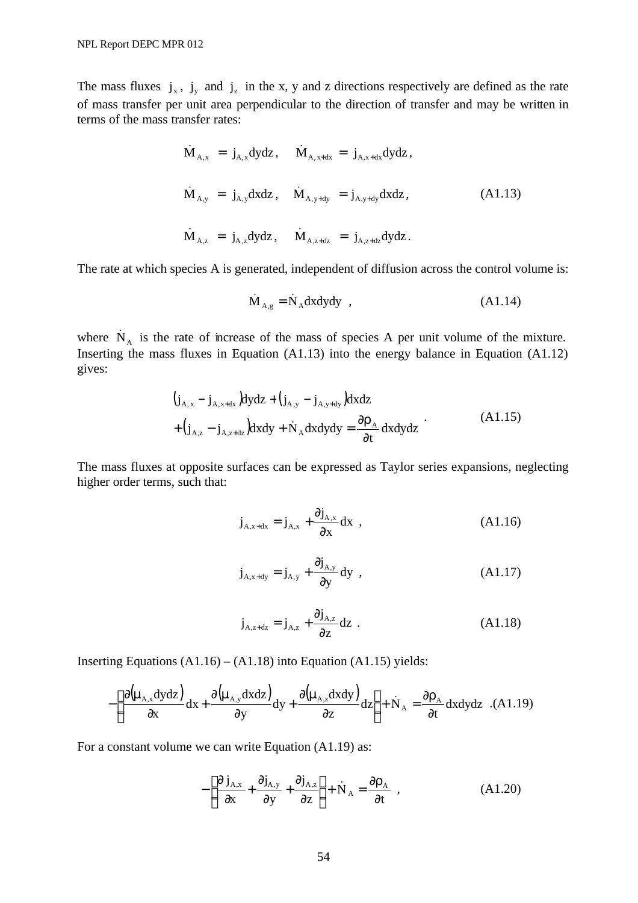The mass fluxes $j_x$, $j_y$ and $j_z$ in the x, y and z directions respectively are defined as the rate of mass transfer per unit area perpendicular to the direction of transfer and may be written in terms of the mass transfer rates:

$$
\begin{aligned}
\dot{M}_{A,x} &= j_{A,x} dydz, \quad \dot{M}_{A,x+dx} = j_{A,x+dx} dydz, \\
\dot{M}_{A,y} &= j_{A,y} dxdz, \quad \dot{M}_{A,y+dy} = j_{A,y+dy} dxdz, \\
\dot{M}_{A,z} &= j_{A,z} dydz, \quad \dot{M}_{A,z+dz} = j_{A,z+dz} dydz.
\end{aligned} \tag{A1.13}
$$

The rate at which species A is generated, independent of diffusion across the control volume is:

$$
\dot{M}_{A,g} = \dot{N}_A dxdydy \ , \tag{A1.14}
$$

where $\dot{N}_A$ is the rate of increase of the mass of species A per unit volume of the mixture. Inserting the mass fluxes in Equation (A1.13) into the energy balance in Equation (A1.12) gives:

$$
\begin{aligned}
&\left(j_{A,x} - j_{A,x+dx}\right)dydz + \left(j_{A,y} - j_{A,y+dy}\right)dxdz \\
&+\left(j_{A,z} - j_{A,z+dz}\right)dxdy + \dot{N}_A dxdydy = \frac{\partial \rho_A}{\partial t} dxdydz
\end{aligned} \ . \tag{A1.15}
$$

The mass fluxes at opposite surfaces can be expressed as Taylor series expansions, neglecting higher order terms, such that:

$$
j_{A,x+dx} = j_{A,x} + \frac{\partial j_{A,x}}{\partial x} dx \ , \tag{A1.16}
$$

$$
j_{A,x+dy} = j_{A,y} + \frac{\partial j_{A,y}}{\partial y} dy \ , \tag{A1.17}
$$

$$
j_{A,z+dz} = j_{A,z} + \frac{\partial j_{A,z}}{\partial z} dz \ . \tag{A1.18}
$$

Inserting Equations (A1.16) – (A1.18) into Equation (A1.15) yields:

$$
-\left(\frac{\partial\left(\mu_{A,x} dydz\right)}{\partial x} dx + \frac{\partial\left(\mu_{A,y} dxdz\right)}{\partial y} dy + \frac{\partial\left(\mu_{A,z} dxdy\right)}{\partial z} dz\right) + \dot{N}_A = \frac{\partial \rho_A}{\partial t} dxdydz \ . \tag{A1.19}
$$

For a constant volume we can write Equation (A1.19) as:

$$
-\left(\frac{\partial j_{A,x}}{\partial x} + \frac{\partial j_{A,y}}{\partial y} + \frac{\partial j_{A,z}}{\partial z}\right) + \dot{N}_A = \frac{\partial \rho_A}{\partial t} \ , \tag{A1.20}
$$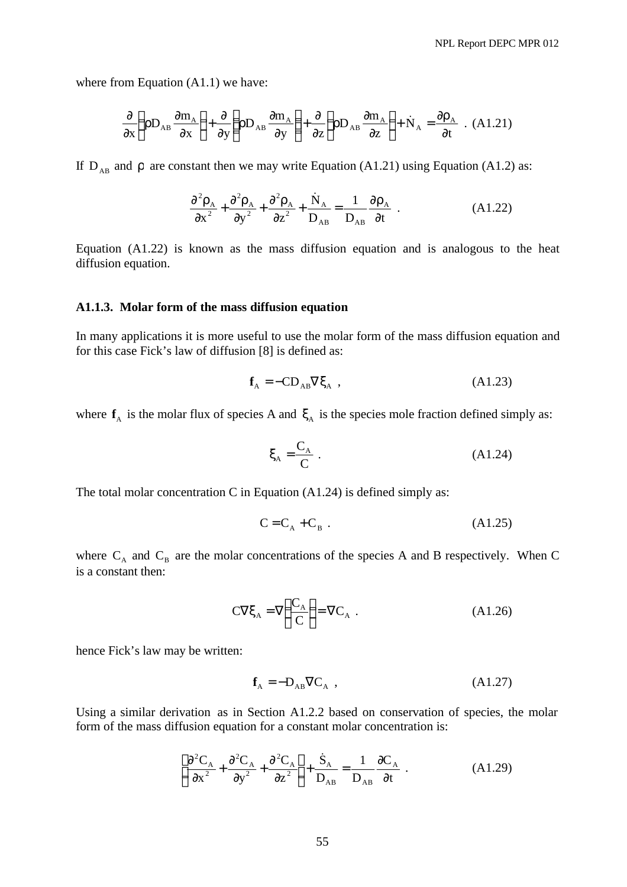where from Equation (A1.1) we have:

$$\frac{\partial}{\partial x}\left(\rho D_{AB}\frac{\partial m_A}{\partial x}\right)+\frac{\partial}{\partial y}\left(\rho D_{AB}\frac{\partial m_A}{\partial y}\right)+\frac{\partial}{\partial z}\left(\rho D_{AB}\frac{\partial m_A}{\partial z}\right)+\dot{N}_A=\frac{\partial \rho_A}{\partial t}\ . \quad \text{(A1.21)}$$

If $D_{AB}$ and $\rho$ are constant then we may write Equation (A1.21) using Equation (A1.2) as:

$$\frac{\partial^2 \rho_A}{\partial x^2}+\frac{\partial^2 \rho_A}{\partial y^2}+\frac{\partial^2 \rho_A}{\partial z^2}+\frac{\dot{N}_A}{D_{AB}}=\frac{1}{D_{AB}}\frac{\partial \rho_A}{\partial t}\ . \quad \text{(A1.22)}$$

Equation (A1.22) is known as the mass diffusion equation and is analogous to the heat diffusion equation.

### A1.1.3. Molar form of the mass diffusion equation

In many applications it is more useful to use the molar form of the mass diffusion equation and for this case Fick's law of diffusion [8] is defined as:

$$\mathbf{f}_A=-CD_{AB}\nabla\xi_A\ , \quad \text{(A1.23)}$$

where $\mathbf{f}_A$ is the molar flux of species A and $\xi_A$ is the species mole fraction defined simply as:

$$\xi_A=\frac{C_A}{C}\ . \quad \text{(A1.24)}$$

The total molar concentration C in Equation (A1.24) is defined simply as:

$$C=C_A+C_B\ . \quad \text{(A1.25)}$$

where $C_A$ and $C_B$ are the molar concentrations of the species A and B respectively. When C is a constant then:

$$C\nabla\xi_A=\nabla\left(\frac{C_A}{C}\right)=\nabla C_A\ . \quad \text{(A1.26)}$$

hence Fick's law may be written:

$$\mathbf{f}_A=-D_{AB}\nabla C_A\ , \quad \text{(A1.27)}$$

Using a similar derivation as in Section A1.2.2 based on conservation of species, the molar form of the mass diffusion equation for a constant molar concentration is:

$$\left(\frac{\partial^2 C_A}{\partial x^2}+\frac{\partial^2 C_A}{\partial y^2}+\frac{\partial^2 C_A}{\partial z^2}\right)+\frac{\dot{S}_A}{D_{AB}}=\frac{1}{D_{AB}}\frac{\partial C_A}{\partial t}\ . \quad \text{(A1.29)}$$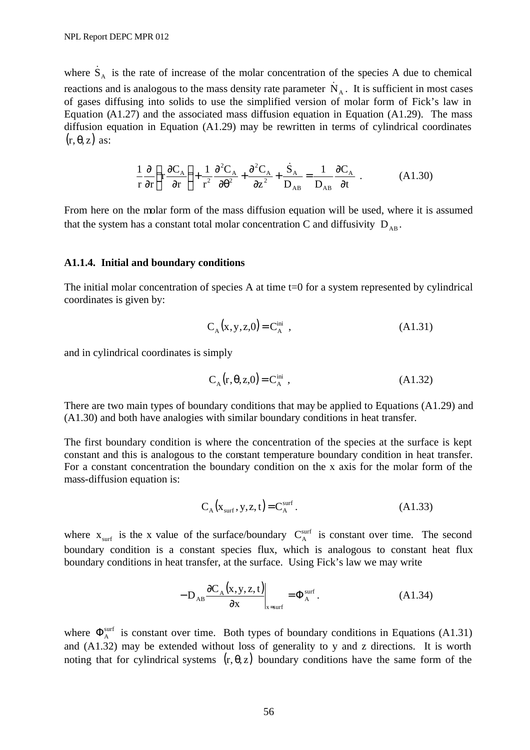where $\dot{S}_A$ is the rate of increase of the molar concentration of the species A due to chemical reactions and is analogous to the mass density rate parameter $\dot{N}_A$. It is sufficient in most cases of gases diffusing into solids to use the simplified version of molar form of Fick's law in Equation (A1.27) and the associated mass diffusion equation in Equation (A1.29). The mass diffusion equation in Equation (A1.29) may be rewritten in terms of cylindrical coordinates $(r, \theta, z)$ as:

$$\frac{1}{r}\frac{\partial}{\partial r}\left(r\frac{\partial C_A}{\partial r}\right)+\frac{1}{r^2}\frac{\partial^2 C_A}{\partial \theta^2}+\frac{\partial^2 C_A}{\partial z^2}+\frac{\dot{S}_A}{D_{AB}}=\frac{1}{D_{AB}}\frac{\partial C_A}{\partial t} \ . \qquad \text{(A1.30)}$$

From here on the molar form of the mass diffusion equation will be used, where it is assumed that the system has a constant total molar concentration C and diffusivity $D_{AB}$.

### A1.1.4. Initial and boundary conditions

The initial molar concentration of species A at time t=0 for a system represented by cylindrical coordinates is given by:

$$C_A(x, y, z, 0) = C_A^{ini} \ , \qquad \text{(A1.31)}$$

and in cylindrical coordinates is simply

$$C_A(r, \theta, z, 0) = C_A^{ini} \ , \qquad \text{(A1.32)}$$

There are two main types of boundary conditions that may be applied to Equations (A1.29) and (A1.30) and both have analogies with similar boundary conditions in heat transfer.

The first boundary condition is where the concentration of the species at the surface is kept constant and this is analogous to the constant temperature boundary condition in heat transfer. For a constant concentration the boundary condition on the x axis for the molar form of the mass-diffusion equation is:

$$C_A(x_{surf}, y, z, t) = C_A^{surf} \ . \qquad \text{(A1.33)}$$

where $x_{surf}$ is the x value of the surface/boundary $C_A^{surf}$ is constant over time. The second boundary condition is a constant species flux, which is analogous to constant heat flux boundary conditions in heat transfer, at the surface. Using Fick's law we may write

$$-D_{AB}\frac{\partial C_A(x, y, z, t)}{\partial x}\bigg|_{x=surf} = \Phi_A^{surf} \ . \qquad \text{(A1.34)}$$

where $\Phi_A^{surf}$ is constant over time. Both types of boundary conditions in Equations (A1.31) and (A1.32) may be extended without loss of generality to y and z directions. It is worth noting that for cylindrical systems $(r, \theta, z)$ boundary conditions have the same form of the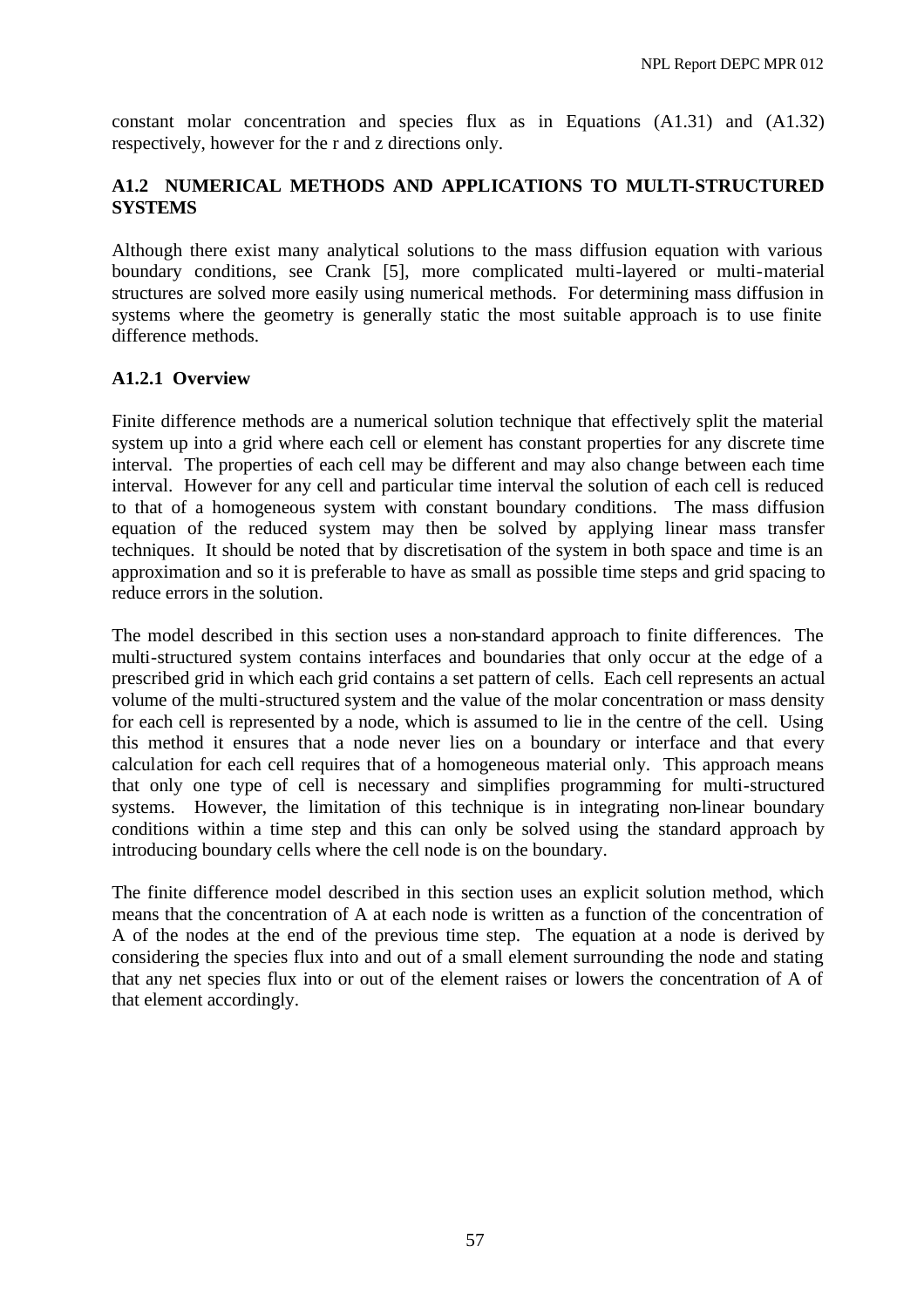constant molar concentration and species flux as in Equations (A1.31) and (A1.32) respectively, however for the r and z directions only.

## A1.2 NUMERICAL METHODS AND APPLICATIONS TO MULTI-STRUCTURED SYSTEMS

Although there exist many analytical solutions to the mass diffusion equation with various boundary conditions, see Crank [5], more complicated multi-layered or multi-material structures are solved more easily using numerical methods. For determining mass diffusion in systems where the geometry is generally static the most suitable approach is to use finite difference methods.

### A1.2.1 Overview

Finite difference methods are a numerical solution technique that effectively split the material system up into a grid where each cell or element has constant properties for any discrete time interval. The properties of each cell may be different and may also change between each time interval. However for any cell and particular time interval the solution of each cell is reduced to that of a homogeneous system with constant boundary conditions. The mass diffusion equation of the reduced system may then be solved by applying linear mass transfer techniques. It should be noted that by discretisation of the system in both space and time is an approximation and so it is preferable to have as small as possible time steps and grid spacing to reduce errors in the solution.

The model described in this section uses a non-standard approach to finite differences. The multi-structured system contains interfaces and boundaries that only occur at the edge of a prescribed grid in which each grid contains a set pattern of cells. Each cell represents an actual volume of the multi-structured system and the value of the molar concentration or mass density for each cell is represented by a node, which is assumed to lie in the centre of the cell. Using this method it ensures that a node never lies on a boundary or interface and that every calculation for each cell requires that of a homogeneous material only. This approach means that only one type of cell is necessary and simplifies programming for multi-structured systems. However, the limitation of this technique is in integrating non-linear boundary conditions within a time step and this can only be solved using the standard approach by introducing boundary cells where the cell node is on the boundary.

The finite difference model described in this section uses an explicit solution method, which means that the concentration of A at each node is written as a function of the concentration of A of the nodes at the end of the previous time step. The equation at a node is derived by considering the species flux into and out of a small element surrounding the node and stating that any net species flux into or out of the element raises or lowers the concentration of A of that element accordingly.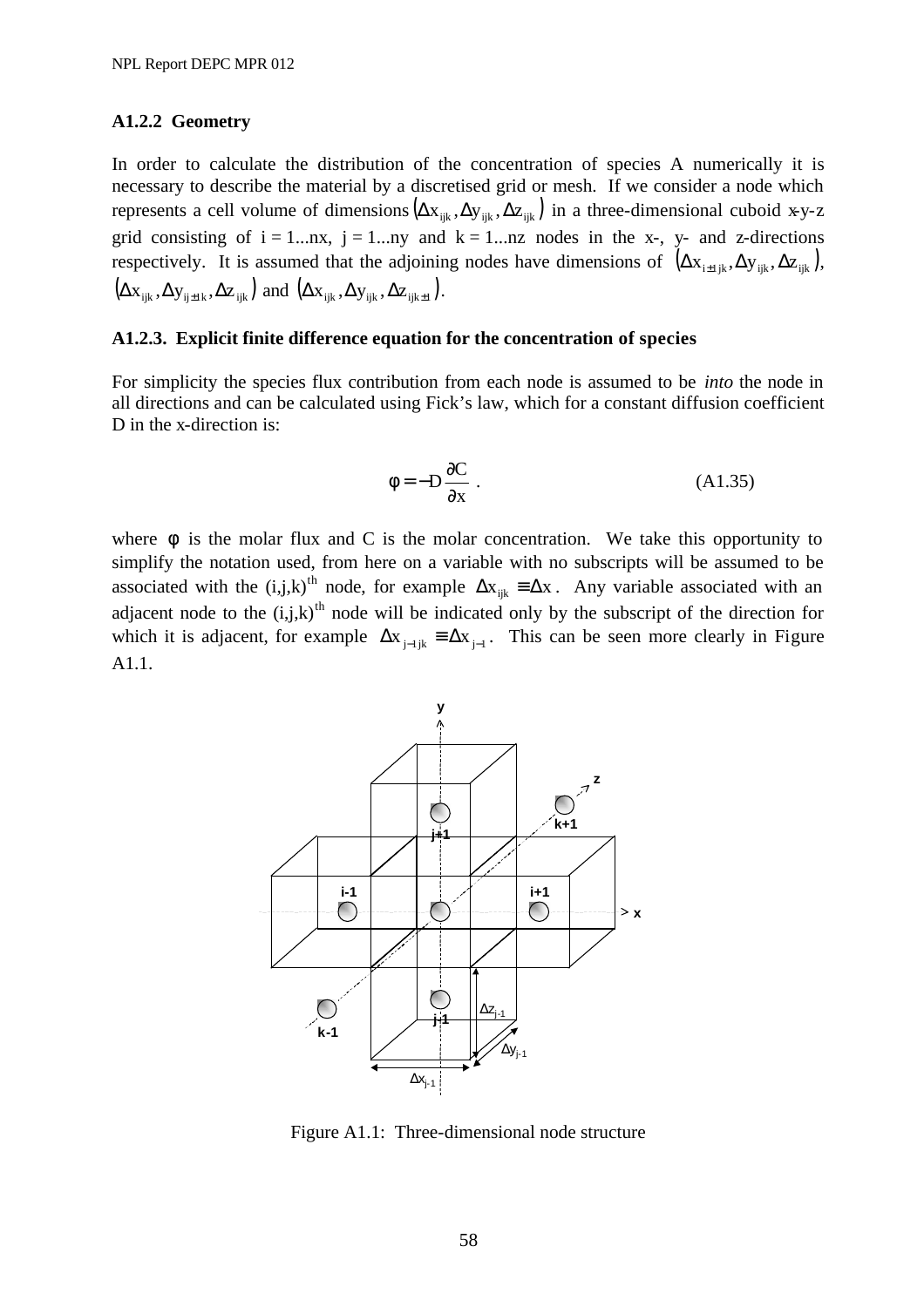### A1.2.2 Geometry

In order to calculate the distribution of the concentration of species A numerically it is necessary to describe the material by a discretised grid or mesh. If we consider a node which represents a cell volume of dimensions $(\Delta x_{ijk}, \Delta y_{ijk}, \Delta z_{ijk})$ in a three-dimensional cuboid x-y-z grid consisting of $i = 1...nx$, $j = 1...ny$ and $k = 1...nz$ nodes in the x-, y- and z-directions respectively. It is assumed that the adjoining nodes have dimensions of $(\Delta x_{i\pm 1jk}, \Delta y_{ijk}, \Delta z_{ijk})$, $(\Delta x_{ijk}, \Delta y_{ij\pm 1k}, \Delta z_{ijk})$ and $(\Delta x_{ijk}, \Delta y_{ijk}, \Delta z_{ijk\pm 1})$.

### A1.2.3. Explicit finite difference equation for the concentration of species

For simplicity the species flux contribution from each node is assumed to be *into* the node in all directions and can be calculated using Fick's law, which for a constant diffusion coefficient D in the x-direction is:

$$\phi = -D\frac{\partial C}{\partial x} \; . \qquad \text{(A1.35)}$$

where $\phi$ is the molar flux and C is the molar concentration. We take this opportunity to simplify the notation used, from here on a variable with no subscripts will be assumed to be associated with the (i,j,k)[th] node, for example $\Delta x_{ijk} \equiv \Delta x$. Any variable associated with an adjacent node to the (i,j,k)[th] node will be indicated only by the subscript of the direction for which it is adjacent, for example $\Delta x_{j-1jk} \equiv \Delta x_{j-1}$. This can be seen more clearly in Figure A1.1.

Figure A1.1: Three-dimensional node structure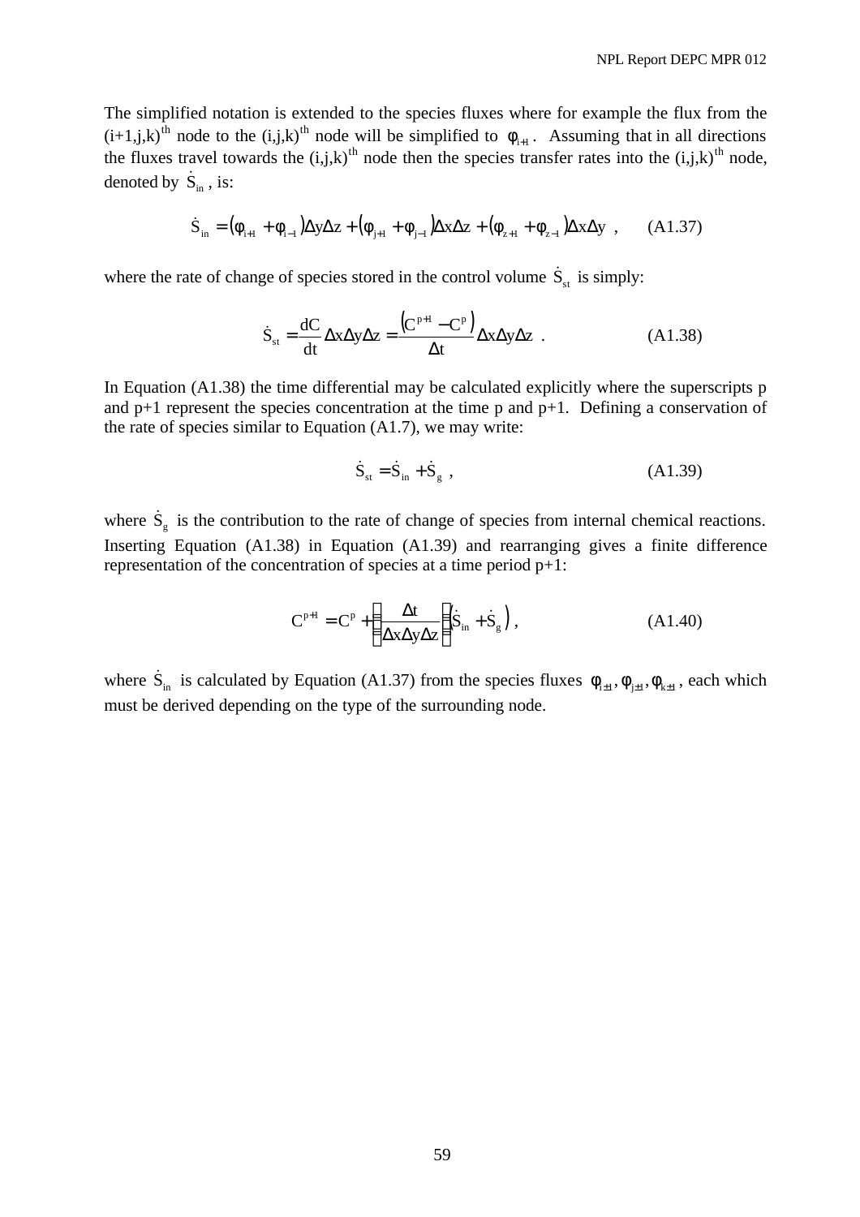The simplified notation is extended to the species fluxes where for example the flux from the (i+1,j,k)$^{th}$ node to the (i,j,k)$^{th}$ node will be simplified to $\phi_{i+1}$. Assuming that in all directions the fluxes travel towards the (i,j,k)$^{th}$ node then the species transfer rates into the (i,j,k)$^{th}$ node, denoted by $\dot{S}_{in}$, is:

$$\dot{S}_{in} = (\phi_{i+1} + \phi_{i-1})\Delta y \Delta z + (\phi_{j+1} + \phi_{j-1})\Delta x \Delta z + (\phi_{z+1} + \phi_{z-1})\Delta x \Delta y \ , \qquad \text{(A1.37)}$$

where the rate of change of species stored in the control volume $\dot{S}_{st}$ is simply:

$$\dot{S}_{st} = \frac{dC}{dt}\Delta x \Delta y \Delta z = \frac{(C^{p+1} - C^{p})}{\Delta t}\Delta x \Delta y \Delta z \ . \qquad \text{(A1.38)}$$

In Equation (A1.38) the time differential may be calculated explicitly where the superscripts p and p+1 represent the species concentration at the time p and p+1. Defining a conservation of the rate of species similar to Equation (A1.7), we may write:

$$\dot{S}_{st} = \dot{S}_{in} + \dot{S}_{g} \ , \qquad \text{(A1.39)}$$

where $\dot{S}_{g}$ is the contribution to the rate of change of species from internal chemical reactions. Inserting Equation (A1.38) in Equation (A1.39) and rearranging gives a finite difference representation of the concentration of species at a time period p+1:

$$C^{p+1} = C^{p} + \left(\frac{\Delta t}{\Delta x \Delta y \Delta z}\right)(\dot{S}_{in} + \dot{S}_{g}) \ , \qquad \text{(A1.40)}$$

where $\dot{S}_{in}$ is calculated by Equation (A1.37) from the species fluxes $\phi_{i\pm1}, \phi_{j\pm1}, \phi_{k\pm1}$, each which must be derived depending on the type of the surrounding node.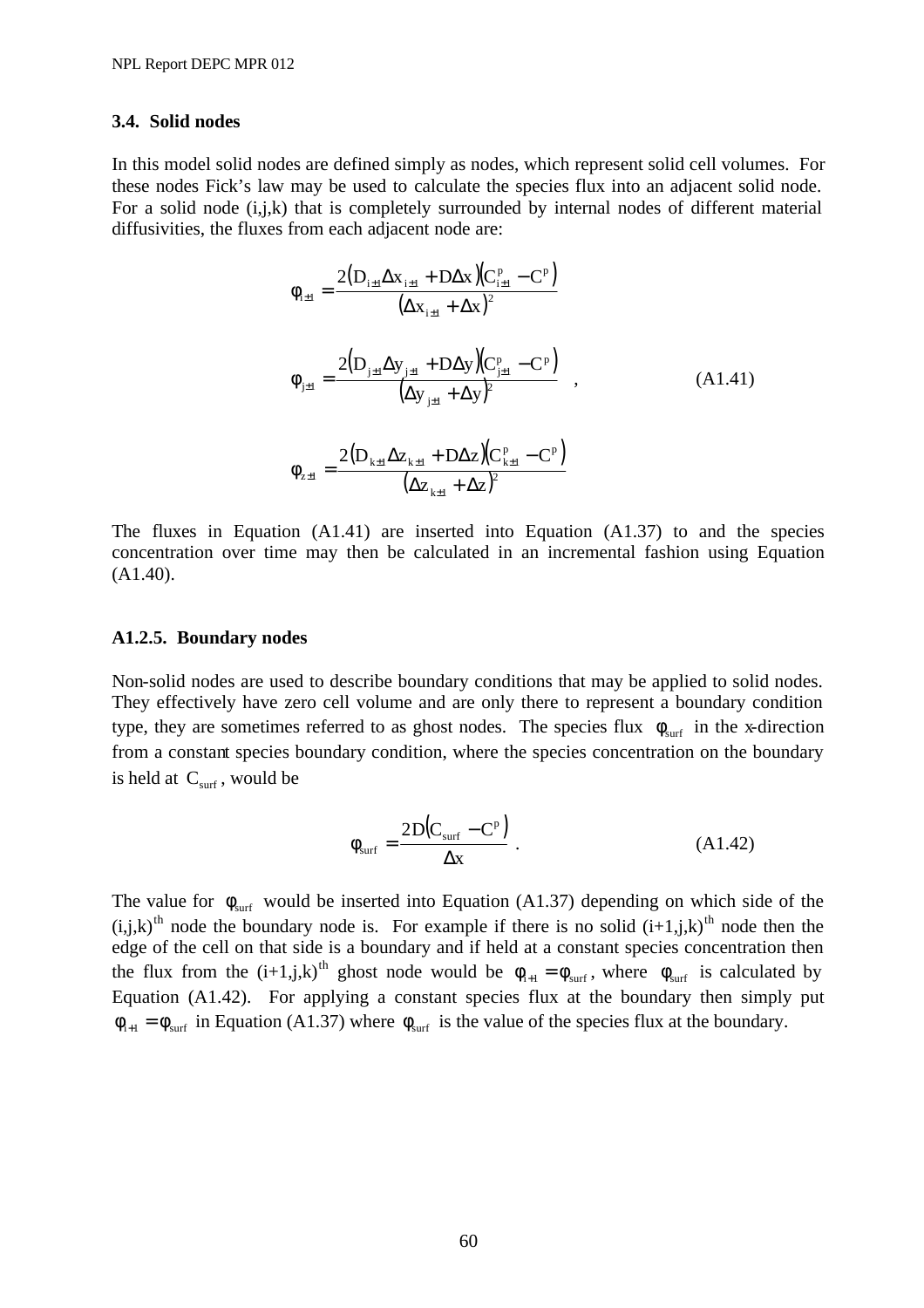### 3.4. Solid nodes

In this model solid nodes are defined simply as nodes, which represent solid cell volumes. For these nodes Fick's law may be used to calculate the species flux into an adjacent solid node. For a solid node (i,j,k) that is completely surrounded by internal nodes of different material diffusivities, the fluxes from each adjacent node are:

$$
\begin{aligned}
\phi_{i\pm1} &= \frac{2\left(D_{i\pm1}\Delta x_{i\pm1} + D\Delta x\right)\left(C^{p}_{i\pm1} - C^{p}\right)}{\left(\Delta x_{i\pm1} + \Delta x\right)^{2}} \\
\phi_{j\pm1} &= \frac{2\left(D_{j\pm1}\Delta y_{j\pm1} + D\Delta y\right)\left(C^{p}_{j\pm1} - C^{p}\right)}{\left(\Delta y_{j\pm1} + \Delta y\right)^{2}} \quad , \qquad \text{(A1.41)} \\
\phi_{z\pm1} &= \frac{2\left(D_{k\pm1}\Delta z_{k\pm1} + D\Delta z\right)\left(C^{p}_{k\pm1} - C^{p}\right)}{\left(\Delta z_{k\pm1} + \Delta z\right)^{2}}
\end{aligned}
$$

The fluxes in Equation (A1.41) are inserted into Equation (A1.37) to and the species concentration over time may then be calculated in an incremental fashion using Equation (A1.40).

### A1.2.5. Boundary nodes

Non-solid nodes are used to describe boundary conditions that may be applied to solid nodes. They effectively have zero cell volume and are only there to represent a boundary condition type, they are sometimes referred to as ghost nodes. The species flux $\phi_{surf}$ in the x-direction from a constant species boundary condition, where the species concentration on the boundary is held at $C_{surf}$, would be

$$
\phi_{surf} = \frac{2D\left(C_{surf} - C^{p}\right)}{\Delta x} \ . \qquad \text{(A1.42)}
$$

The value for $\phi_{surf}$ would be inserted into Equation (A1.37) depending on which side of the $(i,j,k)^{th}$ node the boundary node is. For example if there is no solid $(i+1,j,k)^{th}$ node then the edge of the cell on that side is a boundary and if held at a constant species concentration then the flux from the $(i+1,j,k)^{th}$ ghost node would be $\phi_{i+1} = \phi_{surf}$, where $\phi_{surf}$ is calculated by Equation (A1.42). For applying a constant species flux at the boundary then simply put $\phi_{i+1} = \phi_{surf}$ in Equation (A1.37) where $\phi_{surf}$ is the value of the species flux at the boundary.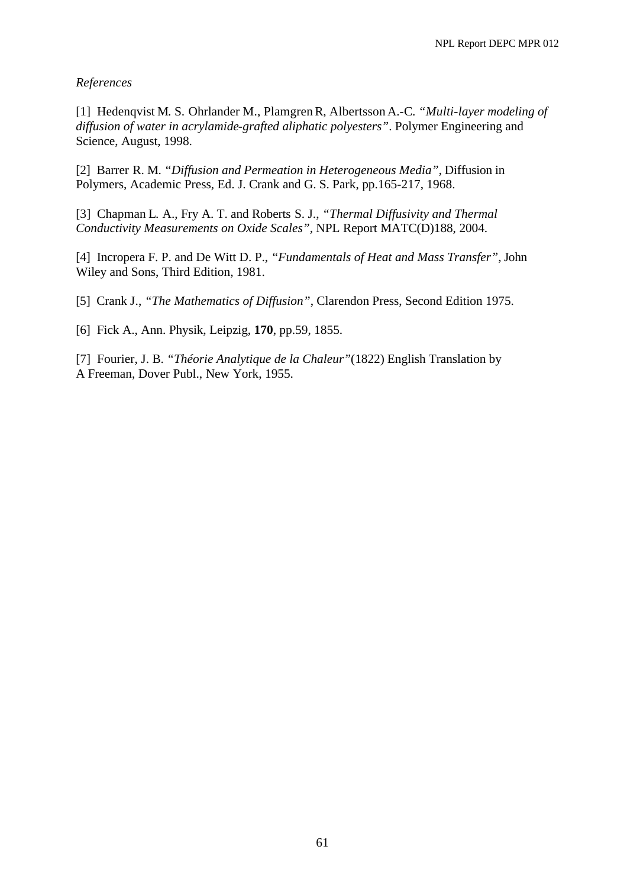*References*

[1] Hedenqvist M. S. Ohrlander M., Plamgren R, Albertsson A.-C. *"Multi-layer modeling of diffusion of water in acrylamide-grafted aliphatic polyesters"*. Polymer Engineering and Science, August, 1998.

[2] Barrer R. M. *"Diffusion and Permeation in Heterogeneous Media"*, Diffusion in Polymers, Academic Press, Ed. J. Crank and G. S. Park, pp.165-217, 1968.

[3] Chapman L. A., Fry A. T. and Roberts S. J., *"Thermal Diffusivity and Thermal Conductivity Measurements on Oxide Scales"*, NPL Report MATC(D)188, 2004.

[4] Incropera F. P. and De Witt D. P., *"Fundamentals of Heat and Mass Transfer"*, John Wiley and Sons, Third Edition, 1981.

[5] Crank J., *"The Mathematics of Diffusion"*, Clarendon Press, Second Edition 1975.

[6] Fick A., Ann. Physik, Leipzig, **170**, pp.59, 1855.

[7] Fourier, J. B. *"Théorie Analytique de la Chaleur"*(1822) English Translation by A Freeman, Dover Publ., New York, 1955.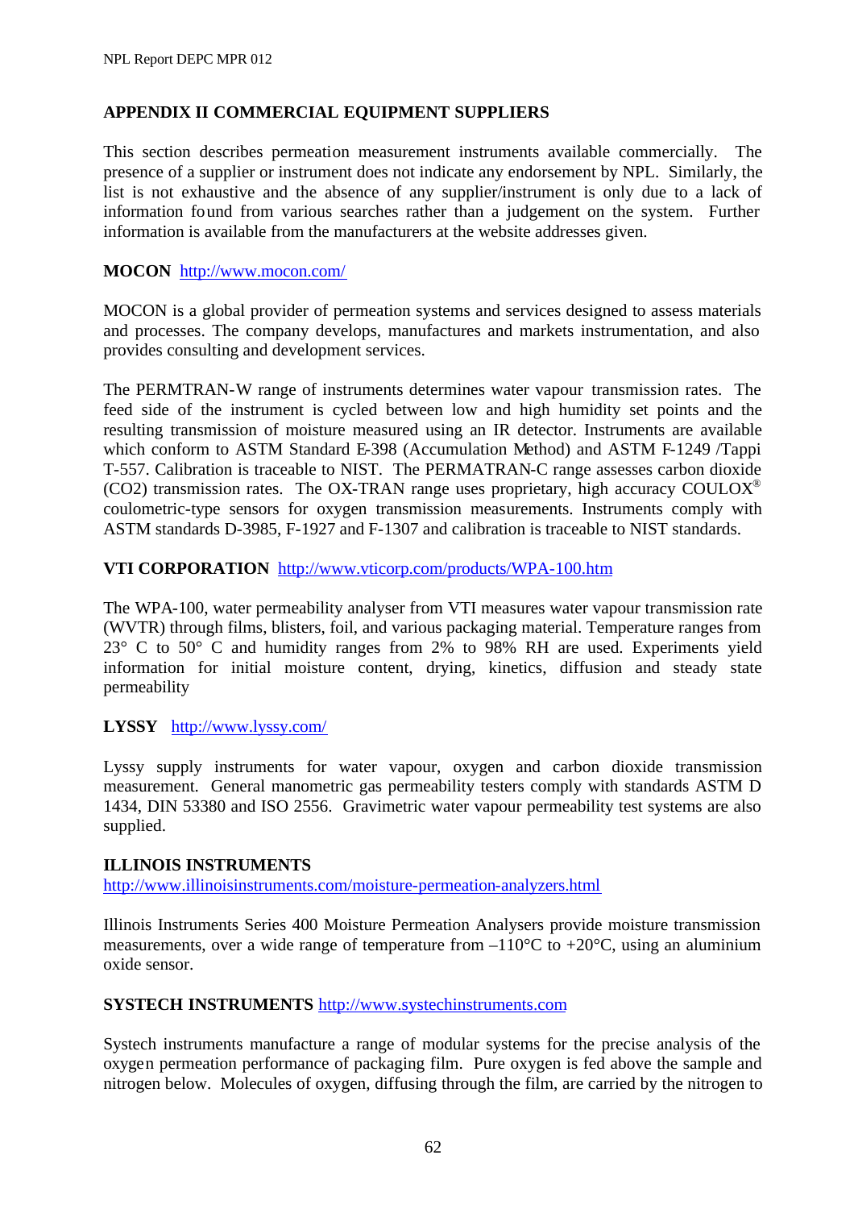## APPENDIX II COMMERCIAL EQUIPMENT SUPPLIERS

This section describes permeation measurement instruments available commercially. The presence of a supplier or instrument does not indicate any endorsement by NPL. Similarly, the list is not exhaustive and the absence of any supplier/instrument is only due to a lack of information found from various searches rather than a judgement on the system. Further information is available from the manufacturers at the website addresses given.

**MOCON** http://www.mocon.com/

MOCON is a global provider of permeation systems and services designed to assess materials and processes. The company develops, manufactures and markets instrumentation, and also provides consulting and development services.

The PERMTRAN-W range of instruments determines water vapour transmission rates. The feed side of the instrument is cycled between low and high humidity set points and the resulting transmission of moisture measured using an IR detector. Instruments are available which conform to ASTM Standard E-398 (Accumulation Method) and ASTM F-1249 /Tappi T-557. Calibration is traceable to NIST. The PERMATRAN-C range assesses carbon dioxide ($CO_2$) transmission rates. The OX-TRAN range uses proprietary, high accuracy COULOX® coulometric-type sensors for oxygen transmission measurements. Instruments comply with ASTM standards D-3985, F-1927 and F-1307 and calibration is traceable to NIST standards.

**VTI CORPORATION** http://www.vticorp.com/products/WPA-100.htm

The WPA-100, water permeability analyser from VTI measures water vapour transmission rate (WVTR) through films, blisters, foil, and various packaging material. Temperature ranges from 23° C to 50° C and humidity ranges from 2% to 98% RH are used. Experiments yield information for initial moisture content, drying, kinetics, diffusion and steady state permeability

**LYSSY** http://www.lyssy.com/

Lyssy supply instruments for water vapour, oxygen and carbon dioxide transmission measurement. General manometric gas permeability testers comply with standards ASTM D 1434, DIN 53380 and ISO 2556. Gravimetric water vapour permeability test systems are also supplied.

**ILLINOIS INSTRUMENTS**
http://www.illinoisinstruments.com/moisture-permeation-analyzers.html

Illinois Instruments Series 400 Moisture Permeation Analysers provide moisture transmission measurements, over a wide range of temperature from –110°C to +20°C, using an aluminium oxide sensor.

**SYSTECH INSTRUMENTS** http://www.systechinstruments.com

Systech instruments manufacture a range of modular systems for the precise analysis of the oxygen permeation performance of packaging film. Pure oxygen is fed above the sample and nitrogen below. Molecules of oxygen, diffusing through the film, are carried by the nitrogen to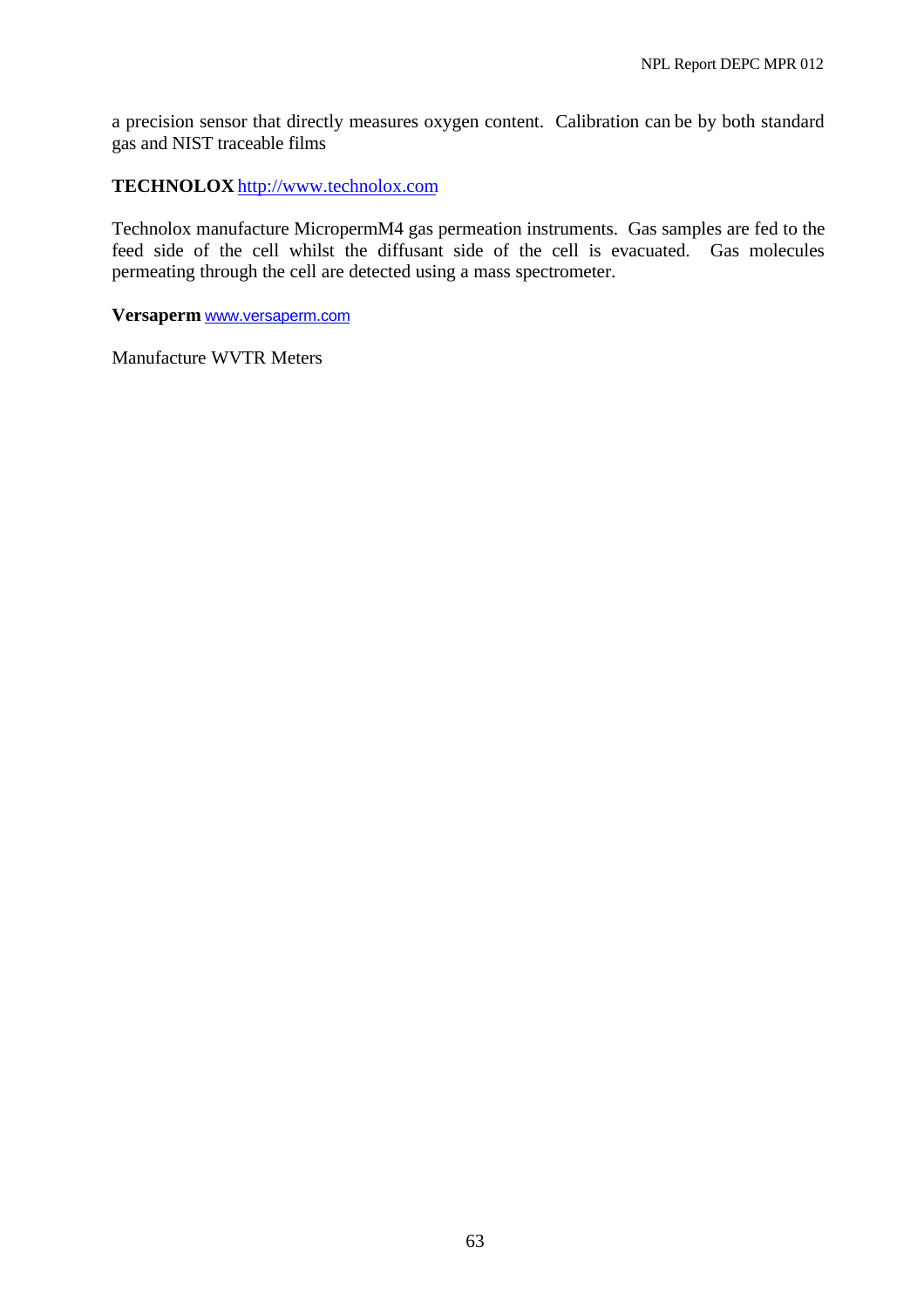a precision sensor that directly measures oxygen content. Calibration can be by both standard gas and NIST traceable films

**TECHNOLOX** http://www.technolox.com

Technolox manufacture MicropermM4 gas permeation instruments. Gas samples are fed to the feed side of the cell whilst the diffusant side of the cell is evacuated. Gas molecules permeating through the cell are detected using a mass spectrometer.

**Versaperm** www.versaperm.com

Manufacture WVTR Meters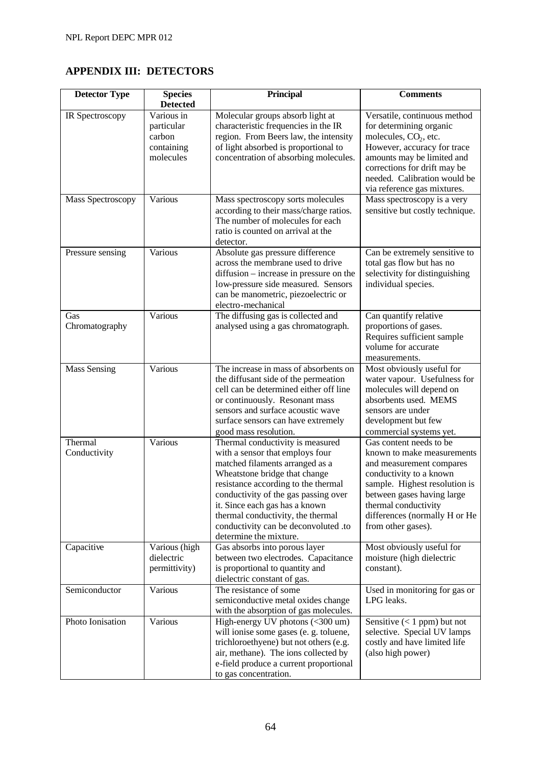## APPENDIX III: DETECTORS

| Detector Type | Species Detected | Principal | Comments |
|---|---|---|---|
| IR Spectroscopy | Various in particular carbon containing molecules | Molecular groups absorb light at characteristic frequencies in the IR region. From Beers law, the intensity of light absorbed is proportional to concentration of absorbing molecules. | Versatile, continuous method for determining organic molecules, $CO_2$, etc. However, accuracy for trace amounts may be limited and corrections for drift may be needed. Calibration would be via reference gas mixtures. |
| Mass Spectroscopy | Various | Mass spectroscopy sorts molecules according to their mass/charge ratios. The number of molecules for each ratio is counted on arrival at the detector. | Mass spectroscopy is a very sensitive but costly technique. |
| Pressure sensing | Various | Absolute gas pressure difference across the membrane used to drive diffusion – increase in pressure on the low-pressure side measured. Sensors can be manometric, piezoelectric or electro-mechanical | Can be extremely sensitive to total gas flow but has no selectivity for distinguishing individual species. |
| Gas Chromatography | Various | The diffusing gas is collected and analysed using a gas chromatograph. | Can quantify relative proportions of gases. Requires sufficient sample volume for accurate measurements. |
| Mass Sensing | Various | The increase in mass of absorbents on the diffusant side of the permeation cell can be determined either off line or continuously. Resonant mass sensors and surface acoustic wave surface sensors can have extremely good mass resolution. | Most obviously useful for water vapour. Usefulness for molecules will depend on absorbents used. MEMS sensors are under development but few commercial systems yet. |
| Thermal Conductivity | Various | Thermal conductivity is measured with a sensor that employs four matched filaments arranged as a Wheatstone bridge that change resistance according to the thermal conductivity of the gas passing over it. Since each gas has a known thermal conductivity, the thermal conductivity can be deconvoluted .to determine the mixture. | Gas content needs to be known to make measurements and measurement compares conductivity to a known sample. Highest resolution is between gases having large thermal conductivity differences (normally H or He from other gases). |
| Capacitive | Various (high dielectric permittivity) | Gas absorbs into porous layer between two electrodes. Capacitance is proportional to quantity and dielectric constant of gas. | Most obviously useful for moisture (high dielectric constant). |
| Semiconductor | Various | The resistance of some semiconductive metal oxides change with the absorption of gas molecules. | Used in monitoring for gas or LPG leaks. |
| Photo Ionisation | Various | High-energy UV photons (<300 um) will ionise some gases (e. g. toluene, trichloroethyene) but not others (e.g. air, methane). The ions collected by e-field produce a current proportional to gas concentration. | Sensitive (< 1 ppm) but not selective. Special UV lamps costly and have limited life (also high power) |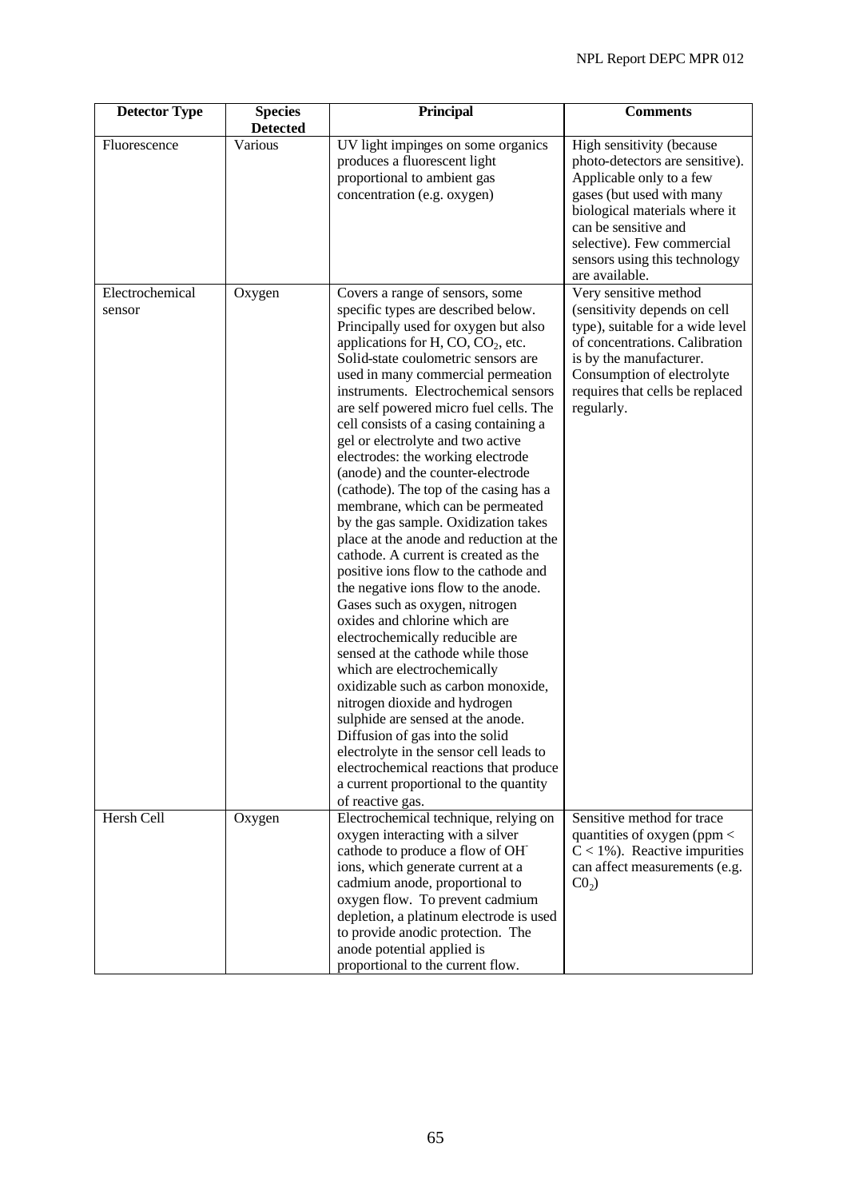| Detector Type | Species Detected | Principal | Comments |
| --- | --- | --- | --- |
| Fluorescence | Various | UV light impinges on some organics produces a fluorescent light proportional to ambient gas concentration (e.g. oxygen) | High sensitivity (because photo-detectors are sensitive). Applicable only to a few gases (but used with many biological materials where it can be sensitive and selective). Few commercial sensors using this technology are available. |
| Electrochemical sensor | Oxygen | Covers a range of sensors, some specific types are described below. Principally used for oxygen but also applications for H, CO, $CO_2$, etc. Solid-state coulometric sensors are used in many commercial permeation instruments. Electrochemical sensors are self powered micro fuel cells. The cell consists of a casing containing a gel or electrolyte and two active electrodes: the working electrode (anode) and the counter-electrode (cathode). The top of the casing has a membrane, which can be permeated by the gas sample. Oxidization takes place at the anode and reduction at the cathode. A current is created as the positive ions flow to the cathode and the negative ions flow to the anode. Gases such as oxygen, nitrogen oxides and chlorine which are electrochemically reducible are sensed at the cathode while those which are electrochemically oxidizable such as carbon monoxide, nitrogen dioxide and hydrogen sulphide are sensed at the anode. Diffusion of gas into the solid electrolyte in the sensor cell leads to electrochemical reactions that produce a current proportional to the quantity of reactive gas. | Very sensitive method (sensitivity depends on cell type), suitable for a wide level of concentrations. Calibration is by the manufacturer. Consumption of electrolyte requires that cells be replaced regularly. |
| Hersh Cell | Oxygen | Electrochemical technique, relying on oxygen interacting with a silver cathode to produce a flow of $OH^-$ ions, which generate current at a cadmium anode, proportional to oxygen flow. To prevent cadmium depletion, a platinum electrode is used to provide anodic protection. The anode potential applied is proportional to the current flow. | Sensitive method for trace quantities of oxygen (ppm < C < 1%). Reactive impurities can affect measurements (e.g. $C0_2$) |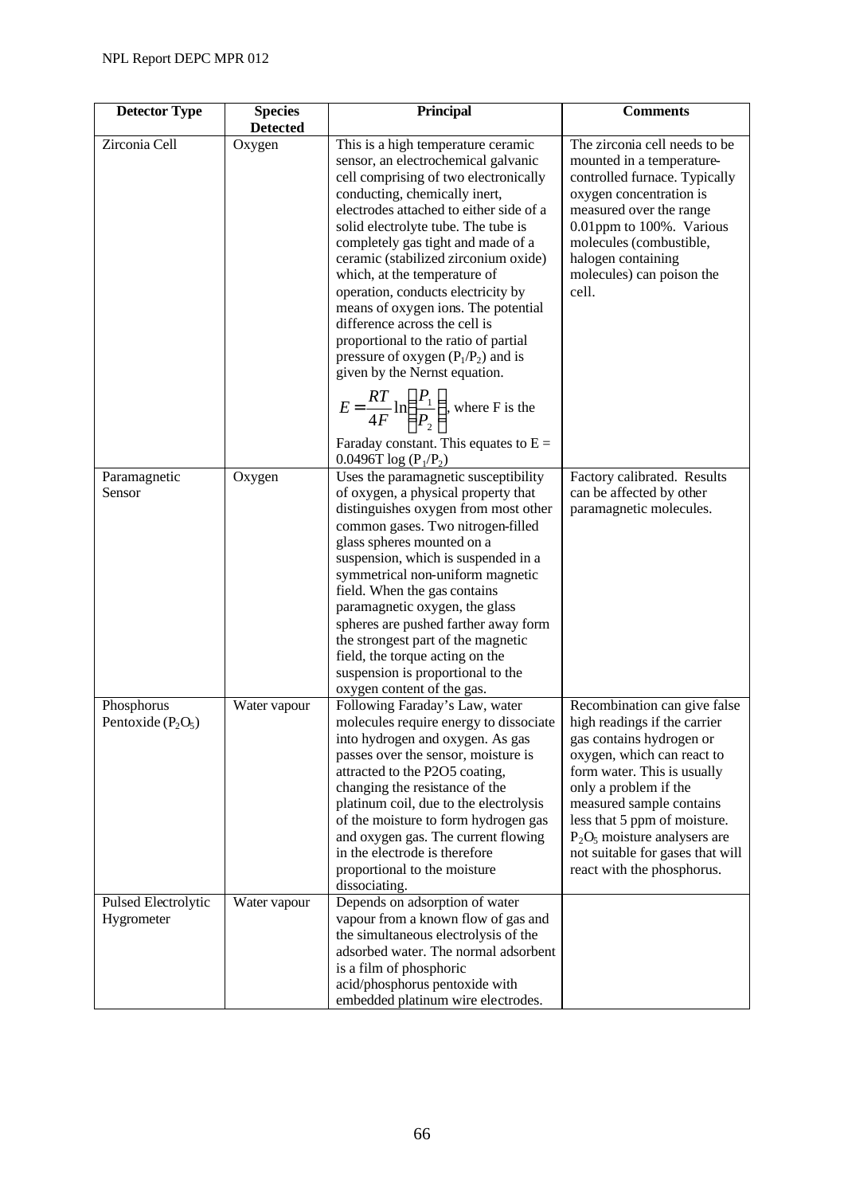| Detector Type | Species Detected | Principal | Comments |
|---|---|---|---|
| Zirconia Cell | Oxygen | This is a high temperature ceramic sensor, an electrochemical galvanic cell comprising of two electronically conducting, chemically inert, electrodes attached to either side of a solid electrolyte tube. The tube is completely gas tight and made of a ceramic (stabilized zirconium oxide) which, at the temperature of operation, conducts electricity by means of oxygen ions. The potential difference across the cell is proportional to the ratio of partial pressure of oxygen ($P_1/P_2$) and is given by the Nernst equation. $E = \frac{RT}{4F}\ln\left(\frac{P_1}{P_2}\right)$, where F is the Faraday constant. This equates to $E = 0.0496T \log (P_1/P_2)$ | The zirconia cell needs to be mounted in a temperature-controlled furnace. Typically oxygen concentration is measured over the range 0.01ppm to 100%. Various molecules (combustible, halogen containing molecules) can poison the cell. |
| Paramagnetic Sensor | Oxygen | Uses the paramagnetic susceptibility of oxygen, a physical property that distinguishes oxygen from most other common gases. Two nitrogen-filled glass spheres mounted on a suspension, which is suspended in a symmetrical non-uniform magnetic field. When the gas contains paramagnetic oxygen, the glass spheres are pushed farther away form the strongest part of the magnetic field, the torque acting on the suspension is proportional to the oxygen content of the gas. | Factory calibrated. Results can be affected by other paramagnetic molecules. |
| Phosphorus Pentoxide ($P_2O_5$) | Water vapour | Following Faraday's Law, water molecules require energy to dissociate into hydrogen and oxygen. As gas passes over the sensor, moisture is attracted to the P2O5 coating, changing the resistance of the platinum coil, due to the electrolysis of the moisture to form hydrogen gas and oxygen gas. The current flowing in the electrode is therefore proportional to the moisture dissociating. | Recombination can give false high readings if the carrier gas contains hydrogen or oxygen, which can react to form water. This is usually only a problem if the measured sample contains less that 5 ppm of moisture. $P_2O_5$ moisture analysers are not suitable for gases that will react with the phosphorus. |
| Pulsed Electrolytic Hygrometer | Water vapour | Depends on adsorption of water vapour from a known flow of gas and the simultaneous electrolysis of the adsorbed water. The normal adsorbent is a film of phosphoric acid/phosphorus pentoxide with embedded platinum wire electrodes. | |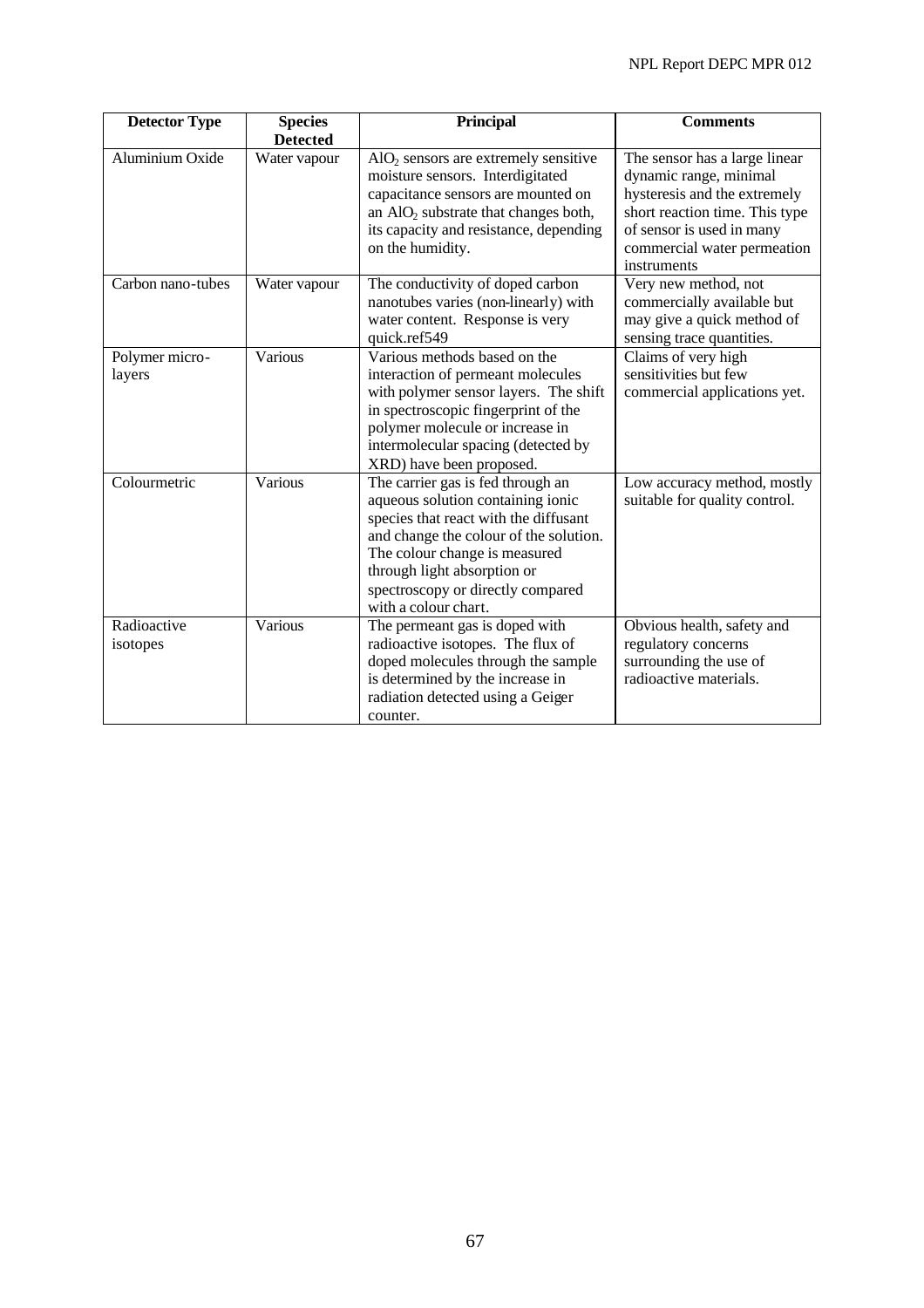| Detector Type | Species Detected | Principal | Comments |
|---|---|---|---|
| Aluminium Oxide | Water vapour | $AlO_2$ sensors are extremely sensitive moisture sensors. Interdigitated capacitance sensors are mounted on an $AlO_2$ substrate that changes both, its capacity and resistance, depending on the humidity. | The sensor has a large linear dynamic range, minimal hysteresis and the extremely short reaction time. This type of sensor is used in many commercial water permeation instruments |
| Carbon nano-tubes | Water vapour | The conductivity of doped carbon nanotubes varies (non-linearly) with water content. Response is very quick.ref549 | Very new method, not commercially available but may give a quick method of sensing trace quantities. |
| Polymer micro-layers | Various | Various methods based on the interaction of permeant molecules with polymer sensor layers. The shift in spectroscopic fingerprint of the polymer molecule or increase in intermolecular spacing (detected by XRD) have been proposed. | Claims of very high sensitivities but few commercial applications yet. |
| Colourmetric | Various | The carrier gas is fed through an aqueous solution containing ionic species that react with the diffusant and change the colour of the solution. The colour change is measured through light absorption or spectroscopy or directly compared with a colour chart. | Low accuracy method, mostly suitable for quality control. |
| Radioactive isotopes | Various | The permeant gas is doped with radioactive isotopes. The flux of doped molecules through the sample is determined by the increase in radiation detected using a Geiger counter. | Obvious health, safety and regulatory concerns surrounding the use of radioactive materials. |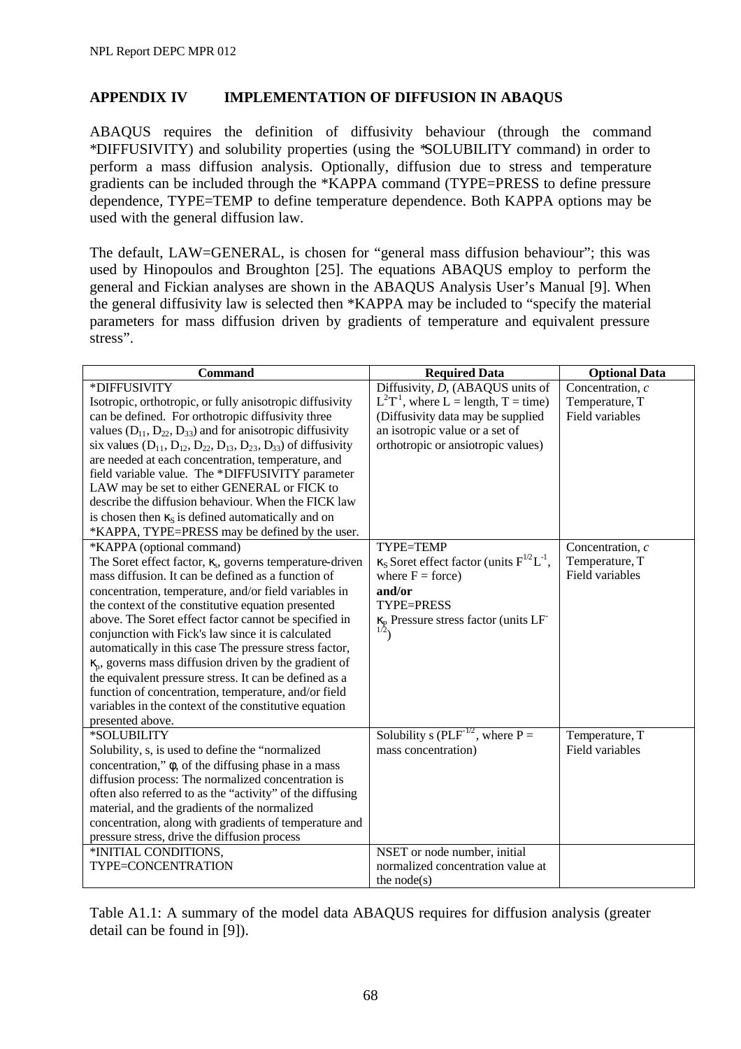## APPENDIX IV IMPLEMENTATION OF DIFFUSION IN ABAQUS

ABAQUS requires the definition of diffusivity behaviour (through the command *DIFFUSIVITY) and solubility properties (using the *SOLUBILITY command) in order to perform a mass diffusion analysis. Optionally, diffusion due to stress and temperature gradients can be included through the *KAPPA command (TYPE=PRESS to define pressure dependence, TYPE=TEMP to define temperature dependence. Both KAPPA options may be used with the general diffusion law.

The default, LAW=GENERAL, is chosen for "general mass diffusion behaviour"; this was used by Hinopoulos and Broughton [25]. The equations ABAQUS employ to perform the general and Fickian analyses are shown in the ABAQUS Analysis User's Manual [9]. When the general diffusivity law is selected then *KAPPA may be included to "specify the material parameters for mass diffusion driven by gradients of temperature and equivalent pressure stress".

| Command | Required Data | Optional Data |
|---|---|---|
| *DIFFUSIVITY<br>Isotropic, orthotropic, or fully anisotropic diffusivity can be defined. For orthotropic diffusivity three values ($D_{11}$, $D_{22}$, $D_{33}$) and for anisotropic diffusivity six values ($D_{11}$, $D_{12}$, $D_{22}$, $D_{13}$, $D_{23}$, $D_{33}$) of diffusivity are needed at each concentration, temperature, and field variable value. The *DIFFUSIVITY parameter LAW may be set to either GENERAL or FICK to describe the diffusion behaviour. When the FICK law is chosen then $\kappa_S$ is defined automatically and on *KAPPA, TYPE=PRESS may be defined by the user. | Diffusivity, *D*, (ABAQUS units of $L^2T^{-1}$, where L = length, T = time) (Diffusivity data may be supplied an isotropic value or a set of orthotropic or ansiotropic values) | Concentration, *c*<br>Temperature, T<br>Field variables |
| *KAPPA (optional command)<br>The Soret effect factor, $\kappa_s$, governs temperature-driven mass diffusion. It can be defined as a function of concentration, temperature, and/or field variables in the context of the constitutive equation presented above. The Soret effect factor cannot be specified in conjunction with Fick's law since it is calculated automatically in this case The pressure stress factor, $\kappa_p$, governs mass diffusion driven by the gradient of the equivalent pressure stress. It can be defined as a function of concentration, temperature, and/or field variables in the context of the constitutive equation presented above. | TYPE=TEMP<br>$\kappa_S$ Soret effect factor (units $F^{1/2}L^{-1}$, where F = force)<br>**and/or**<br>TYPE=PRESS<br>$\kappa_p$ Pressure stress factor (units $LF^{-1/2}$) | Concentration, *c*<br>Temperature, T<br>Field variables |
| *SOLUBILITY<br>Solubility, s, is used to define the "normalized concentration," φ, of the diffusing phase in a mass diffusion process: The normalized concentration is often also referred to as the "activity" of the diffusing material, and the gradients of the normalized concentration, along with gradients of temperature and pressure stress, drive the diffusion process | Solubility s ($PLF^{-1/2}$, where P = mass concentration) | Temperature, T<br>Field variables |
| *INITIAL CONDITIONS, TYPE=CONCENTRATION | NSET or node number, initial normalized concentration value at the node(s) | |

Table A1.1: A summary of the model data ABAQUS requires for diffusion analysis (greater detail can be found in [9]).